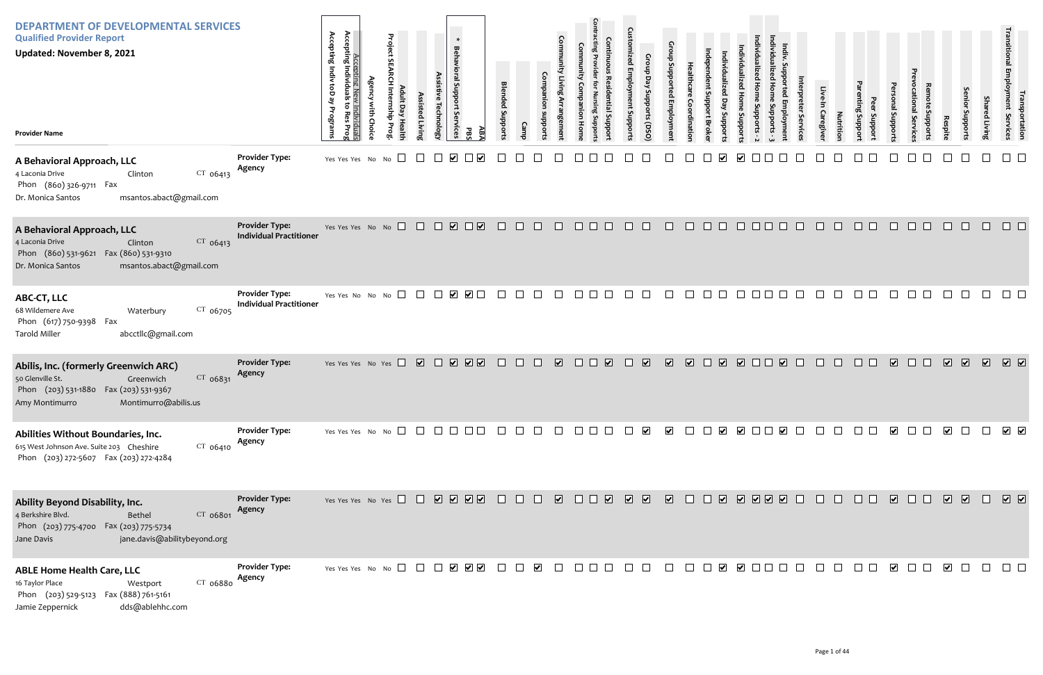# DEPARTMENT OF DEVELOPMENTAL SERVICES

## Qualified Provider Report

**Updated: November 8, 2021**

| Provider Name | Provider Type | Accepting Indiv to Day Programs | Accepting Individuals to Res Prog | Accepting New Individuals | Agency with Choice | Project SEARCH Internship Prog. | Adult Day Health | Assisted Living | Assistive Technology | * Behavioral Support Services | PBS | ABA | Blended Supports | Camp | Companion supports | Community Living Arrangement | Community Companion Home | Contracting Provider for Nursing Supports | Continuous Residential Support | Customized Employment Supports | Group Day Supports (DSO) | Group Supported Employment | Healthcare Coordination | Independent Support Broker | Individualized Day Supports | Individualized Home Supports - 2 | Individualized Home Supports - 3 | | Indiv. Supported Employment | Interpreter Services | Live-In Caregiver | Nutrition | Parenting Support | Peer Support | Personal Supports | Prevocational Services | Remote Supports | Respite | Senior Supports | Shared Living | Transitional Employment Services | Transportation |
|---|---|---|---|---|---|---|---|---|---|---|---|---|---|---|---|---|---|---|---|---|---|---|---|---|---|---|---|---|---|---|---|---|---|---|---|---|---|---|---|---|---|---|
| **A Behavioral Approach, LLC**<br>4 Laconia Drive, Clinton CT 06413<br>Phon (860) 326-9711 Fax<br>Dr. Monica Santos, msantos.abact@gmail.com | Agency | Yes | Yes | Yes | No | No | | | | ✓ | | ✓ | | | | | | | | | | | | | ✓ | ✓ | | | | | | | | | | | | | | | | |
| **A Behavioral Approach, LLC**<br>4 Laconia Drive, Clinton CT 06413<br>Phon (860) 531-9621 Fax (860) 531-9310<br>Dr. Monica Santos, msantos.abact@gmail.com | Individual Practitioner | Yes | Yes | Yes | No | No | | | | ✓ | | ✓ | | | | | | | | | | | | | | | | | | | | | | | | | | | | | | |
| **ABC-CT, LLC**<br>68 Wildemere Ave, Waterbury CT 06705<br>Phon (617) 750-9398 Fax<br>Tarold Miller, abcctllc@gmail.com | Individual Practitioner | Yes | No | No | No | No | | | | ✓ | ✓ | | | | | | | | | | | | | | | | | | | | | | | | | | | | | | | |
| **Abilis, Inc. (formerly Greenwich ARC)**<br>50 Glenville St., Greenwich CT 06831<br>Phon (203) 531-1880 Fax (203) 531-9367<br>Amy Montimurro, Montimurro@abilis.us | Agency | Yes | Yes | Yes | No | Yes | | ✓ | | ✓ | ✓ | ✓ | | | | ✓ | | | ✓ | | ✓ | ✓ | ✓ | | ✓ | ✓ | | | ✓ | | | | | | ✓ | | | ✓ | ✓ | ✓ | ✓ | ✓ |
| **Abilities Without Boundaries, Inc.**<br>615 West Johnson Ave. Suite 203, Cheshire CT 06410<br>Phon (203) 272-5607 Fax (203) 272-4284 | Agency | Yes | Yes | Yes | No | No | | | | | | | | | | | | | | | ✓ | ✓ | | | ✓ | ✓ | | | ✓ | | | | | | ✓ | | | ✓ | | | ✓ | ✓ |
| **Ability Beyond Disability, Inc.**<br>4 Berkshire Blvd., Bethel CT 06801<br>Phon (203) 775-4700 Fax (203) 775-5734<br>Jane Davis, jane.davis@abilitybeyond.org | Agency | Yes | Yes | Yes | No | Yes | | | ✓ | ✓ | ✓ | ✓ | | | | ✓ | | | ✓ | ✓ | ✓ | ✓ | | | ✓ | ✓ | ✓ | ✓ | ✓ | | | | | | ✓ | | | ✓ | ✓ | | ✓ | ✓ |
| **ABLE Home Health Care, LLC**<br>16 Taylor Place, Westport CT 06880<br>Phon (203) 529-5123 Fax (888) 761-5161<br>Jamie Zeppernick, dds@ablehhc.com | Agency | Yes | Yes | Yes | No | No | | | | ✓ | ✓ | ✓ | | | ✓ | | | | | | | | | | ✓ | ✓ | | | | | | | | | ✓ | | | ✓ | | | | |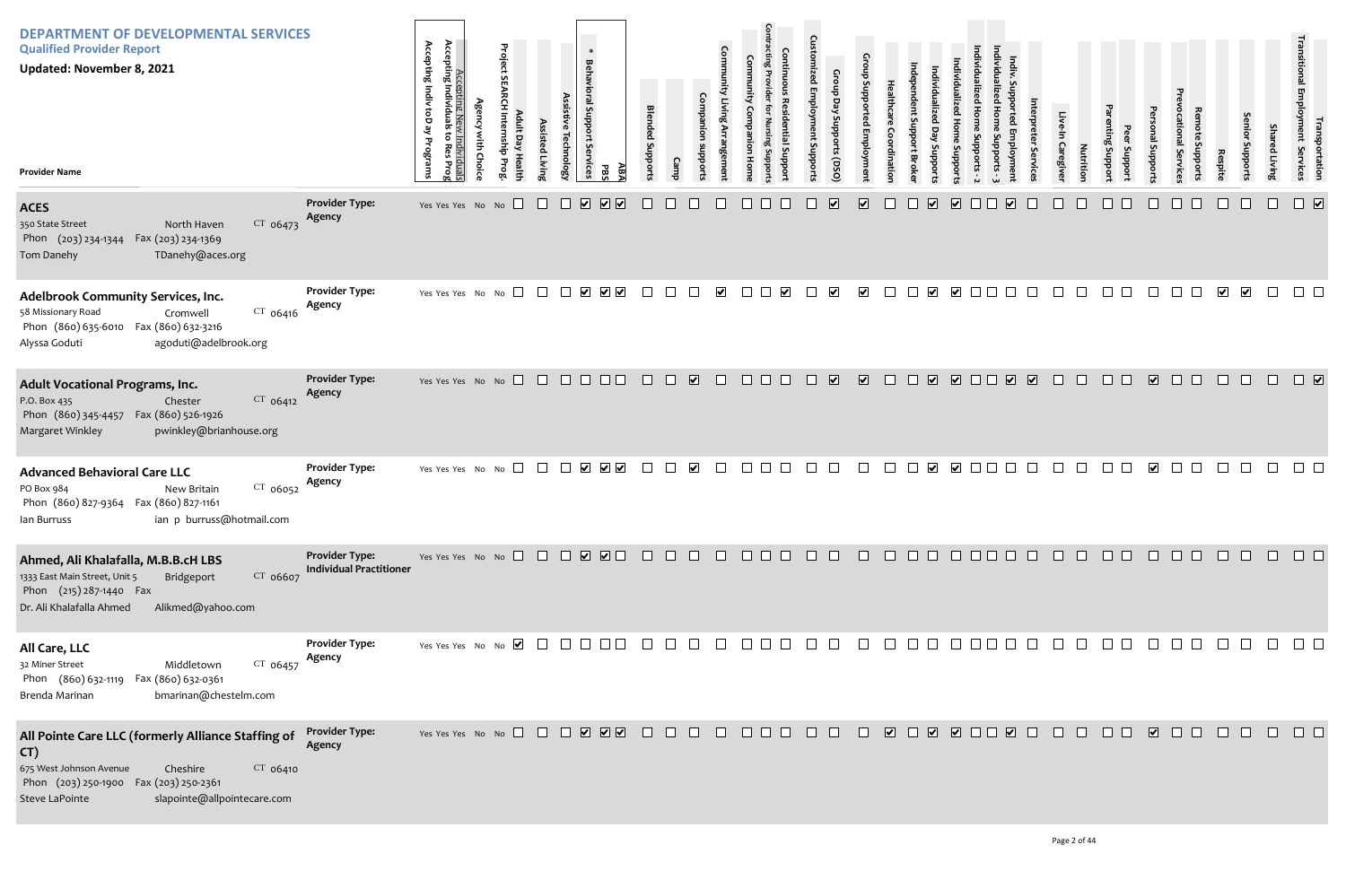# DEPARTMENT OF DEVELOPMENTAL SERVICES

**Qualified Provider Report**

**Updated: November 8, 2021**

| Provider Name | Address | City | State/Zip | Phone | Fax | Contact | Email | Provider Type | Accepting Indiv to Day Programs | Accepting Individuals to Res Prog | Accepting New Individuals | Agency with Choice | Project SEARCH Internship Prog. | Adult Day Health | Assisted Living | Assistive Technology | * Behavioral Support Services | PBS | ABA | Blended Supports | Camp | Companion supports | Community Living Arrangement | Community Companion Home | Contracting Provider for Nursing Supports | Continuous Residential Support | Customized Employment Supports | Group Day Supports (DSO) | Group Supported Employment | Healthcare Coordination | Independent Support Broker | Individualized Day Supports | Individualized Home Supports | Individualized Home Supports - 2 | Individualized Home Supports - 3 | Indiv. Supported Employment | Interpreter Services | Live-In Caregiver | Nutrition | Parenting Support | Peer Support | Personal Supports | Prevocational Services | Remote Supports | Respite | Senior Supports | Shared Living | Transitional Employment Services | Transportation |
|---|---|---|---|---|---|---|---|---|---|---|---|---|---|---|---|---|---|---|---|---|---|---|---|---|---|---|---|---|---|---|---|---|---|---|---|---|---|---|---|---|---|---|---|---|---|---|---|---|---|
| **ACES** | 350 State Street | North Haven | CT 06473 | (203) 234-1344 | (203) 234-1369 | Tom Danehy | TDanehy@aces.org | Agency | Yes | Yes | Yes | No | No | ☐ | ☐ | ☐ | ☑ | ☑ | ☑ | ☐ | ☐ | ☐ | ☐ | ☐ | ☐ | ☐ | ☐ | ☑ | ☑ | ☐ | ☐ | ☑ | ☑ | ☐ | ☐ | ☑ | ☐ | ☐ | ☐ | ☐ | ☐ | ☐ | ☐ | ☐ | ☐ | ☐ | ☐ | ☐ | ☑ |
| **Adelbrook Community Services, Inc.** | 58 Missionary Road | Cromwell | CT 06416 | (860) 635-6010 | (860) 632-3216 | Alyssa Goduti | agoduti@adelbrook.org | Agency | Yes | Yes | Yes | No | No | ☐ | ☐ | ☐ | ☑ | ☑ | ☑ | ☐ | ☐ | ☐ | ☑ | ☐ | ☐ | ☑ | ☐ | ☑ | ☑ | ☐ | ☐ | ☑ | ☑ | ☐ | ☐ | ☐ | ☐ | ☐ | ☐ | ☐ | ☐ | ☐ | ☐ | ☐ | ☑ | ☑ | ☐ | ☐ | ☐ |
| **Adult Vocational Programs, Inc.** | P.O. Box 435 | Chester | CT 06412 | (860) 345-4457 | (860) 526-1926 | Margaret Winkley | pwinkley@brianhouse.org | Agency | Yes | Yes | Yes | No | No | ☐ | ☐ | ☐ | ☐ | ☐ | ☐ | ☐ | ☐ | ☑ | ☐ | ☐ | ☐ | ☐ | ☐ | ☑ | ☑ | ☐ | ☐ | ☑ | ☑ | ☐ | ☐ | ☑ | ☑ | ☐ | ☐ | ☐ | ☐ | ☑ | ☐ | ☐ | ☐ | ☐ | ☐ | ☐ | ☑ |
| **Advanced Behavioral Care LLC** | PO Box 984 | New Britain | CT 06052 | (860) 827-9364 | (860) 827-1161 | Ian Burruss | ian p burruss@hotmail.com | Agency | Yes | Yes | Yes | No | No | ☐ | ☐ | ☐ | ☑ | ☑ | ☑ | ☐ | ☐ | ☑ | ☐ | ☐ | ☐ | ☐ | ☐ | ☐ | ☐ | ☐ | ☐ | ☑ | ☑ | ☐ | ☐ | ☐ | ☐ | ☐ | ☐ | ☐ | ☐ | ☑ | ☐ | ☐ | ☐ | ☐ | ☐ | ☐ | ☐ |
| **Ahmed, Ali Khalafalla, M.B.B.cH LBS** | 1333 East Main Street, Unit 5 | Bridgeport | CT 06607 | (215) 287-1440 | | Dr. Ali Khalafalla Ahmed | Alikmed@yahoo.com | Individual Practitioner | Yes | Yes | Yes | No | No | ☐ | ☐ | ☐ | ☑ | ☑ | ☐ | ☐ | ☐ | ☐ | ☐ | ☐ | ☐ | ☐ | ☐ | ☐ | ☐ | ☐ | ☐ | ☐ | ☐ | ☐ | ☐ | ☐ | ☐ | ☐ | ☐ | ☐ | ☐ | ☐ | ☐ | ☐ | ☐ | ☐ | ☐ | ☐ | ☐ |
| **All Care, LLC** | 32 Miner Street | Middletown | CT 06457 | (860) 632-1119 | (860) 632-0361 | Brenda Marinan | bmarinan@chestelm.com | Agency | Yes | Yes | Yes | No | No | ☑ | ☐ | ☐ | ☐ | ☐ | ☐ | ☐ | ☐ | ☐ | ☐ | ☐ | ☐ | ☐ | ☐ | ☐ | ☐ | ☐ | ☐ | ☐ | ☐ | ☐ | ☐ | ☐ | ☐ | ☐ | ☐ | ☐ | ☐ | ☐ | ☐ | ☐ | ☐ | ☐ | ☐ | ☐ | ☐ |
| **All Pointe Care LLC (formerly Alliance Staffing of CT)** | 675 West Johnson Avenue | Cheshire | CT 06410 | (203) 250-1900 | (203) 250-2361 | Steve LaPointe | slapointe@allpointecare.com | Agency | Yes | Yes | Yes | No | No | ☐ | ☐ | ☐ | ☑ | ☑ | ☑ | ☐ | ☐ | ☐ | ☐ | ☐ | ☐ | ☐ | ☐ | ☐ | ☐ | ☑ | ☐ | ☑ | ☑ | ☐ | ☐ | ☑ | ☐ | ☐ | ☐ | ☐ | ☐ | ☑ | ☐ | ☐ | ☐ | ☐ | ☐ | ☐ | ☐ |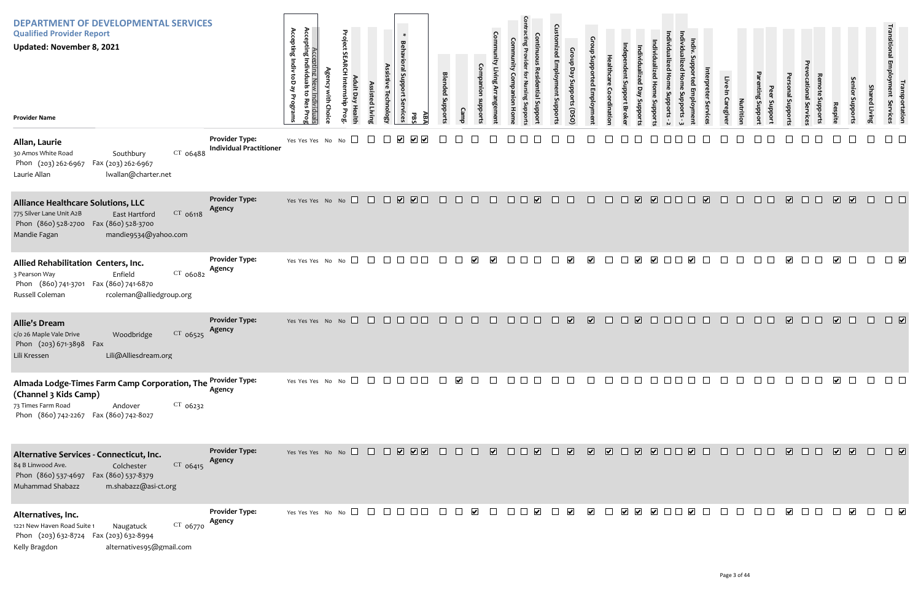# DEPARTMENT OF DEVELOPMENTAL SERVICES

**Qualified Provider Report**

**Updated: November 8, 2021**

| Provider Name | Provider Type | Accepting Indiv to Day Programs | Accepting Individuals to Res Prog | Accepting New Individuals | Agency with Choice | Project SEARCH Internship Prog. | Adult Day Health | Assisted Living | Assistive Technology | * Behavioral Support Services | PBS | ABA | Blended Supports | Camp | Companion supports | Community Living Arrangement | Community Companion Home | Contracting Provider for Nursing Supports | Continuous Residential Support | Customized Employment Supports | Group Day Supports (DSO) | Group Supported Employment | Healthcare Coordination | Independent Support Broker | Individualized Day Supports | Individualized Home Supports | Individualized Home Supports - 2 | Individualized Home Supports - 3 | Indiv. Supported Employment | Interpreter Services | Live-In Caregiver | Nutrition | Parenting Support | Peer Support | Personal Supports | Prevocational Services | Remote Supports | Respite | Senior Supports | Shared Living | Transitional Employment Services | Transportation |
|---|---|---|---|---|---|---|---|---|---|---|---|---|---|---|---|---|---|---|---|---|---|---|---|---|---|---|---|---|---|---|---|---|---|---|---|---|---|---|---|---|---|---|
| **Allan, Laurie**<br>30 Amos White Road, Southbury CT 06488<br>Phon (203) 262-6967 Fax (203) 262-6967<br>Laurie Allan lwallan@charter.net | Individual Practitioner | Yes | Yes | Yes | No | No | | | | ✓ | ✓ | ✓ | | | | | | | | | | | | | | | | | | | | | | | | | | | | | | |
| **Alliance Healthcare Solutions, LLC**<br>775 Silver Lane Unit A2B, East Hartford CT 06118<br>Phon (860) 528-2700 Fax (860) 528-3700<br>Mandie Fagan mandie9534@yahoo.com | Agency | Yes | Yes | Yes | No | No | | | | ✓ | ✓ | | | | | | | | ✓ | | | | | | ✓ | ✓ | | | | ✓ | | | | | ✓ | | | ✓ | ✓ | | | |
| **Allied Rehabilitation Centers, Inc.**<br>3 Pearson Way, Enfield CT 06082<br>Phon (860) 741-3701 Fax (860) 741-6870<br>Russell Coleman rcoleman@alliedgroup.org | Agency | Yes | Yes | Yes | No | No | | | | | | | | | ✓ | ✓ | | | | | ✓ | ✓ | | | ✓ | ✓ | | | ✓ | | | | | | ✓ | | | ✓ | | | | ✓ |
| **Allie's Dream**<br>c/o 26 Maple Vale Drive, Woodbridge CT 06525<br>Phon (203) 671-3898 Fax<br>Lili Kressen Lili@Alliesdream.org | Agency | Yes | Yes | Yes | No | No | | | | | | | | | | | | | | | ✓ | ✓ | | | ✓ | | | | | | | | | | ✓ | | | ✓ | | | | ✓ |
| **Almada Lodge-Times Farm Camp Corporation, The (Channel 3 Kids Camp)**<br>73 Times Farm Road, Andover CT 06232<br>Phon (860) 742-2267 Fax (860) 742-8027 | Agency | Yes | Yes | Yes | No | No | | | | | | | | ✓ | | | | | | | | | | | | | | | | | | | | | | | | ✓ | | | | |
| **Alternative Services - Connecticut, Inc.**<br>84 B Linwood Ave., Colchester CT 06415<br>Phon (860) 537-4697 Fax (860) 537-8379<br>Muhammad Shabazz m.shabazz@asi-ct.org | Agency | Yes | Yes | Yes | No | No | | | | ✓ | ✓ | ✓ | | | | ✓ | | | ✓ | | ✓ | ✓ | ✓ | | ✓ | ✓ | | | ✓ | | | | | | ✓ | | | ✓ | ✓ | | | ✓ |
| **Alternatives, Inc.**<br>1221 New Haven Road Suite 1, Naugatuck CT 06770<br>Phon (203) 632-8724 Fax (203) 632-8994<br>Kelly Bragdon alternatives95@gmail.com | Agency | Yes | Yes | Yes | No | No | | | | | | | | | ✓ | | | | ✓ | | ✓ | ✓ | | ✓ | ✓ | ✓ | | | ✓ | | | | | | ✓ | | | | ✓ | | | ✓ |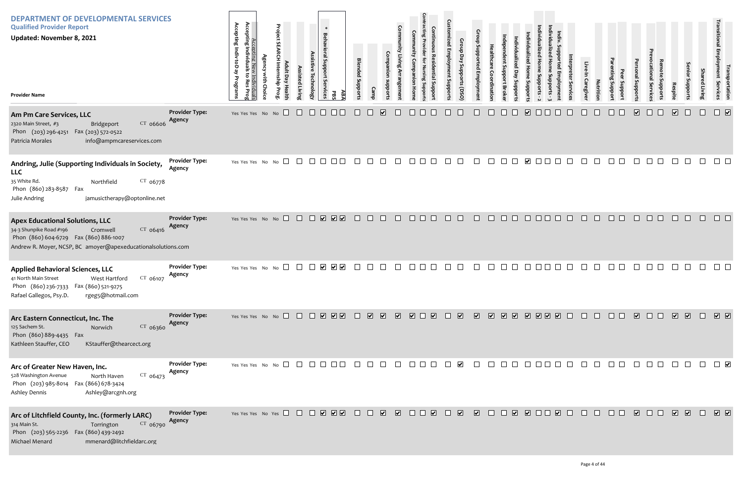# DEPARTMENT OF DEVELOPMENTAL SERVICES

**Qualified Provider Report**

**Updated: November 8, 2021**

Column 21 has no legible header on the page.

| Provider Name | Provider Type | Accepting Indiv to Day Programs | Accepting Individuals to Res Prog | Accepting New Individuals | Agency with Choice | Project SEARCH Internship Prog. | Adult Day Health | Assisted Living | Assistive Technology | * Behavioral Support Services | PBS | ABA | Blended Supports | Camp | Companion supports | Community Living Arrangement | Community Companion Home | Contracting Provider for Nursing Supports | Continuous Residential Support | Customized Employment Supports | Group Day Supports (DSO) | Group Supported Employment | Healthcare Coordination | Independent Support Broker | Individualized Day Supports | Individualized Home Supports - 2 | | Individualized Home Supports - 3 | Indiv. Supported Employment | Interpreter Services | Live-In Caregiver | Nutrition | Parenting Support | Peer Support | Personal Supports | Prevocational Services | Remote Supports | Respite | Senior Supports | Shared Living | Transitional Employment Services | Transportation |
|---|---|---|---|---|---|---|---|---|---|---|---|---|---|---|---|---|---|---|---|---|---|---|---|---|---|---|---|---|---|---|---|---|---|---|---|---|---|---|---|---|---|---|
| **Am Pm Care Services, LLC**<br>2320 Main Street, #3, Bridgeport CT 06606<br>Phon (203) 296-4251 Fax (203) 572-0522<br>Patricia Morales info@ampmcareservices.com | Agency | Yes | Yes | Yes | No | No | ☐ | ☐ | ☐ | ☐ | ☐ | ☐ | ☐ | ☐ | ☑ | ☐ | ☐ | ☐ | ☐ | ☐ | ☐ | ☐ | ☐ | ☐ | ☐ | ☑ | ☐ | ☐ | ☐ | ☐ | ☐ | ☐ | ☐ | ☐ | ☑ | ☐ | ☐ | ☑ | ☐ | ☐ | ☐ | ☑ |
| **Andring, Julie (Supporting Individuals in Society, LLC**<br>35 White Rd., Northfield CT 06778<br>Phon (860) 283-8587 Fax<br>Julie Andring jamusictherapy@optonline.net | Agency | Yes | Yes | Yes | No | No | ☐ | ☐ | ☐ | ☐ | ☐ | ☐ | ☐ | ☐ | ☐ | ☐ | ☐ | ☐ | ☐ | ☐ | ☐ | ☐ | ☐ | ☐ | ☐ | ☑ | ☐ | ☐ | ☐ | ☐ | ☐ | ☐ | ☐ | ☐ | ☐ | ☐ | ☐ | ☐ | ☐ | ☐ | ☐ | ☐ |
| **Apex Educational Solutions, LLC**<br>34-3 Shunpike Road #196, Cromwell CT 06416<br>Phon (860) 604-6729 Fax (860) 886-1007<br>Andrew R. Moyer, NCSP, BC amoyer@apexeducationalsolutions.com | Agency | Yes | Yes | Yes | No | No | ☐ | ☐ | ☐ | ☑ | ☑ | ☑ | ☐ | ☐ | ☐ | ☐ | ☐ | ☐ | ☐ | ☐ | ☐ | ☐ | ☐ | ☐ | ☐ | ☐ | ☐ | ☐ | ☐ | ☐ | ☐ | ☐ | ☐ | ☐ | ☐ | ☐ | ☐ | ☐ | ☐ | ☐ | ☐ | ☐ |
| **Applied Behavioral Sciences, LLC**<br>41 North Main Street, West Hartford CT 06107<br>Phon (860) 236-7333 Fax (860) 521-9275<br>Rafael Gallegos, Psy.D. rgeg5@hotmail.com | Agency | Yes | Yes | Yes | No | No | ☐ | ☐ | ☐ | ☑ | ☑ | ☑ | ☐ | ☐ | ☐ | ☐ | ☐ | ☐ | ☐ | ☐ | ☐ | ☐ | ☐ | ☐ | ☐ | ☐ | ☐ | ☐ | ☐ | ☐ | ☐ | ☐ | ☐ | ☐ | ☐ | ☐ | ☐ | ☐ | ☐ | ☐ | ☐ | ☐ |
| **Arc Eastern Connecticut, Inc. The**<br>125 Sachem St., Norwich CT 06360<br>Phon (860) 889-4435 Fax<br>Kathleen Stauffer, CEO KStauffer@thearcect.org | Agency | Yes | Yes | Yes | No | No | ☐ | ☐ | ☐ | ☑ | ☑ | ☑ | ☐ | ☑ | ☑ | ☑ | ☑ | ☐ | ☑ | ☐ | ☑ | ☑ | ☑ | ☑ | ☑ | ☑ | ☑ | ☑ | ☑ | ☐ | ☐ | ☐ | ☐ | ☐ | ☑ | ☐ | ☐ | ☑ | ☑ | ☐ | ☑ | ☑ |
| **Arc of Greater New Haven, Inc.**<br>528 Washington Avenue, North Haven CT 06473<br>Phon (203) 985-8014 Fax (866) 678-3424<br>Ashley Dennis Ashley@arcgnh.org | Agency | Yes | Yes | Yes | No | No | ☐ | ☐ | ☐ | ☐ | ☐ | ☐ | ☐ | ☐ | ☐ | ☐ | ☐ | ☐ | ☐ | ☐ | ☑ | ☐ | ☐ | ☐ | ☐ | ☐ | ☐ | ☐ | ☐ | ☐ | ☐ | ☐ | ☐ | ☐ | ☐ | ☐ | ☐ | ☐ | ☐ | ☐ | ☐ | ☑ |
| **Arc of Litchfield County, Inc. (formerly LARC)**<br>314 Main St., Torrington CT 06790<br>Phon (203) 565-2236 Fax (860) 439-2492<br>Michael Menard mmenard@litchfieldarc.org | Agency | Yes | Yes | Yes | No | Yes | ☐ | ☐ | ☐ | ☑ | ☑ | ☑ | ☐ | ☐ | ☑ | ☑ | ☐ | ☐ | ☑ | ☐ | ☑ | ☑ | ☐ | ☐ | ☑ | ☑ | ☐ | ☐ | ☑ | ☐ | ☐ | ☐ | ☐ | ☐ | ☑ | ☐ | ☐ | ☑ | ☑ | ☐ | ☑ | ☑ |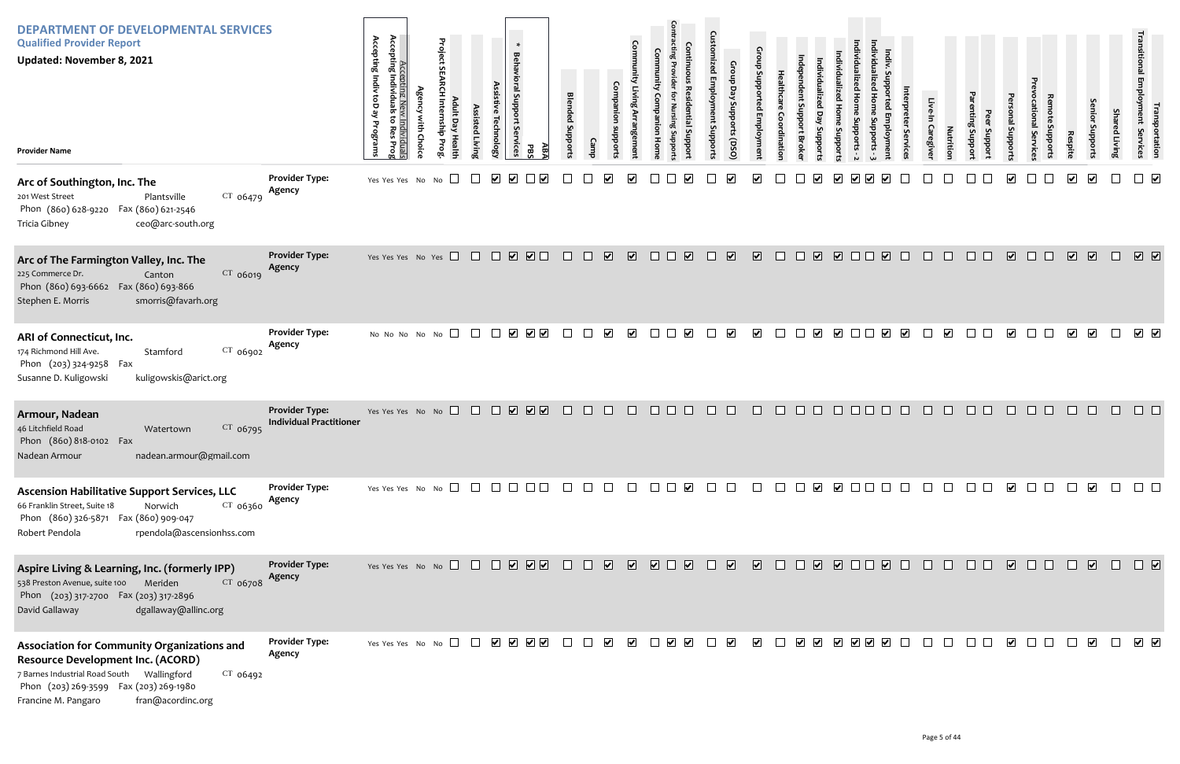# DEPARTMENT OF DEVELOPMENTAL SERVICES

## Qualified Provider Report

**Updated: November 8, 2021**

| Provider Name | Provider Type | Accepting Indiv to Day Programs | Accepting Individuals to Res Prog | Accepting New Individuals | Agency with Choice | Project SEARCH Internship Prog. | Adult Day Health | Assisted Living | Assistive Technology | * Behavioral Support Services | PBS | ABA | Blended Supports | Camp | Companion supports | Community Living Arrangement | Community Companion Home | Contracting Provider for Nursing Supports | Continuous Residential Support | Customized Employment Supports | Group Day Supports (DSO) | Group Supported Employment | Healthcare Coordination | Independent Support Broker | Individualized Day Supports | Individualized Home Supports | Individualized Home Supports - 2 | Individualized Home Supports - 3 | Indiv. Supported Employment | Interpreter Services | Live-In Caregiver | Nutrition | Parenting Support | Peer Support | Personal Supports | Prevocational Services | Remote Supports | Respite | Senior Supports | Shared Living | Transitional Employment Services | Transportation |
|---|---|---|---|---|---|---|---|---|---|---|---|---|---|---|---|---|---|---|---|---|---|---|---|---|---|---|---|---|---|---|---|---|---|---|---|---|---|---|---|---|---|---|
| **Arc of Southington, Inc. The**<br>201 West Street, Plantsville CT 06479<br>Phon (860) 628-9220 Fax (860) 621-2546<br>Tricia Gibney ceo@arc-south.org | Agency | Yes | Yes | Yes | No | No | ☐ | ☐ | ☑ | ☑ | ☐ | ☑ | ☐ | ☐ | ☑ | ☑ | ☐ | ☐ | ☑ | ☐ | ☑ | ☑ | ☐ | ☐ | ☑ | ☑ | ☑ | ☑ | ☑ | ☐ | ☐ | ☐ | ☐ | ☐ | ☑ | ☐ | ☐ | ☑ | ☑ | ☐ | ☐ | ☑ |
| **Arc of The Farmington Valley, Inc. The**<br>225 Commerce Dr., Canton CT 06019<br>Phon (860) 693-6662 Fax (860) 693-866<br>Stephen E. Morris smorris@favarh.org | Agency | Yes | Yes | Yes | No | Yes | ☐ | ☐ | ☐ | ☑ | ☑ | ☐ | ☐ | ☐ | ☑ | ☑ | ☐ | ☐ | ☑ | ☐ | ☑ | ☑ | ☐ | ☐ | ☑ | ☑ | ☐ | ☐ | ☑ | ☐ | ☐ | ☐ | ☐ | ☐ | ☑ | ☐ | ☐ | ☑ | ☑ | ☐ | ☑ | ☑ |
| **ARI of Connecticut, Inc.**<br>174 Richmond Hill Ave., Stamford CT 06902<br>Phon (203) 324-9258 Fax<br>Susanne D. Kuligowski kuligowskis@arict.org | Agency | No | No | No | No | No | ☐ | ☐ | ☐ | ☑ | ☑ | ☑ | ☐ | ☐ | ☑ | ☑ | ☐ | ☐ | ☑ | ☐ | ☑ | ☑ | ☐ | ☐ | ☑ | ☑ | ☐ | ☐ | ☑ | ☑ | ☐ | ☑ | ☐ | ☐ | ☑ | ☐ | ☐ | ☑ | ☑ | ☐ | ☑ | ☑ |
| **Armour, Nadean**<br>46 Litchfield Road, Watertown CT 06795<br>Phon (860) 818-0102 Fax<br>Nadean Armour nadean.armour@gmail.com | Individual Practitioner | Yes | Yes | Yes | No | No | ☐ | ☐ | ☐ | ☑ | ☑ | ☑ | ☐ | ☐ | ☐ | ☐ | ☐ | ☐ | ☐ | ☐ | ☐ | ☐ | ☐ | ☐ | ☐ | ☐ | ☐ | ☐ | ☐ | ☐ | ☐ | ☐ | ☐ | ☐ | ☐ | ☐ | ☐ | ☐ | ☐ | ☐ | ☐ | ☐ |
| **Ascension Habilitative Support Services, LLC**<br>66 Franklin Street, Suite 18, Norwich CT 06360<br>Phon (860) 326-5871 Fax (860) 909-047<br>Robert Pendola rpendola@ascensionhss.com | Agency | Yes | Yes | Yes | No | No | ☐ | ☐ | ☐ | ☐ | ☐ | ☐ | ☐ | ☐ | ☐ | ☐ | ☐ | ☐ | ☑ | ☐ | ☐ | ☐ | ☐ | ☐ | ☑ | ☑ | ☐ | ☐ | ☐ | ☐ | ☐ | ☐ | ☐ | ☐ | ☑ | ☐ | ☐ | ☐ | ☑ | ☐ | ☐ | ☐ |
| **Aspire Living & Learning, Inc. (formerly IPP)**<br>538 Preston Avenue, suite 100, Meriden CT 06708<br>Phon (203) 317-2700 Fax (203) 317-2896<br>David Gallaway dgallaway@allinc.org | Agency | Yes | Yes | Yes | No | No | ☐ | ☐ | ☐ | ☑ | ☑ | ☑ | ☐ | ☐ | ☑ | ☑ | ☑ | ☐ | ☑ | ☐ | ☑ | ☑ | ☐ | ☐ | ☑ | ☑ | ☐ | ☐ | ☑ | ☐ | ☐ | ☐ | ☐ | ☐ | ☑ | ☐ | ☐ | ☐ | ☑ | ☐ | ☐ | ☑ |
| **Association for Community Organizations and Resource Development Inc. (ACORD)**<br>7 Barnes Industrial Road South, Wallingford CT 06492<br>Phon (203) 269-3599 Fax (203) 269-1980<br>Francine M. Pangaro fran@acordinc.org | Agency | Yes | Yes | Yes | No | No | ☐ | ☐ | ☑ | ☑ | ☑ | ☑ | ☐ | ☐ | ☑ | ☑ | ☐ | ☑ | ☑ | ☐ | ☑ | ☑ | ☐ | ☑ | ☑ | ☑ | ☑ | ☑ | ☑ | ☐ | ☐ | ☐ | ☐ | ☐ | ☑ | ☐ | ☐ | ☐ | ☑ | ☐ | ☑ | ☑ |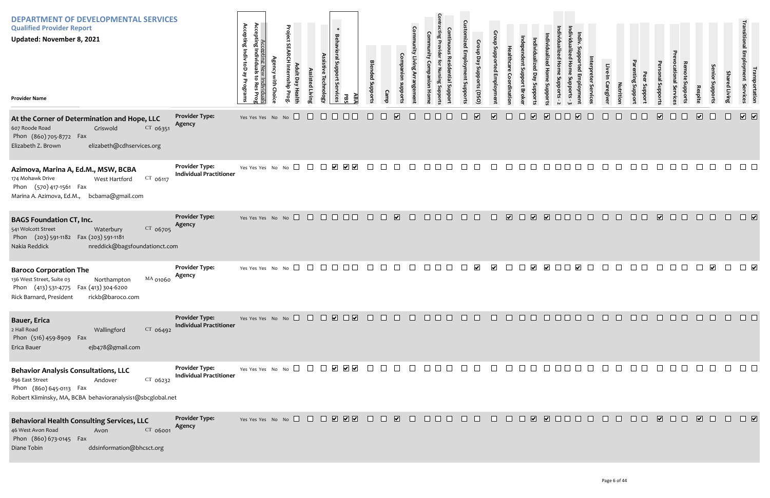# DEPARTMENT OF DEVELOPMENTAL SERVICES

## Qualified Provider Report

**Updated: November 8, 2021**

| Provider Name | Provider Type | Accepting Indiv to Day Programs | Accepting Individuals to Res Prog | Accepting New Individuals | Agency with Choice | Project SEARCH Internship Prog. | Adult Day Health | Assisted Living | Assistive Technology | * Behavioral Support Services | PBS | ABA | Blended Supports | Camp | Companion supports | Community Living Arrangement | Community Companion Home | Contracting Provider for Nursing Supports | Continuous Residential Support | Customized Employment Supports | Group Day Supports (DSO) | Group Supported Employment | Healthcare Coordination | Independent Support Broker | Individualized Day Supports | Individualized Home Supports | Individualized Home Supports - 2 | Individualized Home Supports - 3 | Indiv. Supported Employment | Interpreter Services | Live-In Caregiver | Nutrition | Parenting Support | Peer Support | Personal Supports | Prevocational Services | Remote Supports | Respite | Senior Supports | Shared Living | Transitional Employment Services | Transportation |
|---|---|---|---|---|---|---|---|---|---|---|---|---|---|---|---|---|---|---|---|---|---|---|---|---|---|---|---|---|---|---|---|---|---|---|---|---|---|---|---|---|---|---|
| **At the Corner of Determination and Hope, LLC**<br>607 Roode Road, Griswold CT 06351<br>Phon (860) 705-8772 Fax<br>Elizabeth Z. Brown, elizabeth@cdhservices.org | Agency | Yes | Yes | Yes | No | No | | | | | | | | | ✔ | | | | | | ✔ | ✔ | | | ✔ | ✔ | | | ✔ | | | | | | ✔ | | | ✔ | | | ✔ | ✔ |
| **Azimova, Marina A, Ed.M., MSW, BCBA**<br>174 Mohawk Drive, West Hartford CT 06117<br>Phon (570) 417-1561 Fax<br>Marina A. Azimova, Ed.M., bcbama@gmail.com | Individual Practitioner | Yes | Yes | Yes | No | No | | | | ✔ | ✔ | ✔ | | | | | | | | | | | | | | | | | | | | | | | | | | | | | | |
| **BAGS Foundation CT, Inc.**<br>541 Wolcott Street, Waterbury CT 06705<br>Phon (203) 591-1182 Fax (203) 591-1181<br>Nakia Reddick, nreddick@bagsfoundationct.com | Agency | Yes | Yes | Yes | No | No | | | | | | | | | ✔ | | | | | | | | ✔ | | ✔ | ✔ | | | | | | | | | ✔ | | | | | | | ✔ |
| **Baroco Corporation The**<br>136 West Street, Suite 03, Northampton MA 01060<br>Phon (413) 531-4775 Fax (413) 304-6200<br>Rick Barnard, President, rickb@baroco.com | Agency | Yes | Yes | Yes | No | No | | | | | | | | | | | | | | | ✔ | ✔ | | | ✔ | ✔ | | | ✔ | | | | | | | | | | ✔ | | | ✔ |
| **Bauer, Erica**<br>2 Hall Road, Wallingford CT 06492<br>Phon (516) 459-8909 Fax<br>Erica Bauer, ejb478@gmail.com | Individual Practitioner | Yes | Yes | Yes | No | No | | | | ✔ | | ✔ | | | | | | | | | | | | | | | | | | | | | | | | | | | | | | |
| **Behavior Analysis Consultations, LLC**<br>896 East Street, Andover CT 06232<br>Phon (860) 645-0113 Fax<br>Robert Kliminsky, MA, BCBA, behavioranalysis1@sbcglobal.net | Individual Practitioner | Yes | Yes | Yes | No | No | | | | ✔ | ✔ | ✔ | | | | | | | | | | | | | | | | | | | | | | | | | | | | | | |
| **Behavioral Health Consulting Services, LLC**<br>46 West Avon Road, Avon CT 06001<br>Phon (860) 673-0145 Fax<br>Diane Tobin, ddsinformation@bhcsct.org | Agency | Yes | Yes | Yes | No | No | | | | ✔ | ✔ | ✔ | | | ✔ | | | | | | | | | | ✔ | ✔ | | | | | | | | | ✔ | | | ✔ | | | | ✔ |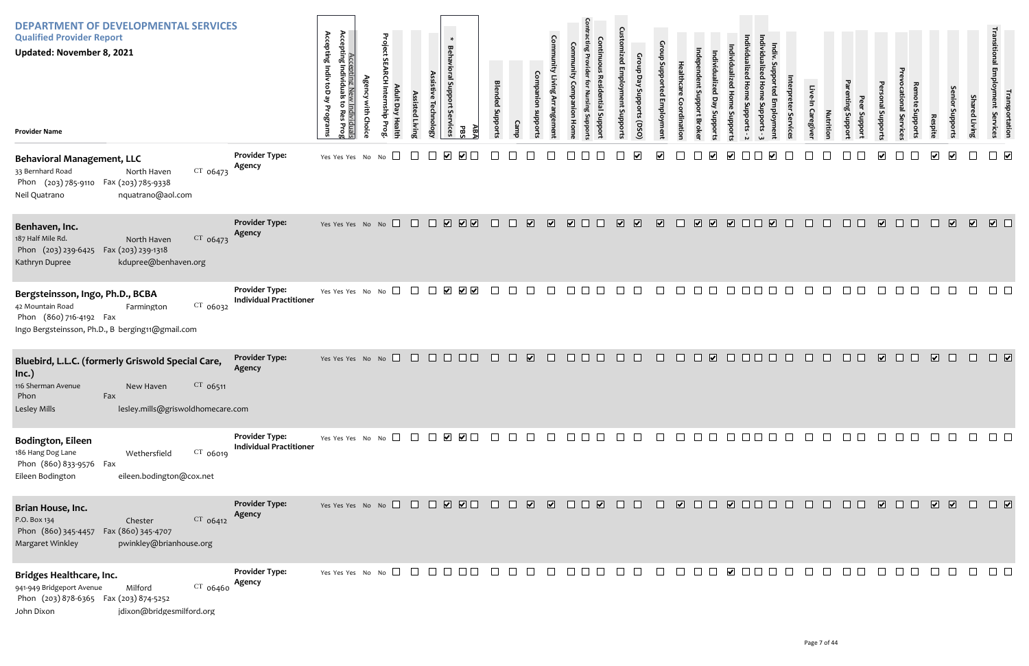# DEPARTMENT OF DEVELOPMENTAL SERVICES

## Qualified Provider Report

**Updated: November 8, 2021**

| Provider Name | Provider Type | Accepting Indiv to Day Programs | Accepting Individuals to Res Prog | Accepting New Individuals | Agency with Choice | Project SEARCH Internship Prog. | Adult Day Health | Assisted Living | Assistive Technology | * Behavioral Support Services | PBS | ABA | Blended Supports | Camp | Companion supports | Community Living Arrangement | Community Companion Home | Contracting Provider for Nursing Supports | Continuous Residential Support | Customized Employment Supports | Group Day Supports (DSO) | Group Supported Employment | Healthcare Coordination | Independent Support Broker | Individualized Day Supports | Individualized Home Supports | Individualized Home Supports - 2 | Individualized Home Supports - 3 | Indiv. Supported Employment | Interpreter Services | Live-In Caregiver | Nutrition | Parenting Support | Peer Support | Personal Supports | Prevocational Services | Remote Supports | Respite | Senior Supports | Shared Living | Transitional Employment Services | Transportation |
|---|---|---|---|---|---|---|---|---|---|---|---|---|---|---|---|---|---|---|---|---|---|---|---|---|---|---|---|---|---|---|---|---|---|---|---|---|---|---|---|---|---|---|
| **Behavioral Management, LLC** 33 Bernhard Road, North Haven CT 06473, Phon (203) 785-9110 Fax (203) 785-9338, Neil Quatrano, nquatrano@aol.com | Agency | Yes | Yes | Yes | No | No | ☐ | ☐ | ☐ | ☑ | ☑ | ☐ | ☐ | ☐ | ☐ | ☐ | ☐ | ☐ | ☐ | ☐ | ☑ | ☑ | ☐ | ☐ | ☑ | ☑ | ☐ | ☐ | ☑ | ☐ | ☐ | ☐ | ☐ | ☐ | ☑ | ☐ | ☐ | ☑ | ☑ | ☐ | ☐ | ☑ |
| **Benhaven, Inc.** 187 Half Mile Rd., North Haven CT 06473, Phon (203) 239-6425 Fax (203) 239-1318, Kathryn Dupree, kdupree@benhaven.org | Agency | Yes | Yes | Yes | No | No | ☐ | ☐ | ☐ | ☑ | ☑ | ☑ | ☐ | ☐ | ☑ | ☑ | ☑ | ☐ | ☐ | ☑ | ☑ | ☑ | ☐ | ☑ | ☑ | ☑ | ☐ | ☐ | ☑ | ☐ | ☐ | ☐ | ☐ | ☐ | ☑ | ☐ | ☐ | ☐ | ☑ | ☑ | ☑ | ☐ |
| **Bergsteinsson, Ingo, Ph.D., BCBA** 42 Mountain Road, Farmington CT 06032, Phon (860) 716-4192 Fax, Ingo Bergsteinsson, Ph.D., B berging11@gmail.com | Individual Practitioner | Yes | Yes | Yes | No | No | ☐ | ☐ | ☐ | ☑ | ☑ | ☑ | ☐ | ☐ | ☐ | ☐ | ☐ | ☐ | ☐ | ☐ | ☐ | ☐ | ☐ | ☐ | ☐ | ☐ | ☐ | ☐ | ☐ | ☐ | ☐ | ☐ | ☐ | ☐ | ☐ | ☐ | ☐ | ☐ | ☐ | ☐ | ☐ | ☐ |
| **Bluebird, L.L.C. (formerly Griswold Special Care, Inc.)** 116 Sherman Avenue, New Haven CT 06511, Phon Fax, Lesley Mills, lesley.mills@griswoldhomecare.com | Agency | Yes | Yes | Yes | No | No | ☐ | ☐ | ☐ | ☐ | ☐ | ☐ | ☐ | ☐ | ☑ | ☐ | ☐ | ☐ | ☐ | ☐ | ☐ | ☐ | ☐ | ☐ | ☑ | ☐ | ☐ | ☐ | ☐ | ☐ | ☐ | ☐ | ☐ | ☐ | ☑ | ☐ | ☐ | ☑ | ☐ | ☐ | ☐ | ☑ |
| **Bodington, Eileen** 186 Hang Dog Lane, Wethersfield CT 06019, Phon (860) 833-9576 Fax, Eileen Bodington, eileen.bodington@cox.net | Individual Practitioner | Yes | Yes | Yes | No | No | ☐ | ☐ | ☐ | ☑ | ☑ | ☐ | ☐ | ☐ | ☐ | ☐ | ☐ | ☐ | ☐ | ☐ | ☐ | ☐ | ☐ | ☐ | ☐ | ☐ | ☐ | ☐ | ☐ | ☐ | ☐ | ☐ | ☐ | ☐ | ☐ | ☐ | ☐ | ☐ | ☐ | ☐ | ☐ | ☐ |
| **Brian House, Inc.** P.O. Box 134, Chester CT 06412, Phon (860) 345-4457 Fax (860) 345-4707, Margaret Winkley, pwinkley@brianhouse.org | Agency | Yes | Yes | Yes | No | No | ☐ | ☐ | ☐ | ☑ | ☑ | ☐ | ☐ | ☐ | ☑ | ☑ | ☐ | ☐ | ☑ | ☐ | ☐ | ☐ | ☑ | ☐ | ☐ | ☑ | ☐ | ☐ | ☐ | ☐ | ☐ | ☐ | ☐ | ☐ | ☑ | ☐ | ☐ | ☑ | ☑ | ☐ | ☐ | ☑ |
| **Bridges Healthcare, Inc.** 941-949 Bridgeport Avenue, Milford CT 06460, Phon (203) 878-6365 Fax (203) 874-5252, John Dixon, jdixon@bridgesmilford.org | Agency | Yes | Yes | Yes | No | No | ☐ | ☐ | ☐ | ☐ | ☐ | ☐ | ☐ | ☐ | ☐ | ☐ | ☐ | ☐ | ☐ | ☐ | ☐ | ☐ | ☐ | ☐ | ☐ | ☑ | ☐ | ☐ | ☐ | ☐ | ☐ | ☐ | ☐ | ☐ | ☐ | ☐ | ☐ | ☐ | ☐ | ☐ | ☐ | ☐ |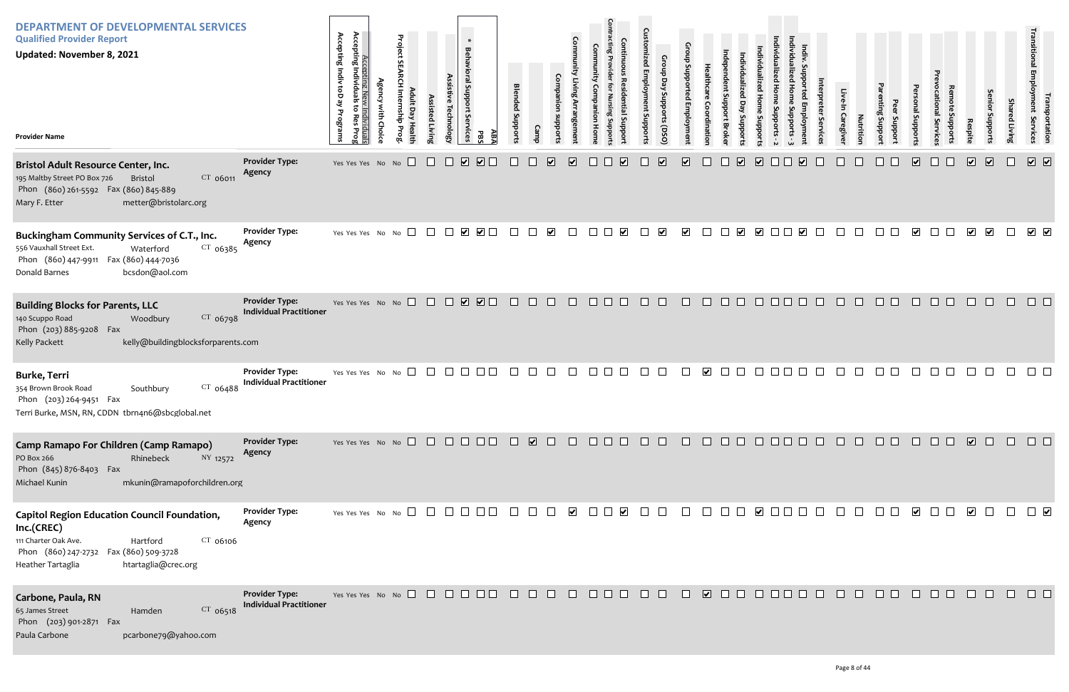# DEPARTMENT OF DEVELOPMENTAL SERVICES

**Qualified Provider Report**

**Updated: November 8, 2021**

| Provider Name | Provider Type | Accepting Indiv to Day Programs | Accepting Individuals to Res Prog | Accepting New Individuals | Agency with Choice | Project SEARCH Internship Prog. | Adult Day Health | Assisted Living | Assistive Technology | * Behavioral Support Services | PBS | ABA | Blended Supports | Camp | Companion supports | Community Living Arrangement | Community Companion Home | Contracting Provider for Nursing Supports | Continuous Residential Support | Customized Employment Supports | Group Day Supports (DSO) | Group Supported Employment | Healthcare Coordination | Independent Support Broker | Individualized Day Supports | Individualized Home Supports | Individualized Home Supports - 2 | Individualized Home Supports - 3 | Indiv. Supported Employment | Interpreter Services | Live-In Caregiver | Nutrition | Parenting Support | Peer Support | Personal Supports | Prevocational Services | Remote Supports | Respite | Senior Supports | Shared Living | Transitional Employment Services | Transportation |
|---|---|---|---|---|---|---|---|---|---|---|---|---|---|---|---|---|---|---|---|---|---|---|---|---|---|---|---|---|---|---|---|---|---|---|---|---|---|---|---|---|---|---|
| **Bristol Adult Resource Center, Inc.**<br>195 Maltby Street PO Box 726 Bristol CT 06011<br>Phon (860) 261-5592 Fax (860) 845-889<br>Mary F. Etter metter@bristolarc.org | Agency | Yes | Yes | Yes | No | No | ☐ | ☐ | ☐ | ☑ | ☑ | ☐ | ☐ | ☐ | ☑ | ☑ | ☐ | ☐ | ☑ | ☐ | ☑ | ☑ | ☐ | ☐ | ☑ | ☑ | ☐ | ☐ | ☑ | ☐ | ☐ | ☐ | ☐ | ☐ | ☑ | ☐ | ☐ | ☑ | ☑ | ☐ | ☑ | ☑ |
| **Buckingham Community Services of C.T., Inc.**<br>556 Vauxhall Street Ext. Waterford CT 06385<br>Phon (860) 447-9911 Fax (860) 444-7036<br>Donald Barnes bcsdon@aol.com | Agency | Yes | Yes | Yes | No | No | ☐ | ☐ | ☐ | ☑ | ☑ | ☐ | ☐ | ☐ | ☑ | ☐ | ☐ | ☐ | ☑ | ☐ | ☑ | ☑ | ☐ | ☐ | ☑ | ☑ | ☐ | ☐ | ☑ | ☐ | ☐ | ☐ | ☐ | ☐ | ☑ | ☐ | ☐ | ☑ | ☑ | ☐ | ☑ | ☑ |
| **Building Blocks for Parents, LLC**<br>140 Scuppo Road Woodbury CT 06798<br>Phon (203) 885-9208 Fax<br>Kelly Packett kelly@buildingblocksforparents.com | Individual Practitioner | Yes | Yes | Yes | No | No | ☐ | ☐ | ☐ | ☑ | ☑ | ☐ | ☐ | ☐ | ☐ | ☐ | ☐ | ☐ | ☐ | ☐ | ☐ | ☐ | ☐ | ☐ | ☐ | ☐ | ☐ | ☐ | ☐ | ☐ | ☐ | ☐ | ☐ | ☐ | ☐ | ☐ | ☐ | ☐ | ☐ | ☐ | ☐ | ☐ |
| **Burke, Terri**<br>354 Brown Brook Road Southbury CT 06488<br>Phon (203) 264-9451 Fax<br>Terri Burke, MSN, RN, CDDN tbrn4n6@sbcglobal.net | Individual Practitioner | Yes | Yes | Yes | No | No | ☐ | ☐ | ☐ | ☐ | ☐ | ☐ | ☐ | ☐ | ☐ | ☐ | ☐ | ☐ | ☐ | ☐ | ☐ | ☐ | ☑ | ☐ | ☐ | ☐ | ☐ | ☐ | ☐ | ☐ | ☐ | ☐ | ☐ | ☐ | ☐ | ☐ | ☐ | ☐ | ☐ | ☐ | ☐ | ☐ |
| **Camp Ramapo For Children (Camp Ramapo)**<br>PO Box 266 Rhinebeck NY 12572<br>Phon (845) 876-8403 Fax<br>Michael Kunin mkunin@ramapoforchildren.org | Agency | Yes | Yes | Yes | No | No | ☐ | ☐ | ☐ | ☐ | ☐ | ☐ | ☐ | ☑ | ☐ | ☐ | ☐ | ☐ | ☐ | ☐ | ☐ | ☐ | ☐ | ☐ | ☐ | ☐ | ☐ | ☐ | ☐ | ☐ | ☐ | ☐ | ☐ | ☐ | ☐ | ☐ | ☐ | ☑ | ☐ | ☐ | ☐ | ☐ |
| **Capitol Region Education Council Foundation, Inc.(CREC)**<br>111 Charter Oak Ave. Hartford CT 06106<br>Phon (860) 247-2732 Fax (860) 509-3728<br>Heather Tartaglia htartaglia@crec.org | Agency | Yes | Yes | Yes | No | No | ☐ | ☐ | ☐ | ☐ | ☐ | ☐ | ☐ | ☐ | ☐ | ☑ | ☐ | ☐ | ☑ | ☐ | ☐ | ☐ | ☐ | ☐ | ☐ | ☑ | ☐ | ☐ | ☐ | ☐ | ☐ | ☐ | ☐ | ☐ | ☑ | ☐ | ☐ | ☑ | ☐ | ☐ | ☐ | ☑ |
| **Carbone, Paula, RN**<br>65 James Street Hamden CT 06518<br>Phon (203) 901-2871 Fax<br>Paula Carbone pcarbone79@yahoo.com | Individual Practitioner | Yes | Yes | Yes | No | No | ☐ | ☐ | ☐ | ☐ | ☐ | ☐ | ☐ | ☐ | ☐ | ☐ | ☐ | ☐ | ☐ | ☐ | ☐ | ☐ | ☑ | ☐ | ☐ | ☐ | ☐ | ☐ | ☐ | ☐ | ☐ | ☐ | ☐ | ☐ | ☐ | ☐ | ☐ | ☐ | ☐ | ☐ | ☐ | ☐ |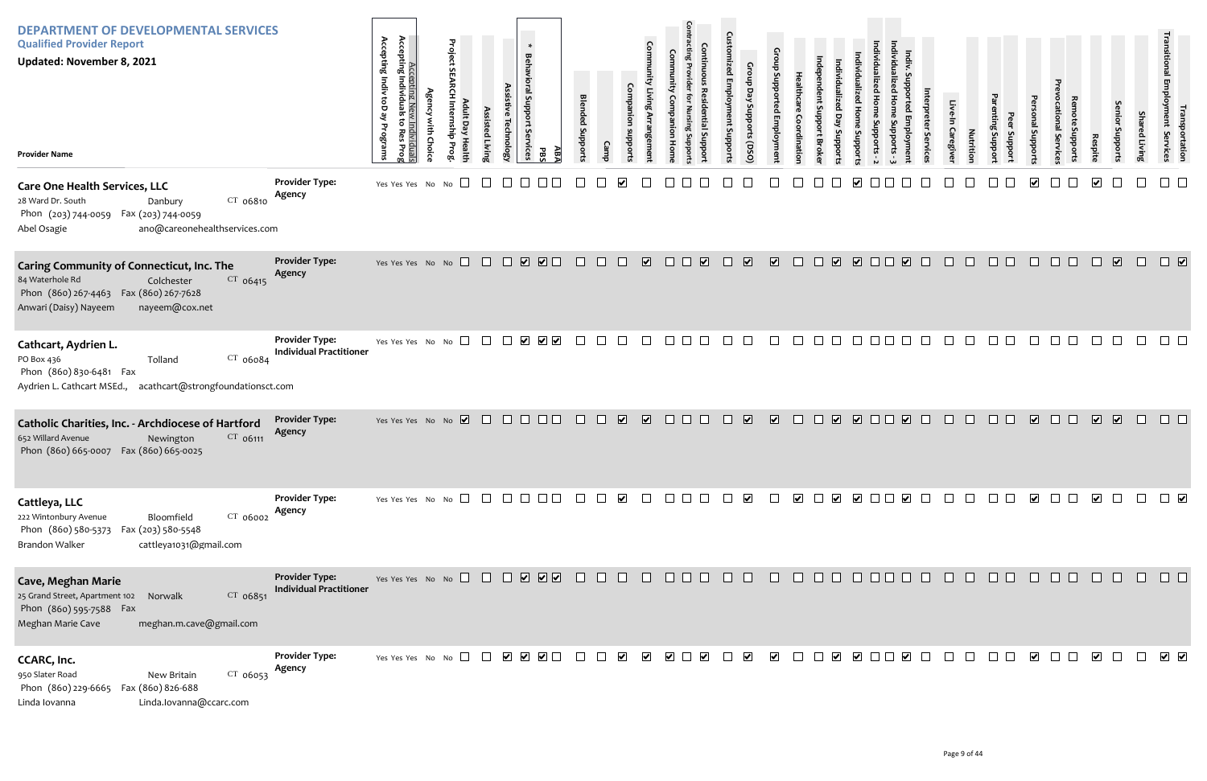# DEPARTMENT OF DEVELOPMENTAL SERVICES

## Qualified Provider Report

**Updated: November 8, 2021**

| Provider Name | Provider Type | Accepting Indiv to Day Programs | Accepting Individuals to Res Prog | Accepting New Individuals | Agency with Choice | Project SEARCH Internship Prog. | Adult Day Health | Assisted Living | Assistive Technology | * Behavioral Support Services | PBS | ABA | Blended Supports | Camp | Companion supports | Community Living Arrangement | Community Companion Home | Contracting Provider for Nursing Supports | Continuous Residential Support | Customized Employment Supports | Group Day Supports (DSO) | Group Supported Employment | Healthcare Coordination | Independent Support Broker | Individualized Day Supports | Individualized Home Supports | Individualized Home Supports - 2 | Individualized Home Supports - 3 | Indiv. Supported Employment | Interpreter Services | Live-In Caregiver | Nutrition | Parenting Support | Peer Support | Personal Supports | Prevocational Services | Remote Supports | Respite | Senior Supports | Shared Living | Transitional Employment Services | Transportation |
|---|---|---|---|---|---|---|---|---|---|---|---|---|---|---|---|---|---|---|---|---|---|---|---|---|---|---|---|---|---|---|---|---|---|---|---|---|---|---|---|---|---|---|
| **Care One Health Services, LLC**<br>28 Ward Dr. South, Danbury CT 06810<br>Phon (203) 744-0059 Fax (203) 744-0059<br>Abel Osagie ano@careonehealthservices.com | Agency | Yes | Yes | Yes | No | No | ☐ | ☐ | ☐ | ☐ | ☐ | ☐ | ☐ | ☐ | ☑ | ☐ | ☐ | ☐ | ☐ | ☐ | ☐ | ☐ | ☐ | ☐ | ☐ | ☑ | ☐ | ☐ | ☐ | ☐ | ☐ | ☐ | ☐ | ☐ | ☑ | ☐ | ☐ | ☑ | ☐ | ☐ | ☐ | ☐ |
| **Caring Community of Connecticut, Inc. The**<br>84 Waterhole Rd, Colchester CT 06415<br>Phon (860) 267-4463 Fax (860) 267-7628<br>Anwari (Daisy) Nayeem nayeem@cox.net | Agency | Yes | Yes | Yes | No | No | ☐ | ☐ | ☐ | ☑ | ☑ | ☐ | ☐ | ☐ | ☐ | ☑ | ☐ | ☐ | ☑ | ☐ | ☑ | ☑ | ☐ | ☐ | ☑ | ☑ | ☐ | ☐ | ☑ | ☐ | ☐ | ☐ | ☐ | ☐ | ☐ | ☐ | ☐ | ☐ | ☑ | ☐ | ☐ | ☑ |
| **Cathcart, Aydrien L.**<br>PO Box 436, Tolland CT 06084<br>Phon (860) 830-6481 Fax<br>Aydrien L. Cathcart MSEd., acathcart@strongfoundationsct.com | Individual Practitioner | Yes | Yes | Yes | No | No | ☐ | ☐ | ☐ | ☑ | ☑ | ☑ | ☐ | ☐ | ☐ | ☐ | ☐ | ☐ | ☐ | ☐ | ☐ | ☐ | ☐ | ☐ | ☐ | ☐ | ☐ | ☐ | ☐ | ☐ | ☐ | ☐ | ☐ | ☐ | ☐ | ☐ | ☐ | ☐ | ☐ | ☐ | ☐ | ☐ |
| **Catholic Charities, Inc. - Archdiocese of Hartford**<br>652 Willard Avenue, Newington CT 06111<br>Phon (860) 665-0007 Fax (860) 665-0025 | Agency | Yes | Yes | Yes | No | No | ☑ | ☐ | ☐ | ☐ | ☐ | ☐ | ☐ | ☐ | ☑ | ☑ | ☐ | ☐ | ☐ | ☐ | ☑ | ☑ | ☐ | ☐ | ☑ | ☑ | ☐ | ☐ | ☑ | ☐ | ☐ | ☐ | ☐ | ☐ | ☑ | ☐ | ☐ | ☑ | ☑ | ☐ | ☐ | ☐ |
| **Cattleya, LLC**<br>222 Wintonbury Avenue, Bloomfield CT 06002<br>Phon (860) 580-5373 Fax (203) 580-5548<br>Brandon Walker cattleya1031@gmail.com | Agency | Yes | Yes | Yes | No | No | ☐ | ☐ | ☐ | ☐ | ☐ | ☐ | ☐ | ☐ | ☑ | ☐ | ☐ | ☐ | ☐ | ☐ | ☑ | ☐ | ☑ | ☐ | ☑ | ☑ | ☐ | ☐ | ☑ | ☐ | ☐ | ☐ | ☐ | ☐ | ☑ | ☐ | ☐ | ☑ | ☐ | ☐ | ☐ | ☑ |
| **Cave, Meghan Marie**<br>25 Grand Street, Apartment 102, Norwalk CT 06851<br>Phon (860) 595-7588 Fax<br>Meghan Marie Cave meghan.m.cave@gmail.com | Individual Practitioner | Yes | Yes | Yes | No | No | ☐ | ☐ | ☐ | ☑ | ☑ | ☑ | ☐ | ☐ | ☐ | ☐ | ☐ | ☐ | ☐ | ☐ | ☐ | ☐ | ☐ | ☐ | ☐ | ☐ | ☐ | ☐ | ☐ | ☐ | ☐ | ☐ | ☐ | ☐ | ☐ | ☐ | ☐ | ☐ | ☐ | ☐ | ☐ | ☐ |
| **CCARC, Inc.**<br>950 Slater Road, New Britain CT 06053<br>Phon (860) 229-6665 Fax (860) 826-688<br>Linda Iovanna Linda.Iovanna@ccarc.com | Agency | Yes | Yes | Yes | No | No | ☐ | ☐ | ☑ | ☑ | ☑ | ☐ | ☐ | ☐ | ☑ | ☑ | ☑ | ☐ | ☑ | ☐ | ☑ | ☑ | ☐ | ☐ | ☑ | ☑ | ☐ | ☐ | ☑ | ☐ | ☐ | ☐ | ☐ | ☐ | ☑ | ☐ | ☐ | ☑ | ☐ | ☐ | ☑ | ☑ |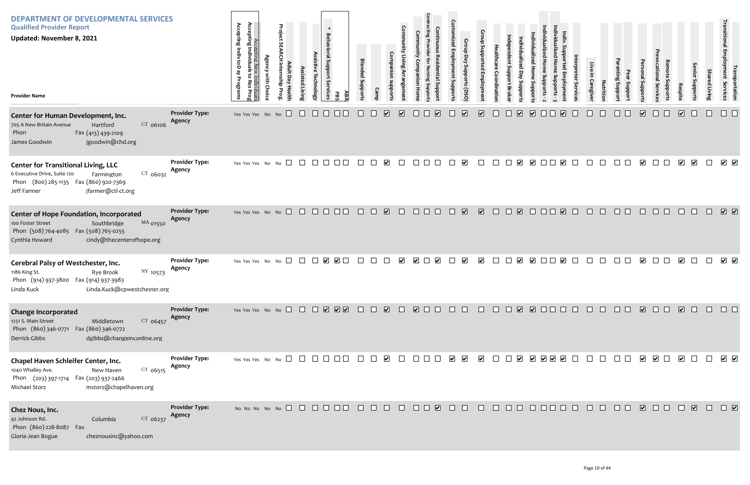# DEPARTMENT OF DEVELOPMENTAL SERVICES

## Qualified Provider Report

**Updated: November 8, 2021**

| Provider Name | Provider Type | Accepting Indiv to Day Programs | Accepting Individuals to Res Prog | Accepting New Individuals | Agency with Choice | Project SEARCH Internship Prog. | Adult Day Health | Assisted Living | Assistive Technology | * Behavioral Support Services | PBS | ABA | Blended Supports | Camp | Companion supports | Community Living Arrangement | Community Companion Home | Contracting Provider for Nursing Supports | Continuous Residential Support | Customized Employment Supports | Group Day Supports (DSO) | Group Supported Employment | Healthcare Coordination | Independent Support Broker | Individualized Day Supports | Individualized Home Supports | Individualized Home Supports - 2 | Individualized Home Supports - 3 | Indiv. Supported Employment | Interpreter Services | Live-In Caregiver | Nutrition | Parenting Support | Peer Support | Personal Supports | Prevocational Services | Remote Supports | Respite | Senior Supports | Shared Living | Transitional Employment Services | Transportation |
|---|---|---|---|---|---|---|---|---|---|---|---|---|---|---|---|---|---|---|---|---|---|---|---|---|---|---|---|---|---|---|---|---|---|---|---|---|---|---|---|---|---|---|
| **Center for Human Development, Inc.**<br>705 A New Britain Avenue, Hartford CT 06106<br>Phon<br>Fax (413) 439-2109<br>James Goodwin<br>jgoodwin@chd.org | Agency | Yes | Yes | Yes | No | No | ☐ | ☐ | ☐ | ☐ | ☐ | ☐ | ☐ | ☐ | ☑ | ☑ | ☐ | ☐ | ☑ | ☐ | ☑ | ☑ | ☐ | ☐ | ☑ | ☑ | ☐ | ☐ | ☑ | ☐ | ☐ | ☐ | ☐ | ☐ | ☑ | ☐ | ☐ | ☑ | ☐ | ☐ | ☐ | ☐ |
| **Center for Transitional Living, LLC**<br>6 Executive Drive, Suite 120, Farmington CT 06032<br>Phon (800) 285-1135<br>Fax (860) 920-7369<br>Jeff Farmer<br>jfarmer@ctl-ct.org | Agency | Yes | Yes | Yes | No | No | ☐ | ☐ | ☐ | ☐ | ☐ | ☐ | ☐ | ☐ | ☑ | ☐ | ☐ | ☐ | ☐ | ☐ | ☑ | ☐ | ☐ | ☐ | ☑ | ☑ | ☐ | ☐ | ☑ | ☐ | ☐ | ☐ | ☐ | ☐ | ☑ | ☐ | ☐ | ☑ | ☑ | ☐ | ☑ | ☑ |
| **Center of Hope Foundation, Incorporated**<br>100 Foster Street, Southbridge MA 01550<br>Phon (508) 764-4085<br>Fax (508) 765-0255<br>Cynthia Howard<br>cindy@thecenterofhope.org | Agency | Yes | Yes | Yes | No | No | ☐ | ☐ | ☐ | ☐ | ☐ | ☐ | ☐ | ☐ | ☑ | ☐ | ☐ | ☐ | ☐ | ☐ | ☑ | ☑ | ☐ | ☐ | ☑ | ☐ | ☐ | ☐ | ☑ | ☐ | ☐ | ☐ | ☐ | ☐ | ☐ | ☐ | ☐ | ☐ | ☐ | ☐ | ☑ | ☑ |
| **Cerebral Palsy of Westchester, Inc.**<br>1186 King St., Rye Brook NY 10573<br>Phon (914) 937-3800<br>Fax (914) 937-3983<br>Linda Kuck<br>Linda.Kuck@cpwestchester.org | Agency | Yes | Yes | Yes | No | No | ☐ | ☐ | ☐ | ☑ | ☑ | ☐ | ☐ | ☐ | ☐ | ☑ | ☑ | ☐ | ☑ | ☐ | ☑ | ☑ | ☐ | ☐ | ☑ | ☑ | ☐ | ☐ | ☑ | ☐ | ☐ | ☐ | ☐ | ☐ | ☑ | ☐ | ☐ | ☑ | ☐ | ☐ | ☑ | ☑ |
| **Change Incorporated**<br>1251 S. Main Street, Middletown CT 06457<br>Phon (860) 346-0771<br>Fax (860) 346-0772<br>Derrick Gibbs<br>dgibbs@changeinconline.org | Agency | Yes | Yes | Yes | No | No | ☐ | ☐ | ☐ | ☑ | ☑ | ☑ | ☐ | ☐ | ☑ | ☐ | ☑ | ☐ | ☐ | ☐ | ☐ | ☐ | ☐ | ☐ | ☑ | ☑ | ☐ | ☐ | ☐ | ☐ | ☐ | ☐ | ☐ | ☐ | ☑ | ☐ | ☐ | ☑ | ☐ | ☐ | ☐ | ☐ |
| **Chapel Haven Schleifer Center, Inc.**<br>1040 Whalley Ave., New Haven CT 06515<br>Phon (203) 397-1714<br>Fax (203) 937-2466<br>Michael Storz<br>mstorz@chapelhaven.org | Agency | Yes | Yes | Yes | No | No | ☐ | ☐ | ☐ | ☐ | ☐ | ☐ | ☐ | ☐ | ☑ | ☐ | ☐ | ☐ | ☐ | ☑ | ☑ | ☑ | ☐ | ☐ | ☑ | ☑ | ☑ | ☑ | ☑ | ☐ | ☐ | ☐ | ☐ | ☐ | ☑ | ☑ | ☐ | ☑ | ☐ | ☐ | ☑ | ☑ |
| **Chez Nous, Inc.**<br>42 Johnson Rd., Columbia CT 06237<br>Phon (860) 228-8087<br>Fax<br>Gloria-Jean Bogue<br>cheznousinc@yahoo.com | Agency | No | No | No | No | No | ☐ | ☐ | ☐ | ☐ | ☐ | ☐ | ☐ | ☐ | ☐ | ☐ | ☐ | ☐ | ☑ | ☐ | ☐ | ☐ | ☐ | ☐ | ☐ | ☐ | ☐ | ☐ | ☐ | ☐ | ☐ | ☐ | ☐ | ☐ | ☑ | ☐ | ☐ | ☐ | ☑ | ☐ | ☐ | ☑ |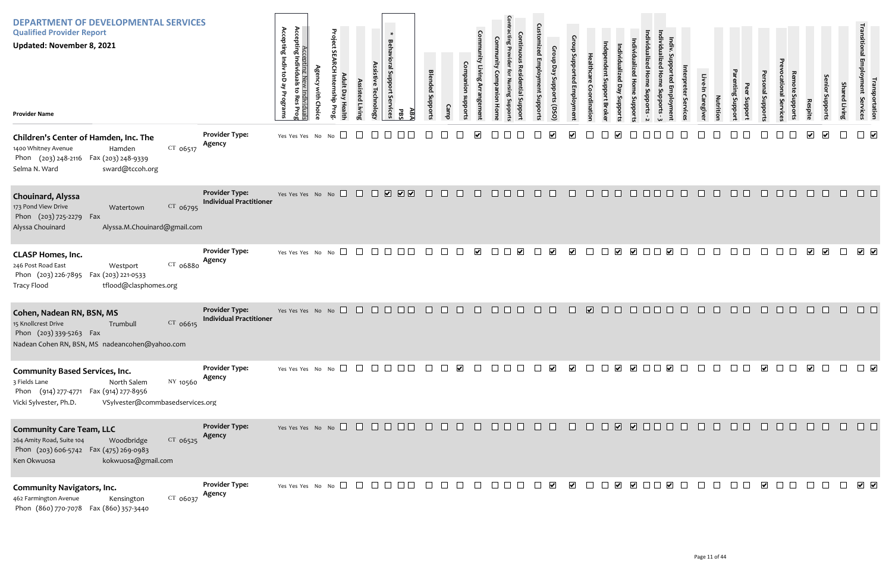# DEPARTMENT OF DEVELOPMENTAL SERVICES

## Qualified Provider Report

**Updated: November 8, 2021**

| Provider Name | Provider Type | Accepting Indiv to Day Programs | Accepting Individuals to Res Prog | Accepting New Individuals | Agency with Choice | Project SEARCH Internship Prog. | Adult Day Health | Assisted Living | Assistive Technology | * Behavioral Support Services | PBS | ABA | Blended Supports | Camp | Companion supports | Community Living Arrangement | Community Companion Home | Contracting Provider for Nursing Supports | Continuous Residential Support | Customized Employment Supports | Group Day Supports (DSO) | Group Supported Employment | Healthcare Coordination | Independent Support Broker | Individualized Day Supports | Individualized Home Supports | Individualized Home Supports - 2 | Individualized Home Supports - 3 | Indiv. Supported Employment | Interpreter Services | Live-In Caregiver | Nutrition | Parenting Support | Peer Support | Personal Supports | Prevocational Services | Remote Supports | Respite | Senior Supports | Shared Living | Transitional Employment Services | Transportation |
|---|---|---|---|---|---|---|---|---|---|---|---|---|---|---|---|---|---|---|---|---|---|---|---|---|---|---|---|---|---|---|---|---|---|---|---|---|---|---|---|---|---|---|
| **Children's Center of Hamden, Inc. The**<br>1400 Whitney Avenue, Hamden, CT 06517<br>Phon (203) 248-2116 Fax (203) 248-9339<br>Selma N. Ward sward@tccoh.org | Agency | Yes | Yes | Yes | No | No | ☐ | ☐ | ☐ | ☐ | ☐ | ☐ | ☐ | ☐ | ☐ | ☑ | ☐ | ☐ | ☐ | ☐ | ☑ | ☑ | ☐ | ☐ | ☑ | ☐ | ☐ | ☐ | ☐ | ☐ | ☐ | ☐ | ☐ | ☐ | ☐ | ☐ | ☐ | ☑ | ☑ | ☐ | ☐ | ☑ |
| **Chouinard, Alyssa**<br>173 Pond View Drive, Watertown, CT 06795<br>Phon (203) 725-2279 Fax<br>Alyssa Chouinard Alyssa.M.Chouinard@gmail.com | Individual Practitioner | Yes | Yes | Yes | No | No | ☐ | ☐ | ☐ | ☑ | ☑ | ☑ | ☐ | ☐ | ☐ | ☐ | ☐ | ☐ | ☐ | ☐ | ☐ | ☐ | ☐ | ☐ | ☐ | ☐ | ☐ | ☐ | ☐ | ☐ | ☐ | ☐ | ☐ | ☐ | ☐ | ☐ | ☐ | ☐ | ☐ | ☐ | ☐ | ☐ |
| **CLASP Homes, Inc.**<br>246 Post Road East, Westport, CT 06880<br>Phon (203) 226-7895 Fax (203) 221-0533<br>Tracy Flood tflood@clasphomes.org | Agency | Yes | Yes | Yes | No | No | ☐ | ☐ | ☐ | ☐ | ☐ | ☐ | ☐ | ☐ | ☐ | ☑ | ☐ | ☐ | ☑ | ☐ | ☑ | ☑ | ☐ | ☐ | ☑ | ☑ | ☐ | ☐ | ☑ | ☐ | ☐ | ☐ | ☐ | ☐ | ☐ | ☐ | ☐ | ☑ | ☑ | ☐ | ☑ | ☑ |
| **Cohen, Nadean RN, BSN, MS**<br>15 Knollcrest Drive, Trumbull, CT 06615<br>Phon (203) 339-5263 Fax<br>Nadean Cohen RN, BSN, MS nadeancohen@yahoo.com | Individual Practitioner | Yes | Yes | Yes | No | No | ☐ | ☐ | ☐ | ☐ | ☐ | ☐ | ☐ | ☐ | ☐ | ☐ | ☐ | ☐ | ☐ | ☐ | ☐ | ☐ | ☑ | ☐ | ☐ | ☐ | ☐ | ☐ | ☐ | ☐ | ☐ | ☐ | ☐ | ☐ | ☐ | ☐ | ☐ | ☐ | ☐ | ☐ | ☐ | ☐ |
| **Community Based Services, Inc.**<br>3 Fields Lane, North Salem, NY 10560<br>Phon (914) 277-4771 Fax (914) 277-8956<br>Vicki Sylvester, Ph.D. VSylvester@commbasedservices.org | Agency | Yes | Yes | Yes | No | No | ☐ | ☐ | ☐ | ☐ | ☐ | ☐ | ☐ | ☐ | ☑ | ☐ | ☐ | ☐ | ☐ | ☐ | ☑ | ☑ | ☐ | ☐ | ☑ | ☑ | ☐ | ☐ | ☑ | ☐ | ☐ | ☐ | ☐ | ☐ | ☑ | ☐ | ☐ | ☑ | ☐ | ☐ | ☐ | ☑ |
| **Community Care Team, LLC**<br>264 Amity Road, Suite 104, Woodbridge, CT 06525<br>Phon (203) 606-5742 Fax (475) 269-0983<br>Ken Okwuosa kokwuosa@gmail.com | Agency | Yes | Yes | Yes | No | No | ☐ | ☐ | ☐ | ☐ | ☐ | ☐ | ☐ | ☐ | ☐ | ☐ | ☐ | ☐ | ☐ | ☐ | ☐ | ☐ | ☐ | ☐ | ☑ | ☑ | ☐ | ☐ | ☐ | ☐ | ☐ | ☐ | ☐ | ☐ | ☐ | ☐ | ☐ | ☐ | ☐ | ☐ | ☐ | ☐ |
| **Community Navigators, Inc.**<br>462 Farmington Avenue, Kensington, CT 06037<br>Phon (860) 770-7078 Fax (860) 357-3440 | Agency | Yes | Yes | Yes | No | No | ☐ | ☐ | ☐ | ☐ | ☐ | ☐ | ☐ | ☐ | ☐ | ☐ | ☐ | ☐ | ☐ | ☐ | ☑ | ☑ | ☐ | ☐ | ☑ | ☑ | ☐ | ☐ | ☑ | ☐ | ☐ | ☐ | ☐ | ☐ | ☑ | ☐ | ☐ | ☐ | ☐ | ☐ | ☑ | ☑ |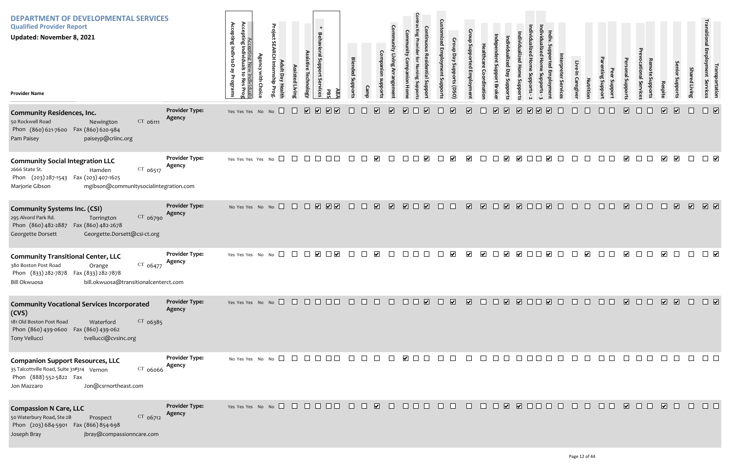# DEPARTMENT OF DEVELOPMENTAL SERVICES

## Qualified Provider Report

**Updated: November 8, 2021**

| Provider Name | Provider Type | Accepting Indiv to Day Programs | Accepting Individuals to Res Prog | Accepting New Individuals | Agency with Choice | Project SEARCH Internship Prog. | Adult Day Health | Assisted Living | Assistive Technology | * Behavioral Support Services | PBS | ABA | Blended Supports | Camp | Companion supports | Community Living Arrangement | Community Companion Home | Contracting Provider for Nursing Supports | Continuous Residential Support | Customized Employment Supports | Group Day Supports (DSO) | Group Supported Employment | Healthcare Coordination | Independent Support Broker | Individualized Day Supports | Individualized Home Supports | Individualized Home Supports - 2 | Individualized Home Supports - 3 | Indiv. Supported Employment | Interpreter Services | Live-In Caregiver | Nutrition | Parenting Support | Peer Support | Personal Supports | Prevocational Services | Remote Supports | Respite | Senior Supports | Shared Living | Transitional Employment Services | Transportation |
|---|---|---|---|---|---|---|---|---|---|---|---|---|---|---|---|---|---|---|---|---|---|---|---|---|---|---|---|---|---|---|---|---|---|---|---|---|---|---|---|---|---|---|
| **Community Residences, Inc.**<br>50 Rockwell Road, Newington CT 06111<br>Phon (860) 621-7600 Fax (860) 620-984<br>Pam Paisey paiseyp@criinc.org | Agency | Yes | Yes | Yes | No | No | ☐ | ☐ | ☑ | ☑ | ☑ | ☑ | ☐ | ☐ | ☑ | ☑ | ☑ | ☐ | ☑ | ☐ | ☑ | ☑ | ☐ | ☑ | ☑ | ☑ | ☑ | ☑ | ☑ | ☐ | ☐ | ☐ | ☐ | ☐ | ☑ | ☐ | ☐ | ☑ | ☑ | ☐ | ☐ | ☑ |
| **Community Social Integration LLC**<br>2666 State St., Hamden CT 06517<br>Phon (203) 287-1543 Fax (203) 407-1625<br>Marjorie Gibson mgibson@communitysocialintegration.com | Agency | Yes | Yes | Yes | Yes | No | ☐ | ☐ | ☐ | ☐ | ☐ | ☐ | ☐ | ☐ | ☑ | ☐ | ☐ | ☐ | ☑ | ☐ | ☑ | ☑ | ☐ | ☐ | ☑ | ☑ | ☐ | ☐ | ☑ | ☐ | ☐ | ☐ | ☐ | ☐ | ☑ | ☐ | ☐ | ☑ | ☑ | ☐ | ☐ | ☑ |
| **Community Systems Inc. (CSI)**<br>295 Alvord Park Rd., Torrington CT 06790<br>Phon (860) 482-2887 Fax (860) 482-2678<br>Georgette Dorsett Georgette.Dorsett@csi-ct.org | Agency | No | Yes | Yes | No | No | ☐ | ☐ | ☐ | ☑ | ☑ | ☑ | ☐ | ☐ | ☑ | ☑ | ☑ | ☐ | ☑ | ☐ | ☐ | ☑ | ☑ | ☐ | ☑ | ☑ | ☐ | ☐ | ☑ | ☐ | ☐ | ☐ | ☐ | ☐ | ☑ | ☐ | ☐ | ☐ | ☑ | ☑ | ☑ | ☑ |
| **Community Transitional Center, LLC**<br>380 Boston Post Road, Orange CT 06477<br>Phon (833) 282-7878 Fax (833) 282-7878<br>Bill Okwuosa bill.okwuosa@transitionalcenterct.com | Agency | Yes | Yes | Yes | No | No | ☐ | ☐ | ☐ | ☑ | ☐ | ☑ | ☐ | ☐ | ☑ | ☐ | ☐ | ☐ | ☐ | ☐ | ☑ | ☑ | ☑ | ☐ | ☑ | ☑ | ☐ | ☐ | ☑ | ☐ | ☐ | ☑ | ☐ | ☐ | ☑ | ☐ | ☐ | ☑ | ☐ | ☐ | ☐ | ☑ |
| **Community Vocational Services Incorporated (CVS)**<br>181 Old Boston Post Road, Waterford CT 06385<br>Phon (860) 439-0600 Fax (860) 439-062<br>Tony Vellucci tvellucci@cvsinc.org | Agency | Yes | Yes | Yes | No | No | ☐ | ☐ | ☐ | ☐ | ☐ | ☐ | ☐ | ☐ | ☐ | ☐ | ☐ | ☐ | ☑ | ☐ | ☑ | ☑ | ☐ | ☐ | ☑ | ☑ | ☐ | ☐ | ☑ | ☐ | ☐ | ☐ | ☐ | ☐ | ☑ | ☐ | ☐ | ☑ | ☑ | ☐ | ☐ | ☑ |
| **Companion Support Resources, LLC**<br>35 Talcottville Road, Suite 31#314, Vernon CT 06066<br>Phon (888) 552-5822 Fax<br>Jon Mazzaro Jon@csrnortheast.com | Agency | No | Yes | Yes | No | No | ☐ | ☐ | ☐ | ☐ | ☐ | ☐ | ☐ | ☐ | ☐ | ☐ | ☑ | ☐ | ☐ | ☐ | ☐ | ☐ | ☐ | ☐ | ☐ | ☐ | ☐ | ☐ | ☐ | ☐ | ☐ | ☐ | ☐ | ☐ | ☐ | ☐ | ☐ | ☐ | ☐ | ☐ | ☐ | ☐ |
| **Compassion N Care, LLC**<br>50 Waterbury Road, Ste 2B, Prospect CT 06712<br>Phon (203) 684-5901 Fax (866) 854-698<br>Joseph Bray jbray@compassionncare.com | Agency | Yes | Yes | Yes | No | No | ☐ | ☐ | ☐ | ☐ | ☐ | ☐ | ☐ | ☐ | ☑ | ☐ | ☐ | ☐ | ☐ | ☐ | ☐ | ☐ | ☐ | ☐ | ☑ | ☑ | ☐ | ☐ | ☐ | ☐ | ☐ | ☐ | ☐ | ☐ | ☑ | ☐ | ☐ | ☑ | ☐ | ☐ | ☐ | ☐ |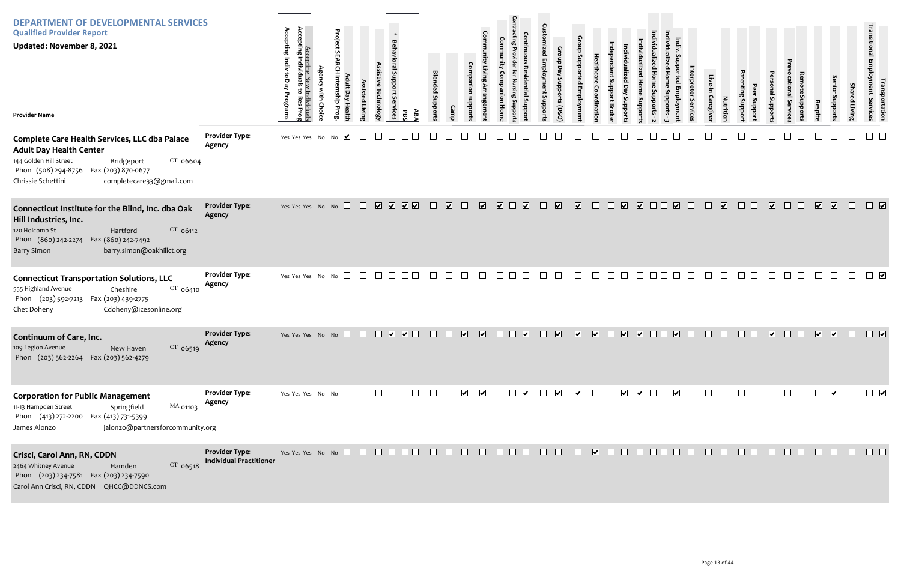# DEPARTMENT OF DEVELOPMENTAL SERVICES

**Qualified Provider Report**

**Updated: November 8, 2021**

| Provider Name | Provider Type | Accepting Indiv to Day Programs | Accepting Individuals to Res Prog | Accepting New Individuals | Agency with Choice | Project SEARCH Internship Prog. | Adult Day Health | Assisted Living | Assistive Technology | * Behavioral Support Services | PBS | ABA | Blended Supports | Camp | Companion supports | Community Living Arrangement | Community Companion Home | Contracting Provider for Nursing Supports | Continuous Residential Support | Customized Employment Supports | Group Day Supports (DSO) | Group Supported Employment | Healthcare Coordination | Independent Support Broker | Individualized Day Supports | Individualized Home Supports | Individualized Home Supports - 2 | Individualized Home Supports - 3 | Indiv. Supported Employment | Interpreter Services | Live-In Caregiver | Nutrition | Parenting Support | Peer Support | Personal Supports | Prevocational Services | Remote Supports | Respite | Senior Supports | Shared Living | Transitional Employment Services | Transportation |
|---|---|---|---|---|---|---|---|---|---|---|---|---|---|---|---|---|---|---|---|---|---|---|---|---|---|---|---|---|---|---|---|---|---|---|---|---|---|---|---|---|---|---|
| **Complete Care Health Services, LLC dba Palace Adult Day Health Center**<br>144 Golden Hill Street, Bridgeport CT 06604<br>Phon (508) 294-8756 Fax (203) 870-0677<br>Chrissie Schettini completecare33@gmail.com | Agency | Yes | Yes | Yes | No | No | ✓ | | | | | | | | | | | | | | | | | | | | | | | | | | | | | | | | | | | |
| **Connecticut Institute for the Blind, Inc. dba Oak Hill Industries, Inc.**<br>120 Holcomb St, Hartford CT 06112<br>Phon (860) 242-2274 Fax (860) 242-7492<br>Barry Simon barry.simon@oakhillct.org | Agency | Yes | Yes | Yes | No | No | | | ✓ | ✓ | ✓ | ✓ | | ✓ | | ✓ | ✓ | | ✓ | | ✓ | ✓ | | | ✓ | ✓ | | | ✓ | | | ✓ | | | ✓ | | | ✓ | ✓ | | | ✓ |
| **Connecticut Transportation Solutions, LLC**<br>555 Highland Avenue, Cheshire CT 06410<br>Phon (203) 592-7213 Fax (203) 439-2775<br>Chet Doheny Cdoheny@icesonline.org | Agency | Yes | Yes | Yes | No | No | | | | | | | | | | | | | | | | | | | | | | | | | | | | | | | | | | | | ✓ |
| **Continuum of Care, Inc.**<br>109 Legion Avenue, New Haven CT 06519<br>Phon (203) 562-2264 Fax (203) 562-4279 | Agency | Yes | Yes | Yes | No | No | | | | ✓ | ✓ | | | | ✓ | ✓ | | | ✓ | | ✓ | ✓ | ✓ | | ✓ | ✓ | | | ✓ | | | | | | ✓ | | | ✓ | ✓ | | | ✓ |
| **Corporation for Public Management**<br>11-13 Hampden Street, Springfield MA 01103<br>Phon (413) 272-2200 Fax (413) 731-5399<br>James Alonzo jalonzo@partnersforcommunity.org | Agency | Yes | Yes | Yes | No | No | | | | | | | | | ✓ | ✓ | | | ✓ | | ✓ | ✓ | | | ✓ | ✓ | | | ✓ | | | | | | | | | | ✓ | | | ✓ |
| **Crisci, Carol Ann, RN, CDDN**<br>2464 Whitney Avenue, Hamden CT 06518<br>Phon (203) 234-7581 Fax (203) 234-7590<br>Carol Ann Crisci, RN, CDDN QHCC@DDNCS.com | Individual Practitioner | Yes | Yes | Yes | No | No | | | | | | | | | | | | | | | | | ✓ | | | | | | | | | | | | | | | | | | | |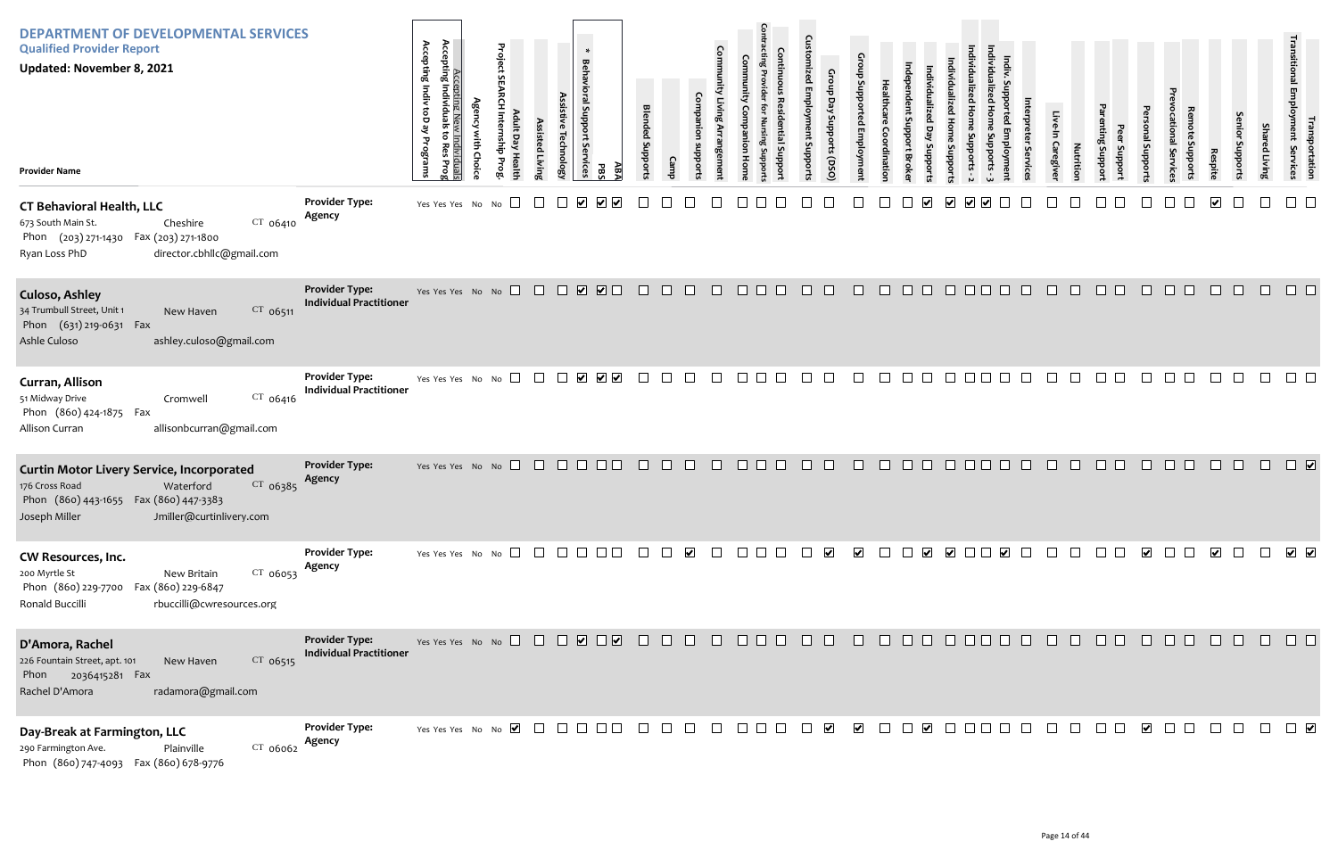# DEPARTMENT OF DEVELOPMENTAL SERVICES

## Qualified Provider Report

**Updated: November 8, 2021**

| Provider Name | Provider Type | Accepting Indiv to Day Programs | Accepting Individuals to Res Prog | Accepting New Individuals | Agency with Choice | Project SEARCH Internship Prog. | Adult Day Health | Assisted Living | Assistive Technology | * Behavioral Support Services | PBS | ABA | Blended Supports | Camp | Companion supports | Community Living Arrangement | Community Companion Home | Contracting Provider for Nursing Supports | Continuous Residential Support | Customized Employment Supports | Group Day Supports (DSO) | Group Supported Employment | Healthcare Coordination | Independent Support Broker | Individualized Day Supports | Individualized Home Supports | Individualized Home Supports - 2 | Individualized Home Supports - 3 | Indiv. Supported Employment | Interpreter Services | Live-In Caregiver | Nutrition | Parenting Support | Peer Support | Personal Supports | Prevocational Services | Remote Supports | Respite | Senior Supports | Shared Living | Transitional Employment Services | Transportation |
|---|---|---|---|---|---|---|---|---|---|---|---|---|---|---|---|---|---|---|---|---|---|---|---|---|---|---|---|---|---|---|---|---|---|---|---|---|---|---|---|---|---|---|
| **CT Behavioral Health, LLC**<br>673 South Main St., Cheshire CT 06410<br>Phon (203) 271-1430 Fax (203) 271-1800<br>Ryan Loss PhD director.cbhllc@gmail.com | Agency | Yes | Yes | Yes | No | No | ☐ | ☐ | ☐ | ☑ | ☑ | ☑ | ☐ | ☐ | ☐ | ☐ | ☐ | ☐ | ☐ | ☐ | ☐ | ☐ | ☐ | ☐ | ☑ | ☑ | ☑ | ☑ | ☐ | ☐ | ☐ | ☐ | ☐ | ☐ | ☐ | ☐ | ☐ | ☑ | ☐ | ☐ | ☐ | ☐ |
| **Culuso, Ashley**<br>34 Trumbull Street, Unit 1, New Haven CT 06511<br>Phon (631) 219-0631 Fax<br>Ashle Culuso ashley.culuso@gmail.com | Individual Practitioner | Yes | Yes | Yes | No | No | ☐ | ☐ | ☐ | ☑ | ☑ | ☐ | ☐ | ☐ | ☐ | ☐ | ☐ | ☐ | ☐ | ☐ | ☐ | ☐ | ☐ | ☐ | ☐ | ☐ | ☐ | ☐ | ☐ | ☐ | ☐ | ☐ | ☐ | ☐ | ☐ | ☐ | ☐ | ☐ | ☐ | ☐ | ☐ | ☐ |
| **Curran, Allison**<br>51 Midway Drive, Cromwell CT 06416<br>Phon (860) 424-1875 Fax<br>Allison Curran allisonbcurran@gmail.com | Individual Practitioner | Yes | Yes | Yes | No | No | ☐ | ☐ | ☐ | ☑ | ☑ | ☑ | ☐ | ☐ | ☐ | ☐ | ☐ | ☐ | ☐ | ☐ | ☐ | ☐ | ☐ | ☐ | ☐ | ☐ | ☐ | ☐ | ☐ | ☐ | ☐ | ☐ | ☐ | ☐ | ☐ | ☐ | ☐ | ☐ | ☐ | ☐ | ☐ | ☐ |
| **Curtin Motor Livery Service, Incorporated**<br>176 Cross Road, Waterford CT 06385<br>Phon (860) 443-1655 Fax (860) 447-3383<br>Joseph Miller Jmiller@curtinlivery.com | Agency | Yes | Yes | Yes | No | No | ☐ | ☐ | ☐ | ☐ | ☐ | ☐ | ☐ | ☐ | ☐ | ☐ | ☐ | ☐ | ☐ | ☐ | ☐ | ☐ | ☐ | ☐ | ☐ | ☐ | ☐ | ☐ | ☐ | ☐ | ☐ | ☐ | ☐ | ☐ | ☐ | ☐ | ☐ | ☐ | ☐ | ☐ | ☐ | ☑ |
| **CW Resources, Inc.**<br>200 Myrtle St, New Britain CT 06053<br>Phon (860) 229-7700 Fax (860) 229-6847<br>Ronald Buccilli rbuccilli@cwresources.org | Agency | Yes | Yes | Yes | No | No | ☐ | ☐ | ☐ | ☐ | ☐ | ☐ | ☐ | ☐ | ☑ | ☐ | ☐ | ☐ | ☐ | ☐ | ☑ | ☑ | ☐ | ☐ | ☑ | ☑ | ☐ | ☐ | ☑ | ☐ | ☐ | ☐ | ☐ | ☐ | ☑ | ☐ | ☐ | ☑ | ☐ | ☐ | ☑ | ☑ |
| **D'Amora, Rachel**<br>226 Fountain Street, apt. 101, New Haven CT 06515<br>Phon 2036415281 Fax<br>Rachel D'Amora radamora@gmail.com | Individual Practitioner | Yes | Yes | Yes | No | No | ☐ | ☐ | ☐ | ☑ | ☐ | ☑ | ☐ | ☐ | ☐ | ☐ | ☐ | ☐ | ☐ | ☐ | ☐ | ☐ | ☐ | ☐ | ☐ | ☐ | ☐ | ☐ | ☐ | ☐ | ☐ | ☐ | ☐ | ☐ | ☐ | ☐ | ☐ | ☐ | ☐ | ☐ | ☐ | ☐ |
| **Day-Break at Farmington, LLC**<br>290 Farmington Ave., Plainville CT 06062<br>Phon (860) 747-4093 Fax (860) 678-9776 | Agency | Yes | Yes | Yes | No | No | ☑ | ☐ | ☐ | ☐ | ☐ | ☐ | ☐ | ☐ | ☐ | ☐ | ☐ | ☐ | ☐ | ☐ | ☑ | ☑ | ☐ | ☐ | ☑ | ☐ | ☐ | ☐ | ☐ | ☐ | ☐ | ☐ | ☐ | ☐ | ☑ | ☐ | ☐ | ☐ | ☐ | ☐ | ☐ | ☑ |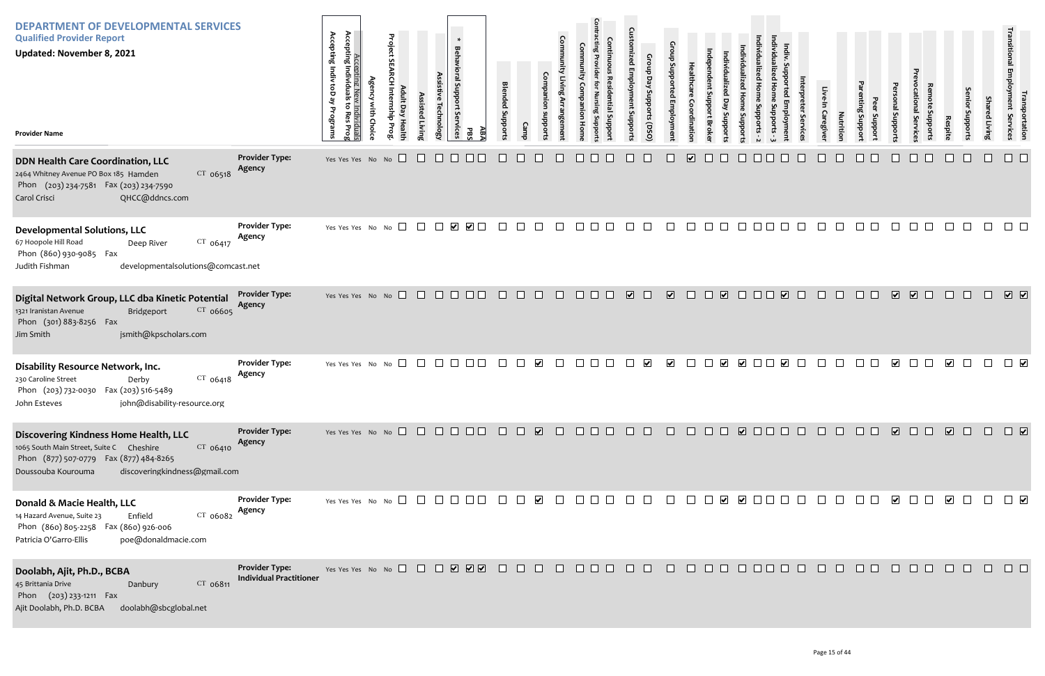# DEPARTMENT OF DEVELOPMENTAL SERVICES

## Qualified Provider Report

**Updated: November 8, 2021**

| Provider Name | Provider Type | Accepting Indiv to Day Programs | Accepting Individuals to Res Prog | Accepting New Individuals | Agency with Choice | Project SEARCH Internship Prog. | Adult Day Health | Assisted Living | Assistive Technology | * Behavioral Support Services | PBS | ABA | Blended Supports | Camp | Companion supports | Community Living Arrangement | Community Companion Home | Contracting Provider for Nursing Supports | Continuous Residential Support | Customized Employment Supports | Group Day Supports (DSO) | Group Supported Employment | Healthcare Coordination | Independent Support Broker | Individualized Day Supports | Individualized Home Supports - 2 | Individualized Home Supports - 3 | | Indiv. Supported Employment | Interpreter Services | Live-In Caregiver | Nutrition | Parenting Support | Peer Support | Personal Supports | Prevocational Services | Remote Supports | Respite | Senior Supports | Shared Living | Transitional Employment Services | Transportation |
|---|---|---|---|---|---|---|---|---|---|---|---|---|---|---|---|---|---|---|---|---|---|---|---|---|---|---|---|---|---|---|---|---|---|---|---|---|---|---|---|---|---|---|
| **DDN Health Care Coordination, LLC** 2464 Whitney Avenue PO Box 185 Hamden CT 06518 Phon (203) 234-7581 Fax (203) 234-7590 Carol Crisci QHCC@ddncs.com | Agency | Yes | Yes | Yes | No | No | ☐ | ☐ | ☐ | ☐ | ☐ | ☐ | ☐ | ☐ | ☐ | ☐ | ☐ | ☐ | ☐ | ☐ | ☐ | ☐ | ☑ | ☐ | ☐ | ☐ | ☐ | ☐ | ☐ | ☐ | ☐ | ☐ | ☐ | ☐ | ☐ | ☐ | ☐ | ☐ | ☐ | ☐ | ☐ | ☐ |
| **Developmental Solutions, LLC** 67 Hoopole Hill Road Deep River CT 06417 Phon (860) 930-9085 Fax Judith Fishman developmentalsolutions@comcast.net | Agency | Yes | Yes | Yes | No | No | ☐ | ☐ | ☐ | ☑ | ☑ | ☐ | ☐ | ☐ | ☐ | ☐ | ☐ | ☐ | ☐ | ☐ | ☐ | ☐ | ☐ | ☐ | ☐ | ☐ | ☐ | ☐ | ☐ | ☐ | ☐ | ☐ | ☐ | ☐ | ☐ | ☐ | ☐ | ☐ | ☐ | ☐ | ☐ | ☐ |
| **Digital Network Group, LLC dba Kinetic Potential** 1321 Iranistan Avenue Bridgeport CT 06605 Phon (301) 883-8256 Fax Jim Smith jsmith@kpscholars.com | Agency | Yes | Yes | Yes | No | No | ☐ | ☐ | ☐ | ☐ | ☐ | ☐ | ☐ | ☐ | ☐ | ☐ | ☐ | ☐ | ☐ | ☑ | ☐ | ☑ | ☐ | ☐ | ☑ | ☐ | ☐ | ☐ | ☑ | ☐ | ☐ | ☐ | ☐ | ☐ | ☑ | ☑ | ☐ | ☐ | ☐ | ☐ | ☑ | ☑ |
| **Disability Resource Network, Inc.** 230 Caroline Street Derby CT 06418 Phon (203) 732-0030 Fax (203) 516-5489 John Esteves john@disability-resource.org | Agency | Yes | Yes | Yes | No | No | ☐ | ☐ | ☐ | ☐ | ☐ | ☐ | ☐ | ☐ | ☑ | ☐ | ☐ | ☐ | ☐ | ☐ | ☑ | ☑ | ☐ | ☐ | ☑ | ☑ | ☐ | ☐ | ☑ | ☐ | ☐ | ☐ | ☐ | ☐ | ☑ | ☐ | ☐ | ☑ | ☐ | ☐ | ☐ | ☑ |
| **Discovering Kindness Home Health, LLC** 1065 South Main Street, Suite C Cheshire CT 06410 Phon (877) 507-0779 Fax (877) 484-8265 Doussouba Kourouma discoveringkindness@gmail.com | Agency | Yes | Yes | Yes | No | No | ☐ | ☐ | ☐ | ☐ | ☐ | ☐ | ☐ | ☐ | ☑ | ☐ | ☐ | ☐ | ☐ | ☐ | ☐ | ☐ | ☐ | ☐ | ☐ | ☑ | ☐ | ☐ | ☐ | ☐ | ☐ | ☐ | ☐ | ☐ | ☑ | ☐ | ☐ | ☑ | ☐ | ☐ | ☐ | ☑ |
| **Donald & Macie Health, LLC** 14 Hazard Avenue, Suite 23 Enfield CT 06082 Phon (860) 805-2258 Fax (860) 926-006 Patricia O'Garro-Ellis poe@donaldmacie.com | Agency | Yes | Yes | Yes | No | No | ☐ | ☐ | ☐ | ☐ | ☐ | ☐ | ☐ | ☐ | ☑ | ☐ | ☐ | ☐ | ☐ | ☐ | ☐ | ☐ | ☐ | ☐ | ☑ | ☑ | ☐ | ☐ | ☐ | ☐ | ☐ | ☐ | ☐ | ☐ | ☑ | ☐ | ☐ | ☑ | ☐ | ☐ | ☐ | ☑ |
| **Doolabh, Ajit, Ph.D., BCBA** 45 Brittania Drive Danbury CT 06811 Phon (203) 233-1211 Fax Ajit Doolabh, Ph.D. BCBA doolabh@sbcglobal.net | Individual Practitioner | Yes | Yes | Yes | No | No | ☐ | ☐ | ☐ | ☑ | ☑ | ☑ | ☐ | ☐ | ☐ | ☐ | ☐ | ☐ | ☐ | ☐ | ☐ | ☐ | ☐ | ☐ | ☐ | ☐ | ☐ | ☐ | ☐ | ☐ | ☐ | ☐ | ☐ | ☐ | ☐ | ☐ | ☐ | ☐ | ☐ | ☐ | ☐ | ☐ |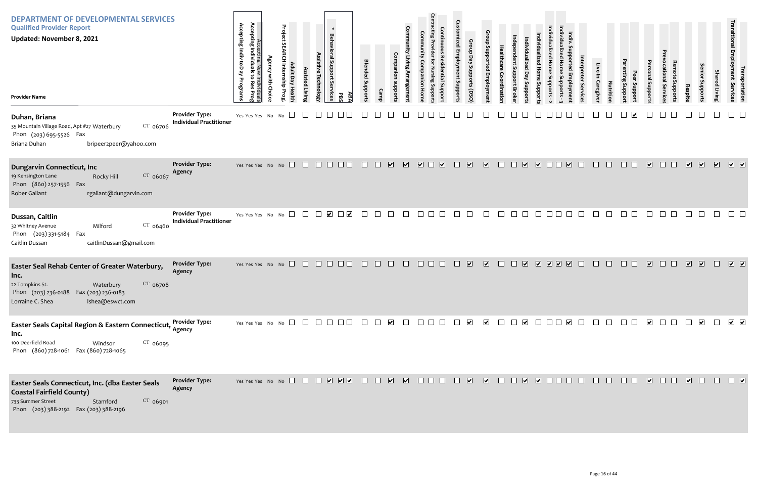# DEPARTMENT OF DEVELOPMENTAL SERVICES

**Qualified Provider Report**

**Updated: November 8, 2021**

| Provider Name | Provider Type | Accepting Indiv to Day Programs | Accepting Individuals to Res Prog | Accepting New Individuals | Agency with Choice | Project SEARCH Internship Prog. | Adult Day Health | Assisted Living | Assistive Technology | * Behavioral Support Services | PBS | ABA | Blended Supports | Camp | Companion supports | Community Living Arrangement | Community Companion Home | Contracting Provider for Nursing Supports | Continuous Residential Support | Customized Employment Supports | Group Day Supports (DSO) | Group Supported Employment | Healthcare Coordination | Independent Support Broker | Individualized Day Supports | Individualized Home Supports | Individualized Home Supports - 2 | Individualized Home Supports - 3 | Indiv. Supported Employment | Interpreter Services | Live-In Caregiver | Nutrition | Parenting Support | Peer Support | Personal Supports | Prevocational Services | Remote Supports | Respite | Senior Supports | Shared Living | Transitional Employment Services | Transportation |
|---|---|---|---|---|---|---|---|---|---|---|---|---|---|---|---|---|---|---|---|---|---|---|---|---|---|---|---|---|---|---|---|---|---|---|---|---|---|---|---|---|---|
| **Duhan, Briana**<br>35 Mountain Village Road, Apt #27 Waterbury CT 06706<br>Phon (203) 695-5526 Fax<br>Briana Duhan bripeer2peer@yahoo.com | Individual Practitioner | Yes | Yes | Yes | No | No | ☐ | ☐ | ☐ | ☐ | ☐ | ☐ | ☐ | ☐ | ☐ | ☐ | ☐ | ☐ | ☐ | ☐ | ☐ | ☐ | ☐ | ☐ | ☐ | ☐ | ☐ | ☐ | ☐ | ☐ | ☐ | ☐ | ☐ | ☑ | ☐ | ☐ | ☐ | ☐ | ☐ | ☐ | ☐ | ☐ |
| **Dungarvin Connecticut, Inc**<br>19 Kensington Lane Rocky Hill CT 06067<br>Phon (860) 257-1556 Fax<br>Rober Gallant rgallant@dungarvin.com | Agency | Yes | Yes | Yes | No | No | ☐ | ☐ | ☐ | ☐ | ☐ | ☐ | ☐ | ☐ | ☑ | ☑ | ☑ | ☐ | ☑ | ☐ | ☑ | ☑ | ☐ | ☐ | ☑ | ☑ | ☐ | ☐ | ☑ | ☐ | ☐ | ☐ | ☐ | ☐ | ☑ | ☐ | ☐ | ☑ | ☑ | ☑ | ☑ | ☑ |
| **Dussan, Caitlin**<br>32 Whitney Avenue Milford CT 06460<br>Phon (203) 331-5184 Fax<br>Caitlin Dussan caitlinDussan@gmail.com | Individual Practitioner | Yes | Yes | Yes | No | No | ☐ | ☐ | ☐ | ☑ | ☐ | ☑ | ☐ | ☐ | ☐ | ☐ | ☐ | ☐ | ☐ | ☐ | ☐ | ☐ | ☐ | ☐ | ☐ | ☐ | ☐ | ☐ | ☐ | ☐ | ☐ | ☐ | ☐ | ☐ | ☐ | ☐ | ☐ | ☐ | ☐ | ☐ | ☐ | ☐ |
| **Easter Seal Rehab Center of Greater Waterbury, Inc.**<br>22 Tompkins St. Waterbury CT 06708<br>Phon (203) 236-0188 Fax (203) 236-0183<br>Lorraine C. Shea lshea@eswct.com | Agency | Yes | Yes | Yes | No | No | ☐ | ☐ | ☐ | ☐ | ☐ | ☐ | ☐ | ☐ | ☐ | ☐ | ☐ | ☐ | ☐ | ☐ | ☑ | ☑ | ☐ | ☐ | ☑ | ☑ | ☑ | ☑ | ☑ | ☐ | ☐ | ☐ | ☐ | ☐ | ☑ | ☐ | ☐ | ☑ | ☑ | ☐ | ☑ | ☑ |
| **Easter Seals Capital Region & Eastern Connecticut, Inc.**<br>100 Deerfield Road Windsor CT 06095<br>Phon (860) 728-1061 Fax (860) 728-1065 | Agency | Yes | Yes | Yes | No | No | ☐ | ☐ | ☐ | ☐ | ☐ | ☐ | ☐ | ☐ | ☑ | ☐ | ☐ | ☐ | ☐ | ☐ | ☑ | ☑ | ☐ | ☐ | ☑ | ☐ | ☐ | ☐ | ☑ | ☐ | ☐ | ☐ | ☐ | ☐ | ☑ | ☐ | ☐ | ☐ | ☑ | ☐ | ☑ | ☑ |
| **Easter Seals Connecticut, Inc. (dba Easter Seals Coastal Fairfield County)**<br>733 Summer Street Stamford CT 06901<br>Phon (203) 388-2192 Fax (203) 388-2196 | Agency | Yes | Yes | Yes | No | No | ☐ | ☐ | ☐ | ☑ | ☑ | ☑ | ☐ | ☐ | ☑ | ☑ | ☐ | ☐ | ☐ | ☐ | ☑ | ☑ | ☐ | ☐ | ☑ | ☑ | ☐ | ☐ | ☐ | ☐ | ☐ | ☐ | ☐ | ☐ | ☑ | ☐ | ☐ | ☑ | ☐ | ☐ | ☐ | ☑ |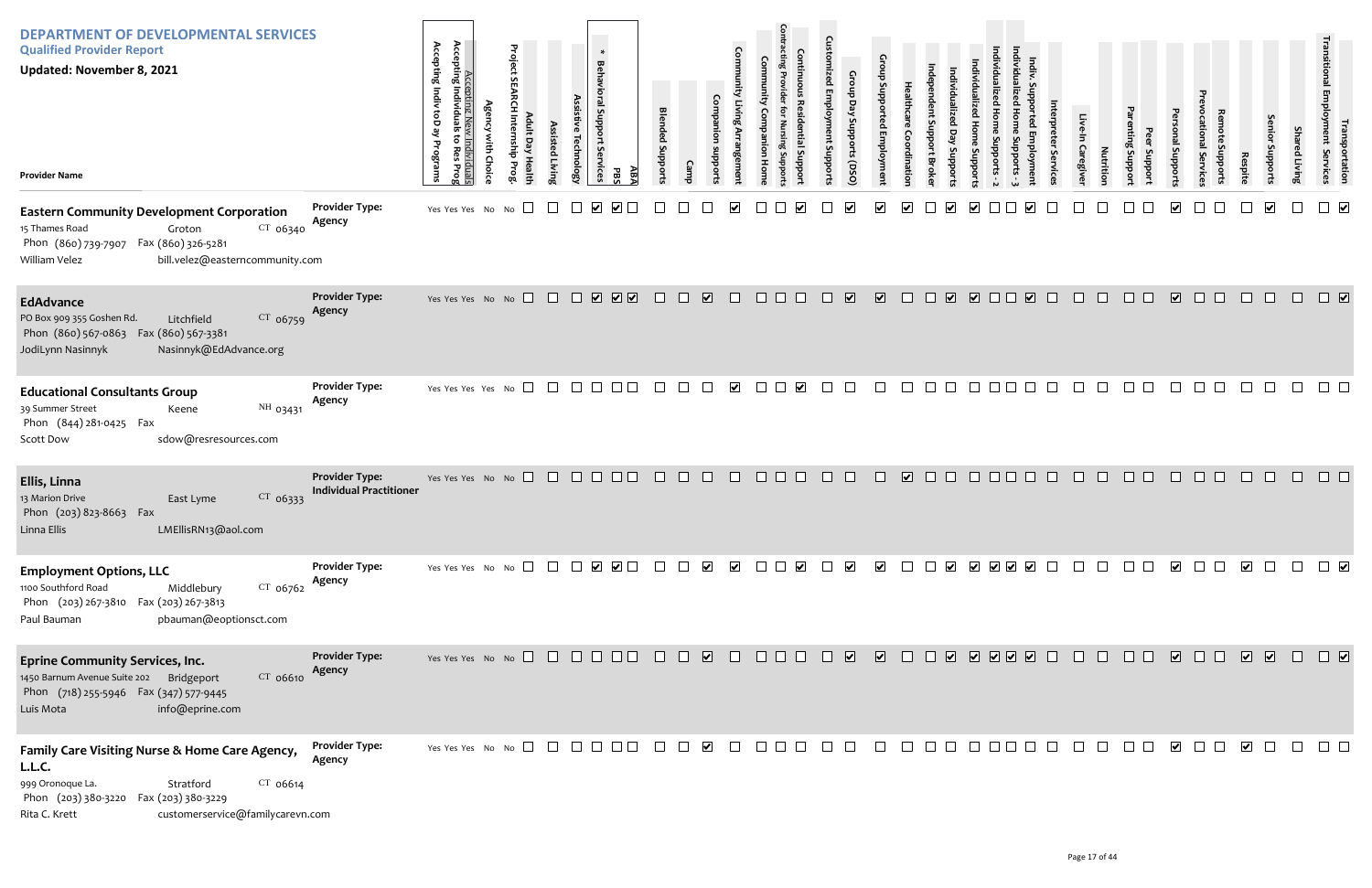# DEPARTMENT OF DEVELOPMENTAL SERVICES

## Qualified Provider Report

**Updated: November 8, 2021**

| Provider Name | Provider Type | Accepting Indiv to Day Programs | Accepting Individuals to Res Prog | Accepting New Individuals | Agency with Choice | Project SEARCH Internship Prog. | Adult Day Health | Assisted Living | Assistive Technology | * Behavioral Support Services | PBS | ABA | Blended Supports | Camp | Companion supports | Community Living Arrangement | Community Companion Home | Contracting Provider for Nursing Supports | Continuous Residential Support | Customized Employment Supports | Group Day Supports (DSO) | Group Supported Employment | Healthcare Coordination | Independent Support Broker | Individualized Day Supports | Individualized Home Supports | Individualized Home Supports - 2 | Individualized Home Supports - 3 | Indiv. Supported Employment | Interpreter Services | Live-In Caregiver | Nutrition | Parenting Support | Peer Support | Personal Supports | Prevocational Services | Remote Supports | Respite | Senior Supports | Shared Living | Transitional Employment Services | Transportation |
|---|---|---|---|---|---|---|---|---|---|---|---|---|---|---|---|---|---|---|---|---|---|---|---|---|---|---|---|---|---|---|---|---|---|---|---|---|---|---|---|---|---|---|
| **Eastern Community Development Corporation**<br>15 Thames Road, Groton CT 06340<br>Phon (860) 739-7907 Fax (860) 326-5281<br>William Velez bill.velez@easterncommunity.com | Agency | Yes | Yes | Yes | No | No | ☐ | ☐ | ☐ | ☑ | ☑ | ☐ | ☐ | ☐ | ☐ | ☑ | ☐ | ☐ | ☑ | ☐ | ☑ | ☑ | ☑ | ☐ | ☑ | ☑ | ☐ | ☐ | ☑ | ☐ | ☐ | ☐ | ☐ | ☐ | ☑ | ☐ | ☐ | ☐ | ☑ | ☐ | ☐ | ☑ |
| **EdAdvance**<br>PO Box 909 355 Goshen Rd., Litchfield CT 06759<br>Phon (860) 567-0863 Fax (860) 567-3381<br>JodiLynn Nasinnyk Nasinnyk@EdAdvance.org | Agency | Yes | Yes | Yes | No | No | ☐ | ☐ | ☐ | ☑ | ☑ | ☑ | ☐ | ☐ | ☑ | ☐ | ☐ | ☐ | ☐ | ☐ | ☑ | ☑ | ☐ | ☐ | ☑ | ☑ | ☐ | ☐ | ☑ | ☐ | ☐ | ☐ | ☐ | ☐ | ☑ | ☐ | ☐ | ☐ | ☐ | ☐ | ☐ | ☑ |
| **Educational Consultants Group**<br>39 Summer Street, Keene NH 03431<br>Phon (844) 281-0425 Fax<br>Scott Dow sdow@resresources.com | Agency | Yes | Yes | Yes | Yes | No | ☐ | ☐ | ☐ | ☐ | ☐ | ☐ | ☐ | ☐ | ☐ | ☑ | ☐ | ☐ | ☑ | ☐ | ☐ | ☐ | ☐ | ☐ | ☐ | ☐ | ☐ | ☐ | ☐ | ☐ | ☐ | ☐ | ☐ | ☐ | ☐ | ☐ | ☐ | ☐ | ☐ | ☐ | ☐ | ☐ |
| **Ellis, Linna**<br>13 Marion Drive, East Lyme CT 06333<br>Phon (203) 823-8663 Fax<br>Linna Ellis LMEllisRN13@aol.com | Individual Practitioner | Yes | Yes | Yes | No | No | ☐ | ☐ | ☐ | ☐ | ☐ | ☐ | ☐ | ☐ | ☐ | ☐ | ☐ | ☐ | ☐ | ☐ | ☐ | ☐ | ☑ | ☐ | ☐ | ☐ | ☐ | ☐ | ☐ | ☐ | ☐ | ☐ | ☐ | ☐ | ☐ | ☐ | ☐ | ☐ | ☐ | ☐ | ☐ | ☐ |
| **Employment Options, LLC**<br>1100 Southford Road, Middlebury CT 06762<br>Phon (203) 267-3810 Fax (203) 267-3813<br>Paul Bauman pbauman@eoptionsct.com | Agency | Yes | Yes | Yes | No | No | ☐ | ☐ | ☐ | ☑ | ☑ | ☐ | ☐ | ☐ | ☑ | ☑ | ☐ | ☐ | ☑ | ☐ | ☑ | ☑ | ☐ | ☐ | ☑ | ☑ | ☑ | ☑ | ☑ | ☐ | ☐ | ☐ | ☐ | ☐ | ☑ | ☐ | ☐ | ☑ | ☐ | ☐ | ☐ | ☑ |
| **Eprine Community Services, Inc.**<br>1450 Barnum Avenue Suite 202, Bridgeport CT 06610<br>Phon (718) 255-5946 Fax (347) 577-9445<br>Luis Mota info@eprine.com | Agency | Yes | Yes | Yes | No | No | ☐ | ☐ | ☐ | ☐ | ☐ | ☐ | ☐ | ☐ | ☑ | ☐ | ☐ | ☐ | ☐ | ☐ | ☑ | ☑ | ☐ | ☐ | ☑ | ☑ | ☑ | ☑ | ☑ | ☐ | ☐ | ☐ | ☐ | ☐ | ☑ | ☐ | ☐ | ☑ | ☑ | ☐ | ☐ | ☑ |
| **Family Care Visiting Nurse & Home Care Agency, L.L.C.**<br>999 Oronoque La., Stratford CT 06614<br>Phon (203) 380-3220 Fax (203) 380-3229<br>Rita C. Krett customerservice@familycarevn.com | Agency | Yes | Yes | | No | No | ☐ | ☐ | ☐ | ☐ | ☐ | ☐ | ☐ | ☐ | ☑ | ☐ | ☐ | ☐ | ☐ | ☐ | ☐ | ☐ | ☐ | ☐ | ☐ | ☐ | ☐ | ☐ | ☐ | ☐ | ☐ | ☐ | ☐ | ☐ | ☑ | ☐ | ☐ | ☑ | ☐ | ☐ | ☐ | ☐ |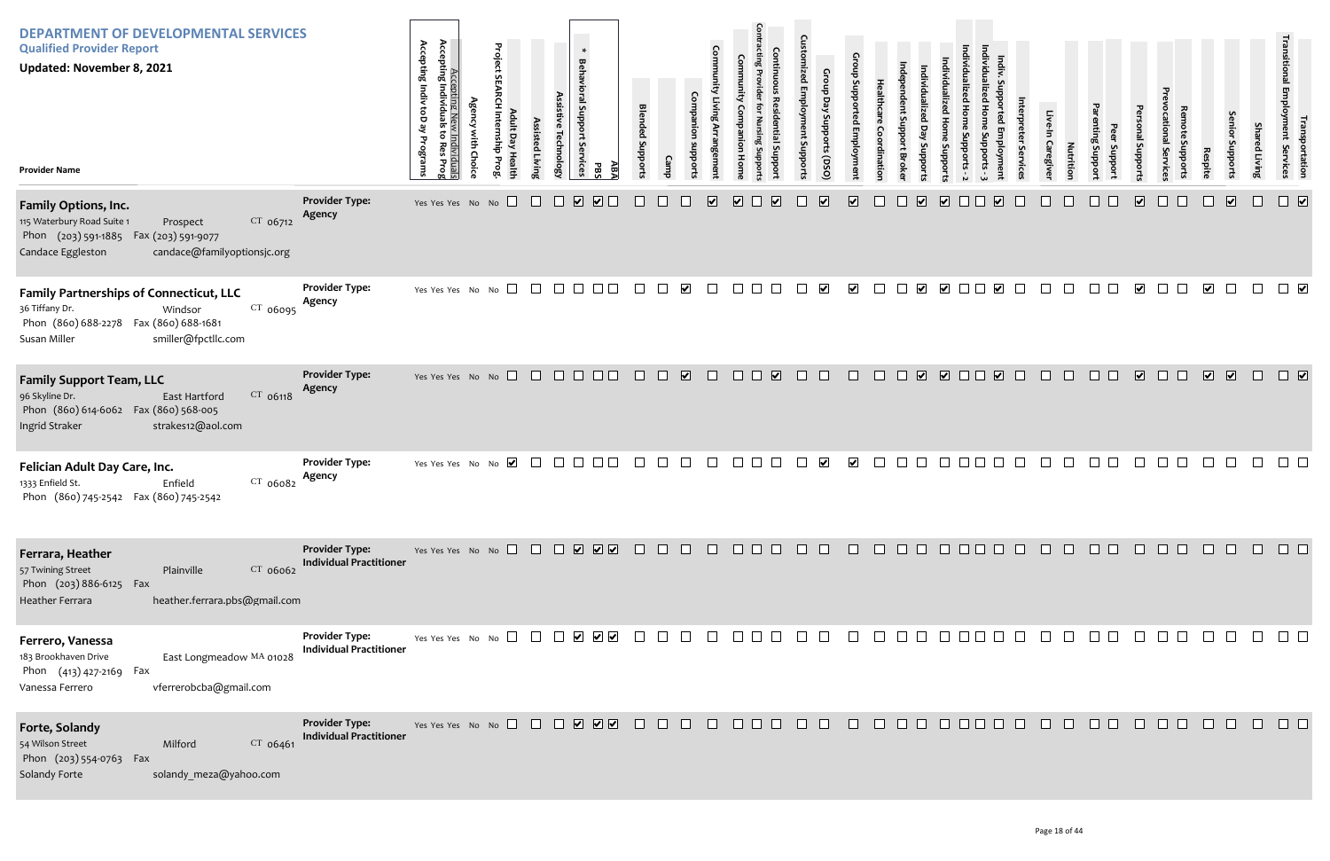# DEPARTMENT OF DEVELOPMENTAL SERVICES

## Qualified Provider Report

**Updated: November 8, 2021**

| Provider Name | Provider Type | Accepting Indiv to Day Programs | Accepting Individuals to Res Prog | Accepting New Individuals | Agency with Choice | Project SEARCH Internship Prog. | Adult Day Health | Assisted Living | Assistive Technology | * Behavioral Support Services | PBS | ABA | Blended Supports | Camp | Companion supports | Community Living Arrangement | Community Companion Home | Contracting Provider for Nursing Supports | Continuous Residential Support | Customized Employment Supports | Group Day Supports (DSO) | Group Supported Employment | Healthcare Coordination | Independent Support Broker | Individualized Day Supports | Individualized Home Supports | Individualized Home Supports - 2 | Individualized Home Supports - 3 | Indiv. Supported Employment | Interpreter Services | Live-In Caregiver | Nutrition | Parenting Support | Peer Support | Personal Supports | Prevocational Services | Remote Supports | Respite | Senior Supports | Shared Living | Transitional Employment Services | Transportation |
|---|---|---|---|---|---|---|---|---|---|---|---|---|---|---|---|---|---|---|---|---|---|---|---|---|---|---|---|---|---|---|---|---|---|---|---|---|---|---|---|---|---|---|
| **Family Options, Inc.**<br>115 Waterbury Road Suite 1, Prospect CT 06712<br>Phon (203) 591-1885 Fax (203) 591-9077<br>Candace Eggleston<br>candace@familyoptionsjc.org | Agency | Yes | Yes | Yes | No | No | ☐ | ☐ | ☐ | ☑ | ☑ | ☐ | ☐ | ☐ | ☐ | ☑ | ☑ | ☐ | ☑ | ☐ | ☑ | ☑ | ☐ | ☐ | ☑ | ☑ | ☐ | ☐ | ☑ | ☐ | ☐ | ☐ | ☐ | ☐ | ☑ | ☐ | ☐ | ☐ | ☑ | ☐ | ☐ | ☑ |
| **Family Partnerships of Connecticut, LLC**<br>36 Tiffany Dr., Windsor CT 06095<br>Phon (860) 688-2278 Fax (860) 688-1681<br>Susan Miller<br>smiller@fpctllc.com | Agency | Yes | Yes | Yes | No | No | ☐ | ☐ | ☐ | ☐ | ☐ | ☐ | ☐ | ☐ | ☑ | ☐ | ☐ | ☐ | ☐ | ☐ | ☑ | ☑ | ☐ | ☐ | ☑ | ☑ | ☐ | ☐ | ☑ | ☐ | ☐ | ☐ | ☐ | ☐ | ☑ | ☐ | ☐ | ☑ | ☐ | ☐ | ☐ | ☑ |
| **Family Support Team, LLC**<br>96 Skyline Dr., East Hartford CT 06118<br>Phon (860) 614-6062 Fax (860) 568-005<br>Ingrid Straker<br>strakes12@aol.com | Agency | Yes | Yes | Yes | No | No | ☐ | ☐ | ☐ | ☐ | ☐ | ☐ | ☐ | ☐ | ☑ | ☐ | ☐ | ☐ | ☑ | ☐ | ☐ | ☐ | ☐ | ☐ | ☑ | ☑ | ☐ | ☐ | ☑ | ☐ | ☐ | ☐ | ☐ | ☐ | ☑ | ☐ | ☐ | ☑ | ☑ | ☐ | ☐ | ☑ |
| **Felician Adult Day Care, Inc.**<br>1333 Enfield St., Enfield CT 06082<br>Phon (860) 745-2542 Fax (860) 745-2542 | Agency | Yes | Yes | Yes | No | No | ☑ | ☐ | ☐ | ☐ | ☐ | ☐ | ☐ | ☐ | ☐ | ☐ | ☐ | ☐ | ☐ | ☐ | ☑ | ☑ | ☐ | ☐ | ☐ | ☐ | ☐ | ☐ | ☐ | ☐ | ☐ | ☐ | ☐ | ☐ | ☐ | ☐ | ☐ | ☐ | ☐ | ☐ | ☐ | ☐ |
| **Ferrara, Heather**<br>57 Twining Street, Plainville CT 06062<br>Phon (203) 886-6125 Fax<br>Heather Ferrara<br>heather.ferrara.pbs@gmail.com | Individual Practitioner | Yes | Yes | Yes | No | No | ☐ | ☐ | ☐ | ☑ | ☑ | ☑ | ☐ | ☐ | ☐ | ☐ | ☐ | ☐ | ☐ | ☐ | ☐ | ☐ | ☐ | ☐ | ☐ | ☐ | ☐ | ☐ | ☐ | ☐ | ☐ | ☐ | ☐ | ☐ | ☐ | ☐ | ☐ | ☐ | ☐ | ☐ | ☐ | ☐ |
| **Ferrero, Vanessa**<br>183 Brookhaven Drive, East Longmeadow MA 01028<br>Phon (413) 427-2169 Fax<br>Vanessa Ferrero<br>vferrerobcba@gmail.com | Individual Practitioner | Yes | Yes | Yes | No | No | ☐ | ☐ | ☐ | ☑ | ☑ | ☑ | ☐ | ☐ | ☐ | ☐ | ☐ | ☐ | ☐ | ☐ | ☐ | ☐ | ☐ | ☐ | ☐ | ☐ | ☐ | ☐ | ☐ | ☐ | ☐ | ☐ | ☐ | ☐ | ☐ | ☐ | ☐ | ☐ | ☐ | ☐ | ☐ | ☐ |
| **Forte, Solandy**<br>54 Wilson Street, Milford CT 06461<br>Phon (203) 554-0763 Fax<br>Solandy Forte<br>solandy_meza@yahoo.com | Individual Practitioner | Yes | Yes | Yes | No | No | ☐ | ☐ | ☐ | ☑ | ☑ | ☑ | ☐ | ☐ | ☐ | ☐ | ☐ | ☐ | ☐ | ☐ | ☐ | ☐ | ☐ | ☐ | ☐ | ☐ | ☐ | ☐ | ☐ | ☐ | ☐ | ☐ | ☐ | ☐ | ☐ | ☐ | ☐ | ☐ | ☐ | ☐ | ☐ | ☐ |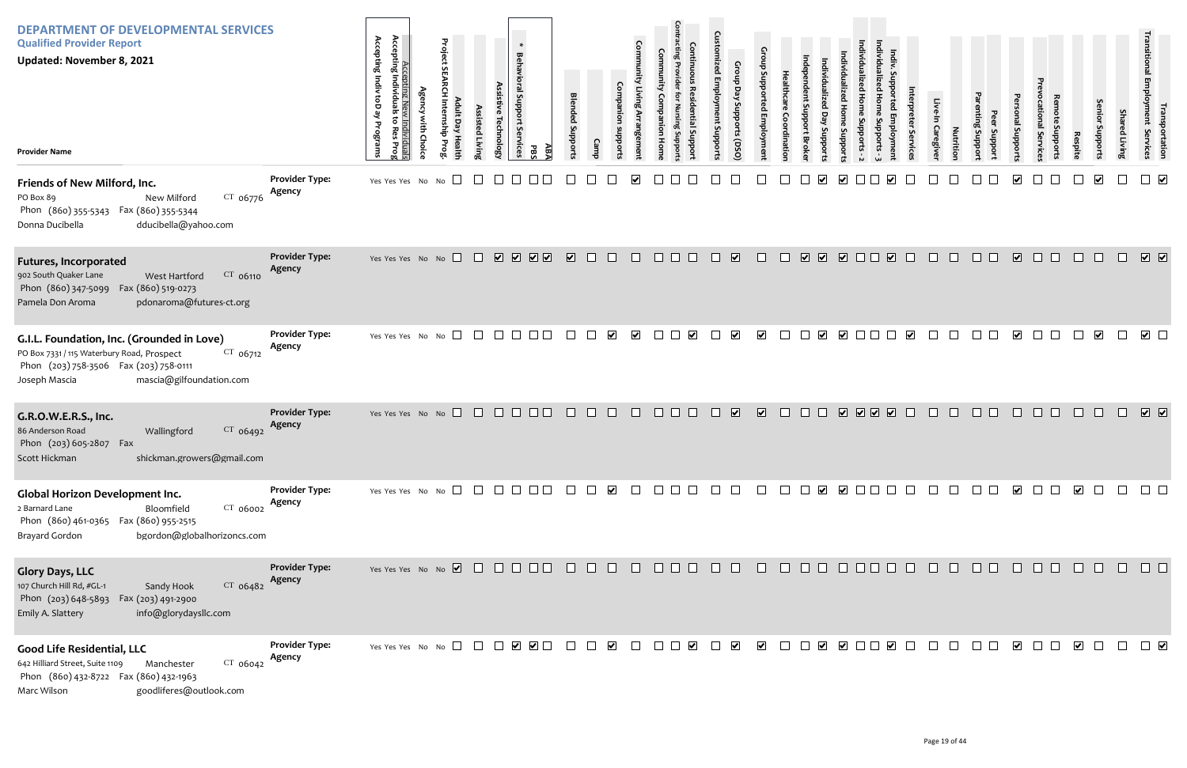# DEPARTMENT OF DEVELOPMENTAL SERVICES

## Qualified Provider Report

**Updated: November 8, 2021**

| Provider Name | Provider Type | Accepting Indiv to Day Programs | Accepting Individuals to Res Prog | Accepting New Individuals | Agency with Choice | Project SEARCH Internship Prog. | Adult Day Health | Assisted Living | Assistive Technology | * Behavioral Support Services | PBS | ABA | Blended Supports | Camp | Companion supports | Community Living Arrangement | Community Companion Home | Contracting Provider for Nursing Supports | Continuous Residential Support | Customized Employment Supports | Group Day Supports (DSO) | Group Supported Employment | Healthcare Coordination | Independent Support Broker | Individualized Day Supports | Individualized Home Supports | Individualized Home Supports - 2 | Individualized Home Supports - 3 | Indiv. Supported Employment | Interpreter Services | Live-In Caregiver | Nutrition | Parenting Support | Peer Support | Personal Supports | Prevocational Services | Remote Supports | Respite | Senior Supports | Shared Living | Transitional Employment Services | Transportation |
|---|---|---|---|---|---|---|---|---|---|---|---|---|---|---|---|---|---|---|---|---|---|---|---|---|---|---|---|---|---|---|---|---|---|---|---|---|---|---|---|---|---|---|
| **Friends of New Milford, Inc.**<br>PO Box 89, New Milford CT 06776<br>Phon (860) 355-5343 Fax (860) 355-5344<br>Donna Ducibella dducibella@yahoo.com | Agency | Yes | Yes | Yes | No | No | ☐ | ☐ | ☐ | ☐ | ☐ | ☐ | ☐ | ☐ | ☐ | ☑ | ☐ | ☐ | ☐ | ☐ | ☐ | ☐ | ☐ | ☐ | ☑ | ☑ | ☐ | ☐ | ☑ | ☐ | ☐ | ☐ | ☐ | ☐ | ☑ | ☐ | ☐ | ☐ | ☑ | ☐ | ☐ | ☑ |
| **Futures, Incorporated**<br>902 South Quaker Lane, West Hartford CT 06110<br>Phon (860) 347-5099 Fax (860) 519-0273<br>Pamela Don Aroma pdonaroma@futures-ct.org | Agency | Yes | Yes | Yes | No | No | ☐ | ☐ | ☑ | ☑ | ☑ | ☑ | ☑ | ☐ | ☐ | ☐ | ☐ | ☐ | ☐ | ☐ | ☑ | ☐ | ☐ | ☑ | ☑ | ☑ | ☐ | ☐ | ☑ | ☐ | ☐ | ☐ | ☐ | ☐ | ☑ | ☐ | ☐ | ☐ | ☐ | ☐ | ☑ | ☑ |
| **G.I.L. Foundation, Inc. (Grounded in Love)**<br>PO Box 7331 / 115 Waterbury Road, Prospect CT 06712<br>Phon (203) 758-3506 Fax (203) 758-0111<br>Joseph Mascia mascia@gilfoundation.com | Agency | Yes | Yes | Yes | No | No | ☐ | ☐ | ☐ | ☐ | ☐ | ☐ | ☐ | ☐ | ☑ | ☑ | ☐ | ☐ | ☑ | ☐ | ☑ | ☑ | ☐ | ☐ | ☑ | ☑ | ☐ | ☐ | ☐ | ☑ | ☐ | ☐ | ☐ | ☐ | ☑ | ☐ | ☐ | ☐ | ☑ | ☐ | ☑ | ☐ |
| **G.R.O.W.E.R.S., Inc.**<br>86 Anderson Road, Wallingford CT 06492<br>Phon (203) 605-2807 Fax<br>Scott Hickman shickman.growers@gmail.com | Agency | Yes | Yes | Yes | No | No | ☐ | ☐ | ☐ | ☐ | ☐ | ☐ | ☐ | ☐ | ☐ | ☐ | ☐ | ☐ | ☐ | ☐ | ☑ | ☑ | ☐ | ☐ | ☐ | ☑ | ☑ | ☑ | ☑ | ☐ | ☐ | ☐ | ☐ | ☐ | ☐ | ☐ | ☐ | ☐ | ☐ | ☐ | ☑ | ☑ |
| **Global Horizon Development Inc.**<br>2 Barnard Lane, Bloomfield CT 06002<br>Phon (860) 461-0365 Fax (860) 955-2515<br>Brayard Gordon bgordon@globalhorizoncs.com | Agency | Yes | Yes | Yes | No | No | ☐ | ☐ | ☐ | ☐ | ☐ | ☐ | ☐ | ☐ | ☑ | ☐ | ☐ | ☐ | ☐ | ☐ | ☐ | ☐ | ☐ | ☐ | ☑ | ☑ | ☐ | ☐ | ☐ | ☐ | ☐ | ☐ | ☐ | ☐ | ☑ | ☐ | ☐ | ☑ | ☐ | ☐ | ☐ | ☐ |
| **Glory Days, LLC**<br>107 Church Hill Rd, #GL-1, Sandy Hook CT 06482<br>Phon (203) 648-5893 Fax (203) 491-2900<br>Emily A. Slattery info@glorydaysllc.com | Agency | Yes | Yes | Yes | No | No | ☑ | ☐ | ☐ | ☐ | ☐ | ☐ | ☐ | ☐ | ☐ | ☐ | ☐ | ☐ | ☐ | ☐ | ☐ | ☐ | ☐ | ☐ | ☐ | ☐ | ☐ | ☐ | ☐ | ☐ | ☐ | ☐ | ☐ | ☐ | ☐ | ☐ | ☐ | ☐ | ☐ | ☐ | ☐ | ☐ |
| **Good Life Residential, LLC**<br>642 Hilliard Street, Suite 1109, Manchester CT 06042<br>Phon (860) 432-8722 Fax (860) 432-1963<br>Marc Wilson goodliferes@outlook.com | Agency | Yes | Yes | Yes | No | No | ☐ | ☐ | ☐ | ☑ | ☑ | ☐ | ☐ | ☐ | ☑ | ☐ | ☐ | ☐ | ☑ | ☐ | ☑ | ☑ | ☐ | ☐ | ☑ | ☑ | ☐ | ☐ | ☑ | ☐ | ☐ | ☐ | ☐ | ☐ | ☑ | ☐ | ☐ | ☑ | ☐ | ☐ | ☐ | ☑ |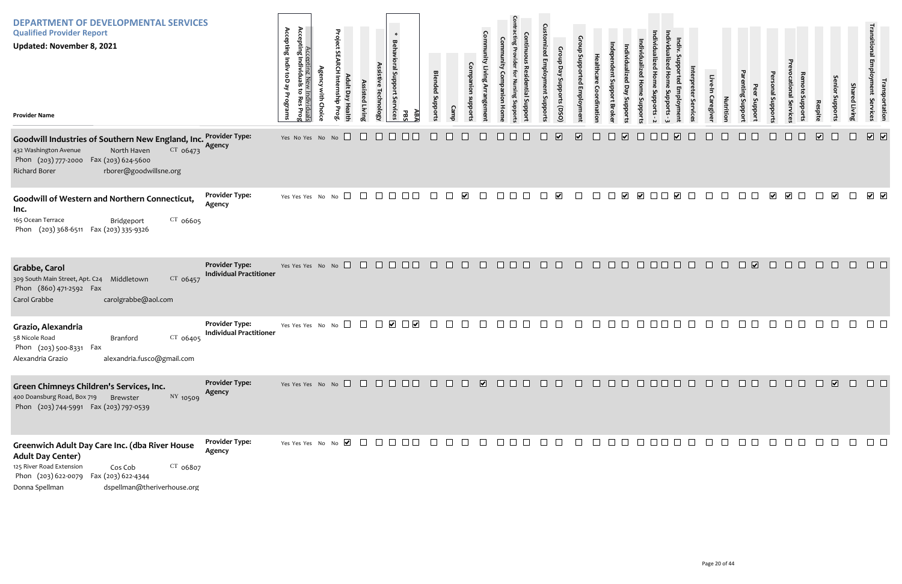# DEPARTMENT OF DEVELOPMENTAL SERVICES

## Qualified Provider Report

**Updated: November 8, 2021**

| Provider Name | Provider Type | Accepting Indiv to Day Programs | Accepting Individuals to Res Prog | Accepting New Individuals | Agency with Choice | Project SEARCH Internship Prog. | Adult Day Health | Assisted Living | Assistive Technology | * Behavioral Support Services | PBS | ABA | Blended Supports | Camp | Companion supports | Community Living Arrangement | Community Companion Home | Contracting Provider for Nursing Supports | Continuous Residential Support | Customized Employment Supports | Group Day Supports (DSO) | Group Supported Employment | Healthcare Coordination | Independent Support Broker | Individualized Day Supports | Individualized Home Supports | Individualized Home Supports - 2 | Individualized Home Supports - 3 | Indiv. Supported Employment | Interpreter Services | Live-In Caregiver | Nutrition | Parenting Support | Peer Support | Personal Supports | Prevocational Services | Remote Supports | Respite | Senior Supports | Shared Living | Transitional Employment Services | Transportation |
|---|---|---|---|---|---|---|---|---|---|---|---|---|---|---|---|---|---|---|---|---|---|---|---|---|---|---|---|---|---|---|---|---|---|---|---|---|---|---|---|---|---|---|
| **Goodwill Industries of Southern New England, Inc.**<br>432 Washington Avenue, North Haven, CT 06473<br>Phon (203) 777-2000 Fax (203) 624-5600<br>Richard Borer rborer@goodwillsne.org | Agency | Yes | No | Yes | No | No | | | | | | | | | | | | | | | ✓ | ✓ | | | ✓ | | | | ✓ | | | | | | | | | ✓ | | | ✓ | ✓ |
| **Goodwill of Western and Northern Connecticut, Inc.**<br>165 Ocean Terrace, Bridgeport, CT 06605<br>Phon (203) 368-6511 Fax (203) 335-9326 | Agency | Yes | Yes | Yes | No | No | | | | | | | | | ✓ | | | | | | ✓ | | | | ✓ | ✓ | | | ✓ | | | | | | ✓ | ✓ | | | ✓ | | ✓ | ✓ |
| **Grabbe, Carol**<br>309 South Main Street, Apt. C24, Middletown, CT 06457<br>Phon (860) 471-2592 Fax<br>Carol Grabbe carolgrabbe@aol.com | Individual Practitioner | Yes | Yes | Yes | No | No | | | | | | | | | | | | | | | | | | | | | | | | | | | | ✓ | | | | | | | | |
| **Grazio, Alexandria**<br>58 Nicole Road, Branford, CT 06405<br>Phon (203) 500-8331 Fax<br>Alexandria Grazio alexandria.fusco@gmail.com | Individual Practitioner | Yes | Yes | Yes | No | No | | | | ✓ | | ✓ | | | | | | | | | | | | | | | | | | | | | | | | | | | | | | |
| **Green Chimneys Children's Services, Inc.**<br>400 Doansburg Road, Box 719, Brewster, NY 10509<br>Phon (203) 744-5991 Fax (203) 797-0539 | Agency | Yes | Yes | Yes | No | No | | | | | | | | | | ✓ | | | | | | | | | | | | | | | | | | | | | | | ✓ | | | |
| **Greenwich Adult Day Care Inc. (dba River House Adult Day Center)**<br>125 River Road Extension, Cos Cob, CT 06807<br>Phon (203) 622-0079 Fax (203) 622-4344<br>Donna Spellman dspellman@theriverhouse.org | Agency | Yes | Yes | Yes | No | No | ✓ | | | | | | | | | | | | | | | | | | | | | | | | | | | | | | | | | | | |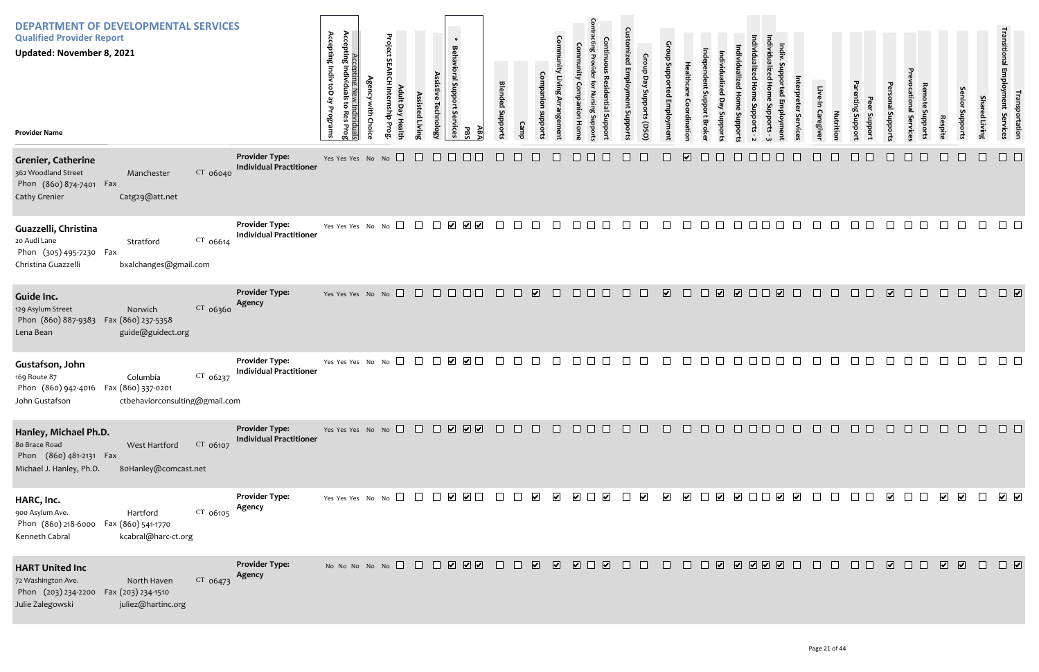# DEPARTMENT OF DEVELOPMENTAL SERVICES

## Qualified Provider Report

**Updated: November 8, 2021**

| Provider Name | Provider Type | Accepting Indiv to Day Programs | Accepting Individuals to Res Prog | Accepting New Individuals | Agency with Choice | Project SEARCH Internship Prog. | Adult Day Health | Assisted Living | Assistive Technology | * Behavioral Support Services | PBS | ABA | Blended Supports | Camp | Companion supports | Community Living Arrangement | Community Companion Home | Contracting Provider for Nursing Supports | Continuous Residential Support | Customized Employment Supports | Group Day Supports (DSO) | Group Supported Employment | Healthcare Coordination | Independent Support Broker | Individualized Day Supports | Individualized Home Supports | Individualized Home Supports - 2 | Individualized Home Supports - 3 | Indiv. Supported Employment | Interpreter Services | Live-In Caregiver | Nutrition | Parenting Support | Peer Support | Personal Supports | Prevocational Services | Remote Supports | Respite | Senior Supports | Shared Living | Transitional Employment Services | Transportation |
|---|---|---|---|---|---|---|---|---|---|---|---|---|---|---|---|---|---|---|---|---|---|---|---|---|---|---|---|---|---|---|---|---|---|---|---|---|---|---|---|---|---|---|
| **Grenier, Catherine**<br>362 Woodland Street, Manchester CT 06040<br>Phon (860) 874-7401 Fax<br>Cathy Grenier<br>Catg29@att.net | Individual Practitioner | Yes | Yes | Yes | No | No | ☐ | ☐ | ☐ | ☐ | ☐ | ☐ | ☐ | ☐ | ☐ | ☐ | ☐ | ☐ | ☐ | ☐ | ☐ | ☐ | ☑ | ☐ | ☐ | ☐ | ☐ | ☐ | ☐ | ☐ | ☐ | ☐ | ☐ | ☐ | ☐ | ☐ | ☐ | ☐ | ☐ | ☐ | ☐ | ☐ |
| **Guazzelli, Christina**<br>20 Audi Lane, Stratford CT 06614<br>Phon (305) 495-7230 Fax<br>Christina Guazzelli<br>bxalchanges@gmail.com | Individual Practitioner | Yes | Yes | Yes | No | No | ☐ | ☐ | ☐ | ☑ | ☑ | ☑ | ☐ | ☐ | ☐ | ☐ | ☐ | ☐ | ☐ | ☐ | ☐ | ☐ | ☐ | ☐ | ☐ | ☐ | ☐ | ☐ | ☐ | ☐ | ☐ | ☐ | ☐ | ☐ | ☐ | ☐ | ☐ | ☐ | ☐ | ☐ | ☐ | ☐ |
| **Guide Inc.**<br>129 Asylum Street, Norwich CT 06360<br>Phon (860) 887-9383 Fax (860) 237-5358<br>Lena Bean<br>guide@guidect.org | Agency | Yes | Yes | Yes | No | No | ☐ | ☐ | ☐ | ☐ | ☐ | ☐ | ☐ | ☐ | ☑ | ☐ | ☐ | ☐ | ☐ | ☐ | ☐ | ☑ | ☐ | ☐ | ☑ | ☑ | ☐ | ☐ | ☑ | ☐ | ☐ | ☐ | ☐ | ☐ | ☑ | ☐ | ☐ | ☐ | ☐ | ☐ | ☐ | ☑ |
| **Gustafson, John**<br>169 Route 87, Columbia CT 06237<br>Phon (860) 942-4016 Fax (860) 337-0201<br>John Gustafson<br>ctbehaviorconsulting@gmail.com | Individual Practitioner | Yes | Yes | Yes | No | No | ☐ | ☐ | ☐ | ☑ | ☑ | ☐ | ☐ | ☐ | ☐ | ☐ | ☐ | ☐ | ☐ | ☐ | ☐ | ☐ | ☐ | ☐ | ☐ | ☐ | ☐ | ☐ | ☐ | ☐ | ☐ | ☐ | ☐ | ☐ | ☐ | ☐ | ☐ | ☐ | ☐ | ☐ | ☐ | ☐ |
| **Hanley, Michael Ph.D.**<br>80 Brace Road, West Hartford CT 06107<br>Phon (860) 481-2131 Fax<br>Michael J. Hanley, Ph.D.<br>80hanley@comcast.net | Individual Practitioner | Yes | Yes | Yes | No | No | ☐ | ☐ | ☐ | ☑ | ☑ | ☑ | ☐ | ☐ | ☐ | ☐ | ☐ | ☐ | ☐ | ☐ | ☐ | ☐ | ☐ | ☐ | ☐ | ☐ | ☐ | ☐ | ☐ | ☐ | ☐ | ☐ | ☐ | ☐ | ☐ | ☐ | ☐ | ☐ | ☐ | ☐ | ☐ | ☐ |
| **HARC, Inc.**<br>900 Asylum Ave., Hartford CT 06105<br>Phon (860) 218-6000 Fax (860) 541-1770<br>Kenneth Cabral<br>kcabral@harc-ct.org | Agency | Yes | Yes | Yes | No | No | ☐ | ☐ | ☐ | ☑ | ☑ | ☐ | ☐ | ☐ | ☑ | ☑ | ☑ | ☐ | ☑ | ☐ | ☑ | ☑ | ☑ | ☐ | ☑ | ☑ | ☐ | ☐ | ☑ | ☑ | ☐ | ☐ | ☐ | ☐ | ☑ | ☐ | ☐ | ☑ | ☑ | ☐ | ☑ | ☑ |
| **HART United Inc**<br>72 Washington Ave., North Haven CT 06473<br>Phon (203) 234-2200 Fax (203) 234-1510<br>Julie Zalegowski<br>juliez@hartinc.org | Agency | No | No | No | No | No | ☐ | ☐ | ☐ | ☑ | ☑ | ☑ | ☐ | ☐ | ☑ | ☑ | ☑ | ☐ | ☑ | ☐ | ☐ | ☐ | ☐ | ☐ | ☑ | ☑ | ☑ | ☑ | ☑ | ☐ | ☐ | ☐ | ☐ | ☐ | ☑ | ☐ | ☐ | ☑ | ☑ | ☐ | ☐ | ☑ |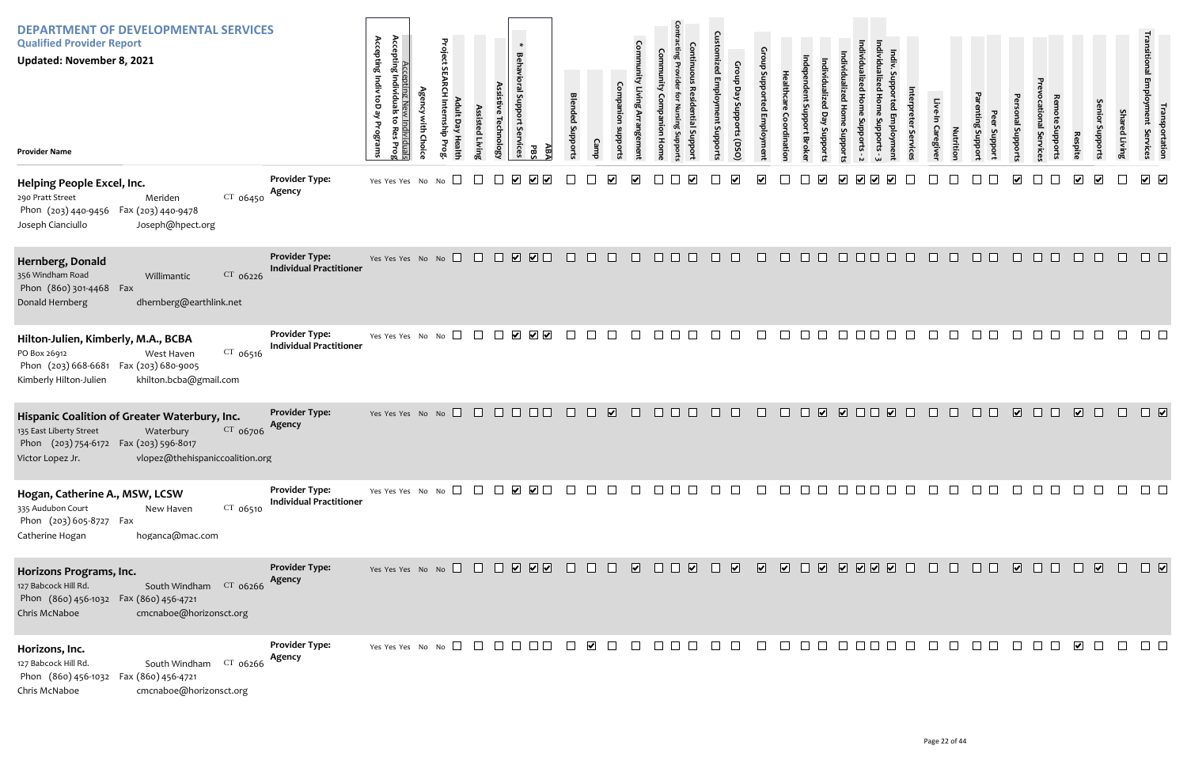# DEPARTMENT OF DEVELOPMENTAL SERVICES

## Qualified Provider Report

**Updated: November 8, 2021**

| Provider Name | Provider Type | Accepting Indiv to Day Programs | Accepting Individuals to Res Prog | Accepting New Individuals | Agency with Choice | Project SEARCH Internship Prog. | Adult Day Health | Assisted Living | Assistive Technology | * Behavioral Support Services | PBS | ABA | Blended Supports | Camp | Companion supports | Community Living Arrangement | Community Companion Home | Contracting Provider for Nursing Supports | Continuous Residential Support | Customized Employment Supports | Group Day Supports (DSO) | Group Supported Employment | Healthcare Coordination | Independent Support Broker | Individualized Day Supports | Individualized Home Supports | Individualized Home Supports - 2 | Individualized Home Supports - 3 | Indiv. Supported Employment | Interpreter Services | Live-In Caregiver | Nutrition | Parenting Support | Peer Support | Personal Supports | Prevocational Services | Remote Supports | Respite | Senior Supports | Shared Living | Transitional Employment Services | Transportation |
|---|---|---|---|---|---|---|---|---|---|---|---|---|---|---|---|---|---|---|---|---|---|---|---|---|---|---|---|---|---|---|---|---|---|---|---|---|---|---|---|---|---|---|
| **Helping People Excel, Inc.**<br>290 Pratt Street, Meriden CT 06450<br>Phon (203) 440-9456 Fax (203) 440-9478<br>Joseph Cianciullo, Joseph@hpect.org | Agency | Yes | Yes | Yes | No | No | | | | ✔ | ✔ | ✔ | | | ✔ | ✔ | | | ✔ | | ✔ | ✔ | | | ✔ | ✔ | ✔ | ✔ | ✔ | | | | | | ✔ | | | ✔ | ✔ | | ✔ | ✔ |
| **Hernberg, Donald**<br>356 Windham Road, Willimantic CT 06226<br>Phon (860) 301-4468 Fax<br>Donald Hernberg, dhernberg@earthlink.net | Individual Practitioner | Yes | Yes | Yes | No | No | | | | ✔ | ✔ | | | | | | | | | | | | | | | | | | | | | | | | | | | | | | | |
| **Hilton-Julien, Kimberly, M.A., BCBA**<br>PO Box 26912, West Haven CT 06516<br>Phon (203) 668-6681 Fax (203) 680-9005<br>Kimberly Hilton-Julien, khilton.bcba@gmail.com | Individual Practitioner | Yes | Yes | Yes | No | No | | | | ✔ | ✔ | ✔ | | | | | | | | | | | | | | | | | | | | | | | | | | | | | | |
| **Hispanic Coalition of Greater Waterbury, Inc.**<br>135 East Liberty Street, Waterbury CT 06706<br>Phon (203) 754-6172 Fax (203) 596-8017<br>Victor Lopez Jr., vlopez@thehispaniccoalition.org | Agency | Yes | Yes | Yes | No | No | | | | | | | | | ✔ | | | | | | | | | | ✔ | ✔ | | | ✔ | | | | | | ✔ | | | ✔ | | | | ✔ |
| **Hogan, Catherine A., MSW, LCSW**<br>335 Audubon Court, New Haven CT 06510<br>Phon (203) 605-8727 Fax<br>Catherine Hogan, hoganca@mac.com | Individual Practitioner | Yes | Yes | Yes | No | No | | | | ✔ | ✔ | | | | | | | | | | | | | | | | | | | | | | | | | | | | | | | |
| **Horizons Programs, Inc.**<br>127 Babcock Hill Rd., South Windham CT 06266<br>Phon (860) 456-1032 Fax (860) 456-4721<br>Chris McNaboe, cmcnaboe@horizonsct.org | Agency | Yes | Yes | Yes | No | No | | | | ✔ | ✔ | ✔ | | | | ✔ | | | ✔ | | ✔ | ✔ | ✔ | | ✔ | ✔ | ✔ | ✔ | ✔ | | | | | | ✔ | | | | ✔ | | | ✔ |
| **Horizons, Inc.**<br>127 Babcock Hill Rd., South Windham CT 06266<br>Phon (860) 456-1032 Fax (860) 456-4721<br>Chris McNaboe, cmcnaboe@horizonsct.org | Agency | Yes | Yes | Yes | No | No | | | | | | | | ✔ | | | | | | | | | | | | | | | | | | | | | | | | ✔ | | | | |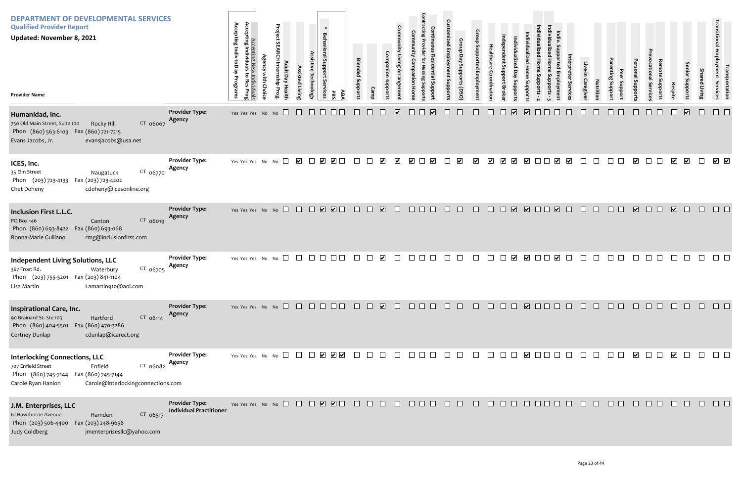# DEPARTMENT OF DEVELOPMENTAL SERVICES

## Qualified Provider Report

**Updated: November 8, 2021**

| Provider Name | Provider Type | Accepting Indiv to Day Programs | Accepting Individuals to Res Prog | Accepting New Individuals | Agency with Choice | Project SEARCH Internship Prog. | Adult Day Health | Assisted Living | Assistive Technology | * Behavioral Support Services | PBS | ABA | Blended Supports | Camp | Companion supports | Community Living Arrangement | Community Companion Home | Contracting Provider for Nursing Supports | Continuous Residential Support | Customized Employment Supports | Group Day Supports (DSO) | Group Supported Employment | Healthcare Coordination | Independent Support Broker | Individualized Day Supports | Individualized Home Supports - 2 | | Individualized Home Supports - 3 | Indiv. Supported Employment | Interpreter Services | Live-In Caregiver | Nutrition | Parenting Support | Peer Support | Personal Supports | Prevocational Services | Remote Supports | Respite | Senior Supports | Shared Living | Transitional Employment Services | Transportation |
|---|---|---|---|---|---|---|---|---|---|---|---|---|---|---|---|---|---|---|---|---|---|---|---|---|---|---|---|---|---|---|---|---|---|---|---|---|---|---|---|---|---|---|
| **Humanidad, Inc.**<br>750 Old Main Street, Suite 100 Rocky Hill CT 06067<br>Phon (860) 563-6103 Fax (860) 721-7215<br>Evans Jacobs, Jr. evansjacobs@usa.net | Agency | Yes | Yes | Yes | No | No | ☐ | ☐ | ☐ | ☐ | ☐ | ☐ | ☐ | ☐ | ☐ | ☑ | ☐ | ☐ | ☑ | ☐ | ☐ | ☐ | ☐ | ☐ | ☑ | ☑ | ☐ | ☐ | ☐ | ☐ | ☐ | ☐ | ☐ | ☐ | ☐ | ☐ | ☐ | ☐ | ☑ | ☐ | ☐ | ☐ |
| **ICES, Inc.**<br>35 Elm Street Naugatuck CT 06770<br>Phon (203) 723-4133 Fax (203) 723-4202<br>Chet Doheny cdoheny@icesonline.org | Agency | Yes | Yes | Yes | No | No | ☐ | ☑ | ☐ | ☑ | ☑ | ☐ | ☐ | ☐ | ☑ | ☑ | ☑ | ☐ | ☑ | ☐ | ☑ | ☑ | ☑ | ☑ | ☑ | ☑ | ☐ | ☐ | ☑ | ☑ | ☐ | ☐ | ☐ | ☐ | ☑ | ☐ | ☐ | ☑ | ☑ | ☐ | ☑ | ☑ |
| **Inclusion First L.L.C.**<br>PO Box 146 Canton CT 06019<br>Phon (860) 693-8422 Fax (860) 693-068<br>Ronna-Marie Guiliano rmg@inclusionfirst.com | Agency | Yes | Yes | Yes | No | No | ☐ | ☐ | ☐ | ☑ | ☑ | ☐ | ☐ | ☐ | ☑ | ☐ | ☐ | ☐ | ☐ | ☐ | ☐ | ☐ | ☐ | ☐ | ☑ | ☑ | ☐ | ☐ | ☑ | ☐ | ☐ | ☐ | ☐ | ☐ | ☑ | ☐ | ☐ | ☑ | ☐ | ☐ | ☐ | ☐ |
| **Independent Living Solutions, LLC**<br>367 Frost Rd. Waterbury CT 06705<br>Phon (203) 755-5201 Fax (203) 841-1104<br>Lisa Martin Lamartin910@aol.com | Agency | Yes | Yes | Yes | No | No | ☐ | ☐ | ☐ | ☐ | ☐ | ☐ | ☐ | ☐ | ☑ | ☐ | ☐ | ☐ | ☐ | ☐ | ☐ | ☐ | ☐ | ☐ | ☑ | ☑ | ☐ | ☐ | ☑ | ☐ | ☐ | ☐ | ☐ | ☐ | ☐ | ☐ | ☐ | ☐ | ☐ | ☐ | ☐ | ☐ |
| **Inspirational Care, Inc.**<br>90 Brainard St. Ste 105 Hartford CT 06114<br>Phon (860) 404-5501 Fax (860) 470-3286<br>Cortney Dunlap cdunlap@icarect.org | Agency | Yes | Yes | Yes | No | No | ☐ | ☐ | ☐ | ☐ | ☐ | ☐ | ☐ | ☐ | ☑ | ☐ | ☐ | ☐ | ☐ | ☐ | ☐ | ☐ | ☐ | ☐ | ☐ | ☑ | ☐ | ☐ | ☐ | ☐ | ☐ | ☐ | ☐ | ☐ | ☐ | ☐ | ☐ | ☐ | ☐ | ☐ | ☐ | ☐ |
| **Interlocking Connections, LLC**<br>707 Enfield Street Enfield CT 06082<br>Phon (860) 745-7144 Fax (860) 745-7144<br>Carole Ryan Hanlon Carole@interlockingconnections.com | Agency | Yes | Yes | Yes | No | No | ☐ | ☐ | ☐ | ☑ | ☑ | ☑ | ☐ | ☐ | ☐ | ☐ | ☐ | ☐ | ☐ | ☐ | ☐ | ☐ | ☐ | ☐ | ☐ | ☑ | ☐ | ☐ | ☐ | ☐ | ☐ | ☐ | ☐ | ☐ | ☑ | ☐ | ☐ | ☑ | ☐ | ☐ | ☐ | ☐ |
| **J.M. Enterprises, LLC**<br>61 Hawthorne Avenue Hamden CT 06517<br>Phon (203) 506-4400 Fax (203) 248-9658<br>Judy Goldberg jmenterprisesllc@yahoo.com | Individual Practitioner | Yes | Yes | Yes | No | No | ☐ | ☐ | ☐ | ☑ | ☑ | ☐ | ☐ | ☐ | ☐ | ☐ | ☐ | ☐ | ☐ | ☐ | ☐ | ☐ | ☐ | ☐ | ☐ | ☐ | ☐ | ☐ | ☐ | ☐ | ☐ | ☐ | ☐ | ☐ | ☐ | ☐ | ☐ | ☐ | ☐ | ☐ | ☐ | ☐ |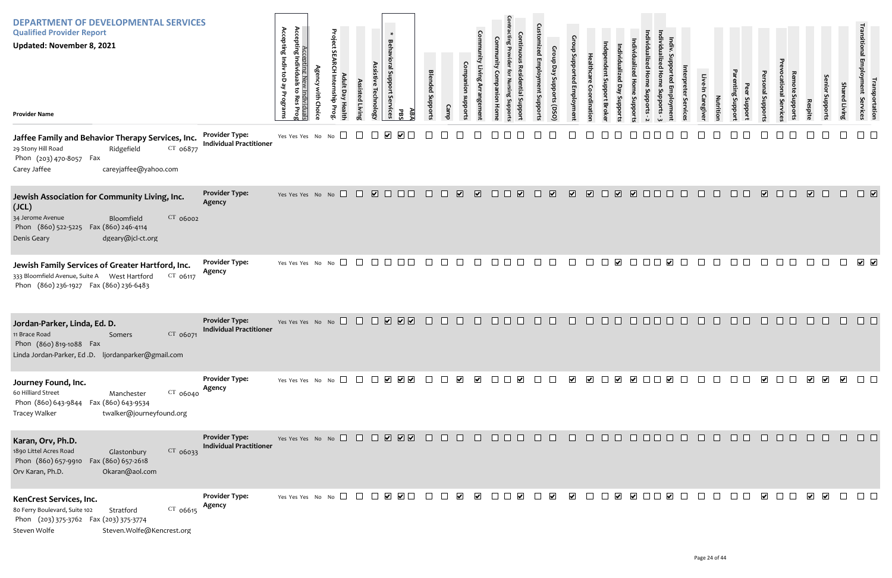# DEPARTMENT OF DEVELOPMENTAL SERVICES

## Qualified Provider Report

**Updated: November 8, 2021**

| Provider Name | Provider Type | Accepting Indiv to Day Programs | Accepting Individuals to Res Prog | Accepting New Individuals | Agency with Choice | Project SEARCH Internship Prog. | Adult Day Health | Assisted Living | Assistive Technology | * Behavioral Support Services | PBS | ABA | Blended Supports | Camp | Companion supports | Community Living Arrangement | Community Companion Home | Contracting Provider for Nursing Supports | Continuous Residential Support | Customized Employment Supports | Group Day Supports (DSO) | Group Supported Employment | Healthcare Coordination | Independent Support Broker | Individualized Day Supports | Individualized Home Supports - 2 | Individualized Home Supports | Individualized Home Supports - 3 | Indiv. Supported Employment | Interpreter Services | Live-In Caregiver | Nutrition | Parenting Support | Peer Support | Personal Supports | Prevocational Services | Remote Supports | Respite | Senior Supports | Shared Living | Transitional Employment Services | Transportation |
|---|---|---|---|---|---|---|---|---|---|---|---|---|---|---|---|---|---|---|---|---|---|---|---|---|---|---|---|---|---|---|---|---|---|---|---|---|---|---|---|---|---|---|
| **Jaffee Family and Behavior Therapy Services, Inc.**<br>29 Stony Hill Road, Ridgefield CT 06877<br>Phon (203) 470-8057 Fax<br>Carey Jaffee careyjaffee@yahoo.com | Individual Practitioner | Yes | Yes | Yes | No | No | ☐ | ☐ | ☐ | ☑ | ☑ | ☐ | ☐ | ☐ | ☐ | ☐ | ☐ | ☐ | ☐ | ☐ | ☐ | ☐ | ☐ | ☐ | ☐ | ☐ | ☐ | ☐ | ☐ | ☐ | ☐ | ☐ | ☐ | ☐ | ☐ | ☐ | ☐ | ☐ | ☐ | ☐ | ☐ | ☐ |
| **Jewish Association for Community Living, Inc. (JCL)**<br>34 Jerome Avenue, Bloomfield CT 06002<br>Phon (860) 522-5225 Fax (860) 246-4114<br>Denis Geary dgeary@jcl-ct.org | Agency | Yes | Yes | Yes | No | No | ☐ | ☐ | ☑ | ☐ | ☐ | ☐ | ☐ | ☐ | ☑ | ☑ | ☐ | ☐ | ☑ | ☐ | ☑ | ☑ | ☑ | ☐ | ☑ | ☑ | ☐ | ☐ | ☐ | ☐ | ☐ | ☐ | ☐ | ☐ | ☑ | ☐ | ☐ | ☑ | ☐ | ☐ | ☐ | ☑ |
| **Jewish Family Services of Greater Hartford, Inc.**<br>333 Bloomfield Avenue, Suite A, West Hartford CT 06117<br>Phon (860) 236-1927 Fax (860) 236-6483 | Agency | Yes | Yes | Yes | No | No | ☐ | ☐ | ☐ | ☐ | ☐ | ☐ | ☐ | ☐ | ☐ | ☐ | ☐ | ☐ | ☐ | ☐ | ☐ | ☐ | ☐ | ☐ | ☑ | ☐ | ☐ | ☐ | ☑ | ☐ | ☐ | ☐ | ☐ | ☐ | ☐ | ☐ | ☐ | ☐ | ☐ | ☐ | ☑ | ☑ |
| **Jordan-Parker, Linda, Ed. D.**<br>11 Brace Road, Somers CT 06071<br>Phon (860) 819-1088 Fax<br>Linda Jordan-Parker, Ed .D. ljordanparker@gmail.com | Individual Practitioner | Yes | Yes | Yes | No | No | ☐ | ☐ | ☐ | ☑ | ☑ | ☑ | ☐ | ☐ | ☐ | ☐ | ☐ | ☐ | ☐ | ☐ | ☐ | ☐ | ☐ | ☐ | ☐ | ☐ | ☐ | ☐ | ☐ | ☐ | ☐ | ☐ | ☐ | ☐ | ☐ | ☐ | ☐ | ☐ | ☐ | ☐ | ☐ | ☐ |
| **Journey Found, Inc.**<br>60 Hilliard Street, Manchester CT 06040<br>Phon (860) 643-9844 Fax (860) 643-9534<br>Tracey Walker twalker@journeyfound.org | Agency | Yes | Yes | Yes | No | No | ☐ | ☐ | ☐ | ☑ | ☑ | ☑ | ☐ | ☐ | ☑ | ☑ | ☐ | ☐ | ☑ | ☐ | ☐ | ☑ | ☑ | ☐ | ☑ | ☑ | ☐ | ☐ | ☑ | ☐ | ☐ | ☐ | ☐ | ☐ | ☑ | ☐ | ☐ | ☑ | ☑ | ☑ | ☐ | ☐ |
| **Karan, Orv, Ph.D.**<br>1890 Littel Acres Road, Glastonbury CT 06033<br>Phon (860) 657-9910 Fax (860) 657-2618<br>Orv Karan, Ph.D. Okaran@aol.com | Individual Practitioner | Yes | Yes | Yes | No | No | ☐ | ☐ | ☐ | ☑ | ☑ | ☑ | ☐ | ☐ | ☐ | ☐ | ☐ | ☐ | ☐ | ☐ | ☐ | ☐ | ☐ | ☐ | ☐ | ☐ | ☐ | ☐ | ☐ | ☐ | ☐ | ☐ | ☐ | ☐ | ☐ | ☐ | ☐ | ☐ | ☐ | ☐ | ☐ | ☐ |
| **KenCrest Services, Inc.**<br>80 Ferry Boulevard, Suite 102, Stratford CT 06615<br>Phon (203) 375-3762 Fax (203) 375-3774<br>Steven Wolfe Steven.Wolfe@Kencrest.org | Agency | Yes | Yes | Yes | No | No | ☐ | ☐ | ☐ | ☑ | ☑ | ☐ | ☐ | ☐ | ☑ | ☑ | ☐ | ☐ | ☑ | ☐ | ☑ | ☑ | ☐ | ☐ | ☑ | ☑ | ☐ | ☐ | ☑ | ☐ | ☐ | ☐ | ☐ | ☐ | ☑ | ☐ | ☐ | ☑ | ☑ | ☐ | ☐ | ☐ |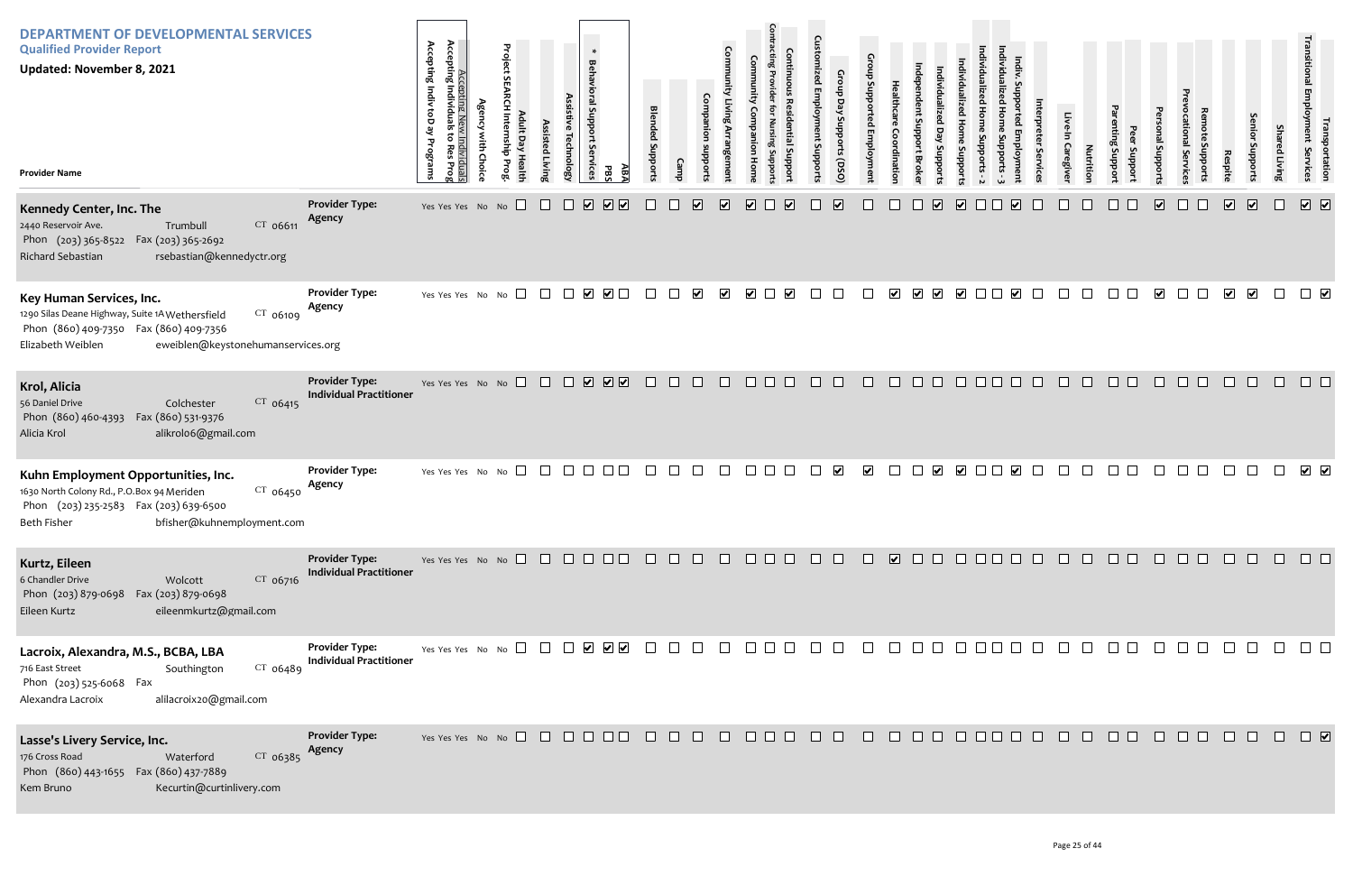# DEPARTMENT OF DEVELOPMENTAL SERVICES

## Qualified Provider Report

**Updated: November 8, 2021**

| Provider Name | Provider Type | Accepting Indiv to Day Programs | Accepting Individuals to Res Prog | Accepting New Individuals | Agency with Choice | Project SEARCH Internship Prog. | Adult Day Health | Assisted Living | Assistive Technology | * Behavioral Support Services | PBS | ABA | Blended Supports | Camp | Companion supports | Community Living Arrangement | Community Companion Home | Contracting Provider for Nursing Supports | Continuous Residential Support | Customized Employment Supports | Group Day Supports (DSO) | Group Supported Employment | Healthcare Coordination | Independent Support Broker | Individualized Day Supports | Individualized Home Supports | Individualized Home Supports - 2 | Individualized Home Supports - 3 | Indiv. Supported Employment | Interpreter Services | Live-In Caregiver | Nutrition | Parenting Support | Peer Support | Personal Supports | Prevocational Services | Remote Supports | Respite | Senior Supports | Shared Living | Transitional Employment Services | Transportation |
|---|---|---|---|---|---|---|---|---|---|---|---|---|---|---|---|---|---|---|---|---|---|---|---|---|---|---|---|---|---|---|---|---|---|---|---|---|---|---|---|---|---|---|
| **Kennedy Center, Inc. The**<br>2440 Reservoir Ave. Trumbull CT 06611<br>Phon (203) 365-8522 Fax (203) 365-2692<br>Richard Sebastian rsebastian@kennedyctr.org | Agency | Yes | Yes | Yes | No | No | | | | ✓ | ✓ | ✓ | | | ✓ | ✓ | ✓ | | ✓ | | ✓ | | | | ✓ | ✓ | | | ✓ | | | | | | ✓ | | | ✓ | ✓ | | ✓ | ✓ |
| **Key Human Services, Inc.**<br>1290 Silas Deane Highway, Suite 1A Wethersfield CT 06109<br>Phon (860) 409-7350 Fax (860) 409-7356<br>Elizabeth Weiblen eweiblen@keystonehumanservices.org | Agency | Yes | Yes | Yes | No | No | | | | ✓ | ✓ | | | | ✓ | ✓ | ✓ | | ✓ | | | | ✓ | ✓ | ✓ | ✓ | | | ✓ | | | | | | ✓ | | | ✓ | ✓ | | | ✓ |
| **Krol, Alicia**<br>56 Daniel Drive Colchester CT 06415<br>Phon (860) 460-4393 Fax (860) 531-9376<br>Alicia Krol alikrol06@gmail.com | Individual Practitioner | Yes | Yes | Yes | No | No | | | | ✓ | ✓ | ✓ | | | | | | | | | | | | | | | | | | | | | | | | | | | | | | |
| **Kuhn Employment Opportunities, Inc.**<br>1630 North Colony Rd., P.O.Box 94 Meriden CT 06450<br>Phon (203) 235-2583 Fax (203) 639-6500<br>Beth Fisher bfisher@kuhnemployment.com | Agency | Yes | Yes | Yes | No | No | | | | | | | | | | | | | | | ✓ | ✓ | | | ✓ | ✓ | | | ✓ | | | | | | | | | | | | ✓ | ✓ |
| **Kurtz, Eileen**<br>6 Chandler Drive Wolcott CT 06716<br>Phon (203) 879-0698 Fax (203) 879-0698<br>Eileen Kurtz eileenmkurtz@gmail.com | Individual Practitioner | Yes | Yes | Yes | No | No | | | | | | | | | | | | | | | | | ✓ | | | | | | | | | | | | | | | | | | | |
| **Lacroix, Alexandra, M.S., BCBA, LBA**<br>716 East Street Southington CT 06489<br>Phon (203) 525-6068 Fax<br>Alexandra Lacroix alilacroix20@gmail.com | Individual Practitioner | Yes | Yes | Yes | No | No | | | | ✓ | ✓ | ✓ | | | | | | | | | | | | | | | | | | | | | | | | | | | | | | |
| **Lasse's Livery Service, Inc.**<br>176 Cross Road Waterford CT 06385<br>Phon (860) 443-1655 Fax (860) 437-7889<br>Kem Bruno Kecurtin@curtinlivery.com | Agency | Yes | Yes | Yes | No | No | | | | | | | | | | | | | | | | | | | | | | | | | | | | | | | | | | | | ✓ |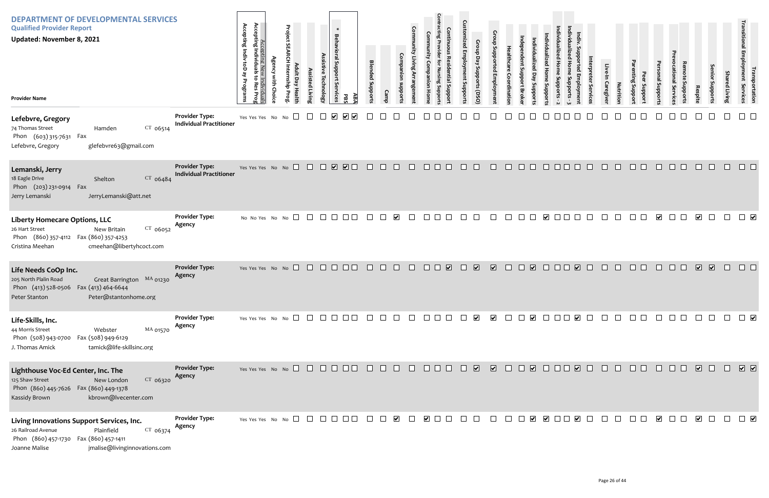# DEPARTMENT OF DEVELOPMENTAL SERVICES

**Qualified Provider Report**

**Updated: November 8, 2021**

| Provider Name | Provider Type | Accepting Indiv to Day Programs | Accepting Individuals to Res Prog | Accepting New Individuals | Agency with Choice | Project SEARCH Internship Prog. | Adult Day Health | Assisted Living | Assistive Technology | * Behavioral Support Services | PBS | ABA | Blended Supports | Camp | Companion supports | Community Living Arrangement | Community Companion Home | Contracting Provider for Nursing Supports | Continuous Residential Support | Customized Employment Supports | Group Day Supports (DSO) | Group Supported Employment | Healthcare Coordination | Independent Support Broker | Individualized Day Supports | Individualized Home Supports | Individualized Home Supports - 2 | Individualized Home Supports - 3 | Indiv. Supported Employment | Interpreter Services | Live-In Caregiver | Nutrition | Parenting Support | Peer Support | Personal Supports | Prevocational Services | Remote Supports | Respite | Senior Supports | Shared Living | Transitional Employment Services | Transportation |
|---|---|---|---|---|---|---|---|---|---|---|---|---|---|---|---|---|---|---|---|---|---|---|---|---|---|---|---|---|---|---|---|---|---|---|---|---|---|---|---|---|---|---|
| **Lefebvre, Gregory**<br>74 Thomas Street, Hamden CT 06514<br>Phon (603) 315-7631 Fax<br>Lefebvre, Gregory<br>glefebvre63@gmail.com | Individual Practitioner | Yes | Yes | Yes | No | No | ☐ | ☐ | ☐ | ☑ | ☑ | ☑ | ☐ | ☐ | ☐ | ☐ | ☐ | ☐ | ☐ | ☐ | ☐ | ☐ | ☐ | ☐ | ☐ | ☐ | ☐ | ☐ | ☐ | ☐ | ☐ | ☐ | ☐ | ☐ | ☐ | ☐ | ☐ | ☐ | ☐ | ☐ | ☐ | ☐ |
| **Lemanski, Jerry**<br>18 Eagle Drive, Shelton CT 06484<br>Phon (203) 231-0914 Fax<br>Jerry Lemanski<br>JerryLemanski@att.net | Individual Practitioner | Yes | Yes | Yes | No | No | ☐ | ☐ | ☐ | ☑ | ☑ | ☐ | ☐ | ☐ | ☐ | ☐ | ☐ | ☐ | ☐ | ☐ | ☐ | ☐ | ☐ | ☐ | ☐ | ☐ | ☐ | ☐ | ☐ | ☐ | ☐ | ☐ | ☐ | ☐ | ☐ | ☐ | ☐ | ☐ | ☐ | ☐ | ☐ | ☐ |
| **Liberty Homecare Options, LLC**<br>26 Hart Street, New Britain CT 06052<br>Phon (860) 357-4112 Fax (860) 357-4253<br>Cristina Meehan<br>cmeehan@libertyhcoct.com | Agency | No | No | Yes | No | No | ☐ | ☐ | ☐ | ☐ | ☐ | ☐ | ☐ | ☐ | ☑ | ☐ | ☐ | ☐ | ☐ | ☐ | ☐ | ☐ | ☐ | ☐ | ☐ | ☑ | ☐ | ☐ | ☐ | ☐ | ☐ | ☐ | ☐ | ☐ | ☑ | ☐ | ☐ | ☑ | ☐ | ☐ | ☐ | ☑ |
| **Life Needs CoOp Inc.**<br>205 North Plalin Road, Great Barrington MA 01230<br>Phon (413) 528-0506 Fax (413) 464-6644<br>Peter Stanton<br>Peter@stantonhome.org | Agency | Yes | Yes | Yes | No | No | ☐ | ☐ | ☐ | ☐ | ☐ | ☐ | ☐ | ☐ | ☐ | ☐ | ☐ | ☐ | ☑ | ☐ | ☑ | ☑ | ☐ | ☐ | ☑ | ☐ | ☐ | ☐ | ☑ | ☐ | ☐ | ☐ | ☐ | ☐ | ☐ | ☐ | ☐ | ☑ | ☑ | ☐ | ☐ | ☐ |
| **Life-Skills, Inc.**<br>44 Morris Street, Webster MA 01570<br>Phon (508) 943-0700 Fax (508) 949-6129<br>J. Thomas Amick<br>tamick@life-skillsinc.org | Agency | Yes | Yes | Yes | No | No | ☐ | ☐ | ☐ | ☐ | ☐ | ☐ | ☐ | ☐ | ☐ | ☐ | ☐ | ☐ | ☐ | ☐ | ☑ | ☑ | ☐ | ☐ | ☑ | ☐ | ☐ | ☐ | ☑ | ☐ | ☐ | ☐ | ☐ | ☐ | ☐ | ☐ | ☐ | ☐ | ☐ | ☐ | ☐ | ☑ |
| **Lighthouse Voc-Ed Center, Inc. The**<br>125 Shaw Street, New London CT 06320<br>Phon (860) 445-7626 Fax (860) 449-1378<br>Kassidy Brown<br>kbrown@lvecenter.com | Agency | Yes | Yes | Yes | No | No | ☐ | ☐ | ☐ | ☐ | ☐ | ☐ | ☐ | ☐ | ☐ | ☐ | ☐ | ☐ | ☐ | ☐ | ☑ | ☑ | ☐ | ☐ | ☑ | ☐ | ☐ | ☐ | ☑ | ☐ | ☐ | ☐ | ☐ | ☐ | ☐ | ☐ | ☐ | ☑ | ☐ | ☐ | ☑ | ☑ |
| **Living Innovations Support Services, Inc.**<br>26 Railroad Avenue, Plainfield CT 06374<br>Phon (860) 457-1730 Fax (860) 457-1411<br>Joanne Malise<br>jmalise@livinginnovations.com | Agency | Yes | Yes | Yes | No | No | ☐ | ☐ | ☐ | ☐ | ☐ | ☐ | ☐ | ☐ | ☑ | ☐ | ☑ | ☐ | ☐ | ☐ | ☐ | ☐ | ☐ | ☐ | ☑ | ☑ | ☐ | ☐ | ☑ | ☐ | ☐ | ☐ | ☐ | ☐ | ☑ | ☐ | ☐ | ☑ | ☐ | ☐ | ☐ | ☑ |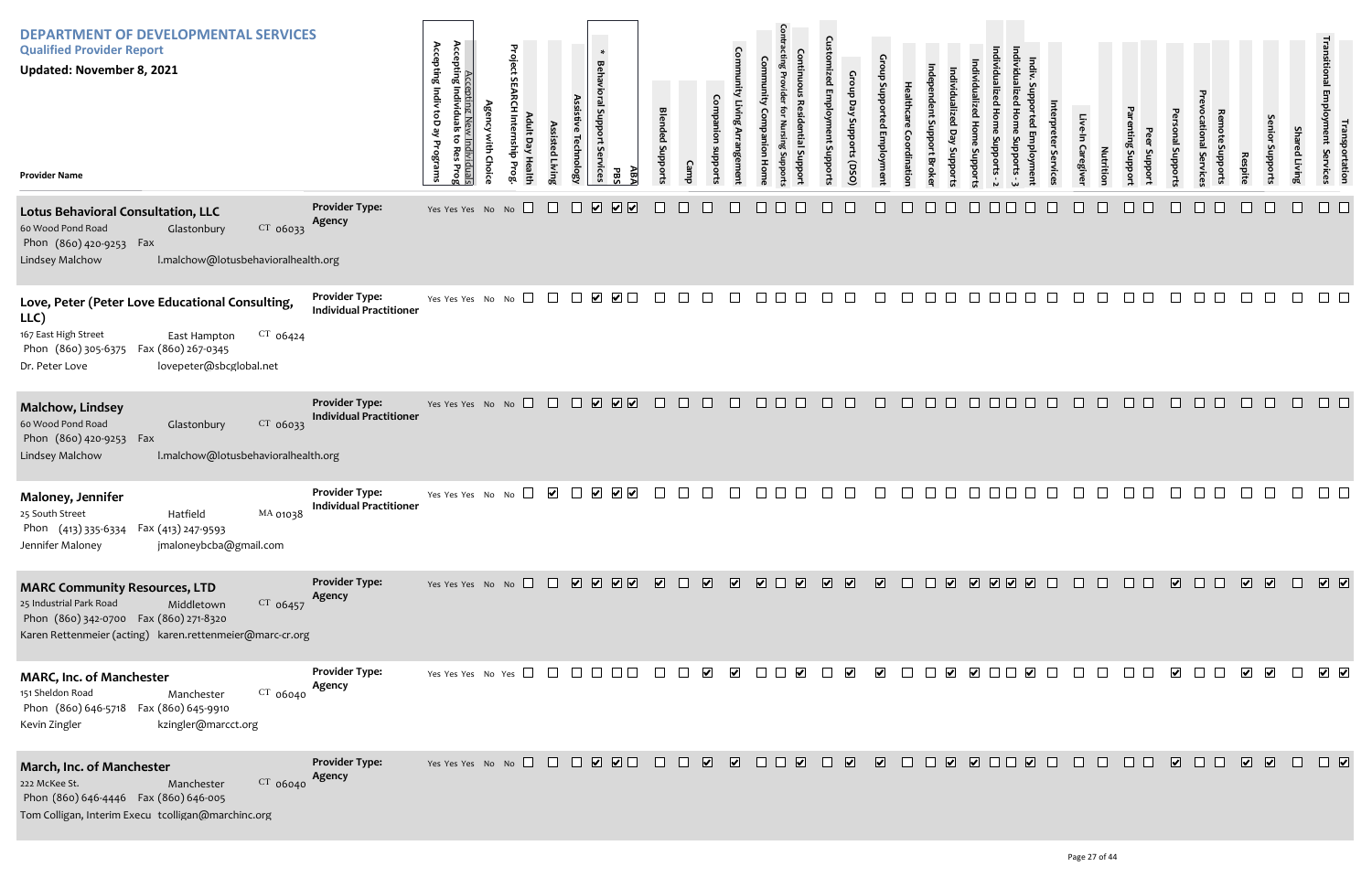# DEPARTMENT OF DEVELOPMENTAL SERVICES

## Qualified Provider Report

**Updated: November 8, 2021**

| Provider Name | Provider Type | Accepting Indiv to Day Programs | Accepting Individuals to Res Prog | Accepting New Individuals | Agency with Choice | Project SEARCH Internship Prog. | Adult Day Health | Assisted Living | Assistive Technology | * Behavioral Support Services | PBS | ABA | Blended Supports | Camp | Companion supports | Community Living Arrangement | Community Companion Home | Contracting Provider for Nursing Supports | Continuous Residential Support | Customized Employment Supports | Group Day Supports (DSO) | Group Supported Employment | Healthcare Coordination | Independent Support Broker | Individualized Day Supports | Individualized Home Supports | Individualized Home Supports - 2 | Individualized Home Supports - 3 | Indiv. Supported Employment | Interpreter Services | Live-In Caregiver | Nutrition | Parenting Support | Peer Support | Personal Supports | Prevocational Services | Remote Supports | Respite | Senior Supports | Shared Living | Transitional Employment Services | Transportation |
|---|---|---|---|---|---|---|---|---|---|---|---|---|---|---|---|---|---|---|---|---|---|---|---|---|---|---|---|---|---|---|---|---|---|---|---|---|---|---|---|---|---|---|
| **Lotus Behavioral Consultation, LLC**<br>60 Wood Pond Road, Glastonbury CT 06033<br>Phon (860) 420-9253 Fax<br>Lindsey Malchow l.malchow@lotusbehavioralhealth.org | Agency | Yes | Yes | Yes | No | No | | | | ✓ | ✓ | ✓ | | | | | | | | | | | | | | | | | | | | | | | | | | | | | | |
| **Love, Peter (Peter Love Educational Consulting, LLC)**<br>167 East High Street, East Hampton CT 06424<br>Phon (860) 305-6375 Fax (860) 267-0345<br>Dr. Peter Love lovepeter@sbcglobal.net | Individual Practitioner | Yes | Yes | Yes | No | No | | | | ✓ | ✓ | | | | | | | | | | | | | | | | | | | | | | | | | | | | | | | |
| **Malchow, Lindsey**<br>60 Wood Pond Road, Glastonbury CT 06033<br>Phon (860) 420-9253 Fax<br>Lindsey Malchow l.malchow@lotusbehavioralhealth.org | Individual Practitioner | Yes | Yes | Yes | No | No | | | | ✓ | ✓ | ✓ | | | | | | | | | | | | | | | | | | | | | | | | | | | | | | |
| **Maloney, Jennifer**<br>25 South Street, Hatfield MA 01038<br>Phon (413) 335-6334 Fax (413) 247-9593<br>Jennifer Maloney jmaloneybcba@gmail.com | Individual Practitioner | Yes | Yes | Yes | No | No | | ✓ | | ✓ | ✓ | ✓ | | | | | | | | | | | | | | | | | | | | | | | | | | | | | | |
| **MARC Community Resources, LTD**<br>25 Industrial Park Road, Middletown CT 06457<br>Phon (860) 342-0700 Fax (860) 271-8320<br>Karen Rettenmeier (acting) karen.rettenmeier@marc-cr.org | Agency | Yes | Yes | Yes | No | No | | | ✓ | ✓ | ✓ | ✓ | ✓ | | ✓ | ✓ | ✓ | | ✓ | ✓ | ✓ | ✓ | | | ✓ | ✓ | ✓ | ✓ | ✓ | | | | | | ✓ | | | ✓ | ✓ | | ✓ | ✓ |
| **MARC, Inc. of Manchester**<br>151 Sheldon Road, Manchester CT 06040<br>Phon (860) 646-5718 Fax (860) 645-9910<br>Kevin Zingler kzingler@marcct.org | Agency | Yes | Yes | Yes | No | Yes | | | | | | | | | ✓ | ✓ | | | ✓ | | ✓ | ✓ | | | ✓ | ✓ | | | ✓ | | | | | | ✓ | | | ✓ | ✓ | | ✓ | ✓ |
| **March, Inc. of Manchester**<br>222 McKee St., Manchester CT 06040<br>Phon (860) 646-4446 Fax (860) 646-005<br>Tom Colligan, Interim Execu tcolligan@marchinc.org | Agency | Yes | Yes | Yes | No | No | | | | ✓ | ✓ | | | | ✓ | ✓ | | | ✓ | | ✓ | ✓ | | | ✓ | ✓ | | | ✓ | | | | | | ✓ | | | ✓ | ✓ | | | ✓ |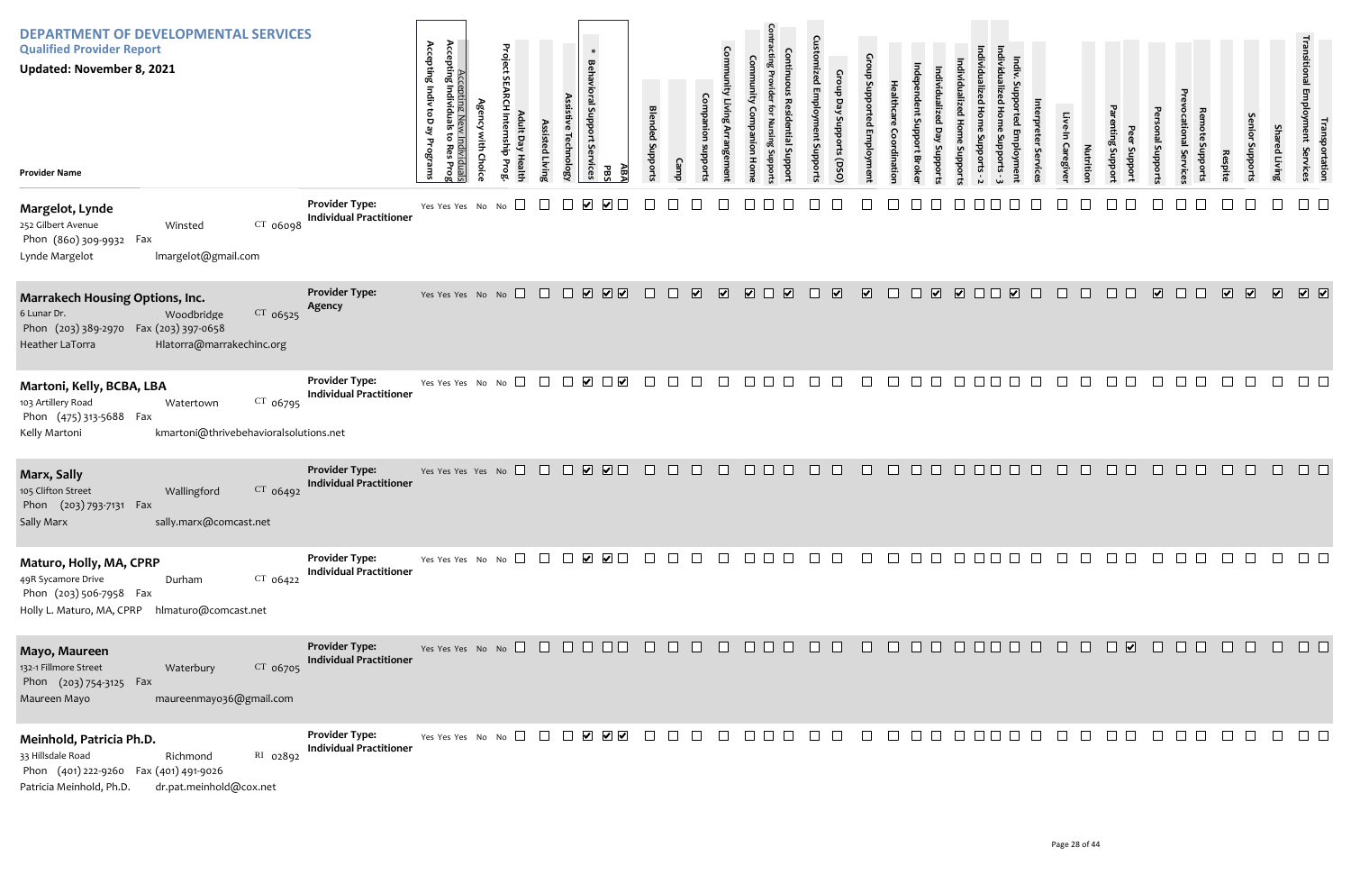# DEPARTMENT OF DEVELOPMENTAL SERVICES

## Qualified Provider Report

**Updated: November 8, 2021**

| Provider Name | Provider Type | Accepting Indiv to Day Programs | Accepting Individuals to Res Prog | Accepting New Individuals | Agency with Choice | Project SEARCH Internship Prog. | Adult Day Health | Assisted Living | Assistive Technology | * Behavioral Support Services | PBS | ABA | Blended Supports | Camp | Companion supports | Community Living Arrangement | Community Companion Home | Contracting Provider for Nursing Supports | Continuous Residential Support | Customized Employment Supports | Group Day Supports (DSO) | Group Supported Employment | Healthcare Coordination | Independent Support Broker | Individualized Day Supports | Individualized Home Supports | Individualized Home Supports - 2 | Individualized Home Supports - 3 | Indiv. Supported Employment | Interpreter Services | Live-In Caregiver | Nutrition | Parenting Support | Peer Support | Personal Supports | Prevocational Services | Remote Supports | Respite | Senior Supports | Shared Living | Transitional Employment Services | Transportation |
|---|---|---|---|---|---|---|---|---|---|---|---|---|---|---|---|---|---|---|---|---|---|---|---|---|---|---|---|---|---|---|---|---|---|---|---|---|---|---|---|---|---|---|
| **Margelot, Lynde** 252 Gilbert Avenue, Winsted CT 06098; Phon (860) 309-9932 Fax; Lynde Margelot, lmargelot@gmail.com | Individual Practitioner | Yes | Yes | Yes | No | No | | | | ✓ | ✓ | | | | | | | | | | | | | | | | | | | | | | | | | | | | | | | |
| **Marrakech Housing Options, Inc.** 6 Lunar Dr., Woodbridge CT 06525; Phon (203) 389-2970 Fax (203) 397-0658; Heather LaTorra, Hlatorra@marrakechinc.org | Agency | Yes | Yes | Yes | No | No | | | | ✓ | ✓ | ✓ | | | ✓ | ✓ | ✓ | | ✓ | | ✓ | ✓ | | | ✓ | ✓ | | | ✓ | | | | | | ✓ | | | ✓ | ✓ | ✓ | ✓ | ✓ |
| **Martoni, Kelly, BCBA, LBA** 103 Artillery Road, Watertown CT 06795; Phon (475) 313-5688 Fax; Kelly Martoni, kmartoni@thrivebehavioralsolutions.net | Individual Practitioner | Yes | Yes | Yes | No | No | | | | ✓ | | ✓ | | | | | | | | | | | | | | | | | | | | | | | | | | | | | | |
| **Marx, Sally** 105 Clifton Street, Wallingford CT 06492; Phon (203) 793-7131 Fax; Sally Marx, sally.marx@comcast.net | Individual Practitioner | Yes | Yes | Yes | Yes | No | | | | ✓ | ✓ | | | | | | | | | | | | | | | | | | | | | | | | | | | | | | | |
| **Maturo, Holly, MA, CPRP** 49R Sycamore Drive, Durham CT 06422; Phon (203) 506-7958 Fax; Holly L. Maturo, MA, CPRP, hlmaturo@comcast.net | Individual Practitioner | Yes | Yes | Yes | No | No | | | | ✓ | ✓ | | | | | | | | | | | | | | | | | | | | | | | | | | | | | | | |
| **Mayo, Maureen** 132-1 Fillmore Street, Waterbury CT 06705; Phon (203) 754-3125 Fax; Maureen Mayo, maureenmayo36@gmail.com | Individual Practitioner | Yes | Yes | Yes | No | No | | | | | | | | | | | | | | | | | | | | | | | | | | | | ✓ | | | | | | | | |
| **Meinhold, Patricia Ph.D.** 33 Hillsdale Road, Richmond RI 02892; Phon (401) 222-9260 Fax (401) 491-9026; Patricia Meinhold, Ph.D., dr.pat.meinhold@cox.net | Individual Practitioner | Yes | Yes | Yes | No | No | | | | ✓ | ✓ | ✓ | | | | | | | | | | | | | | | | | | | | | | | | | | | | | | |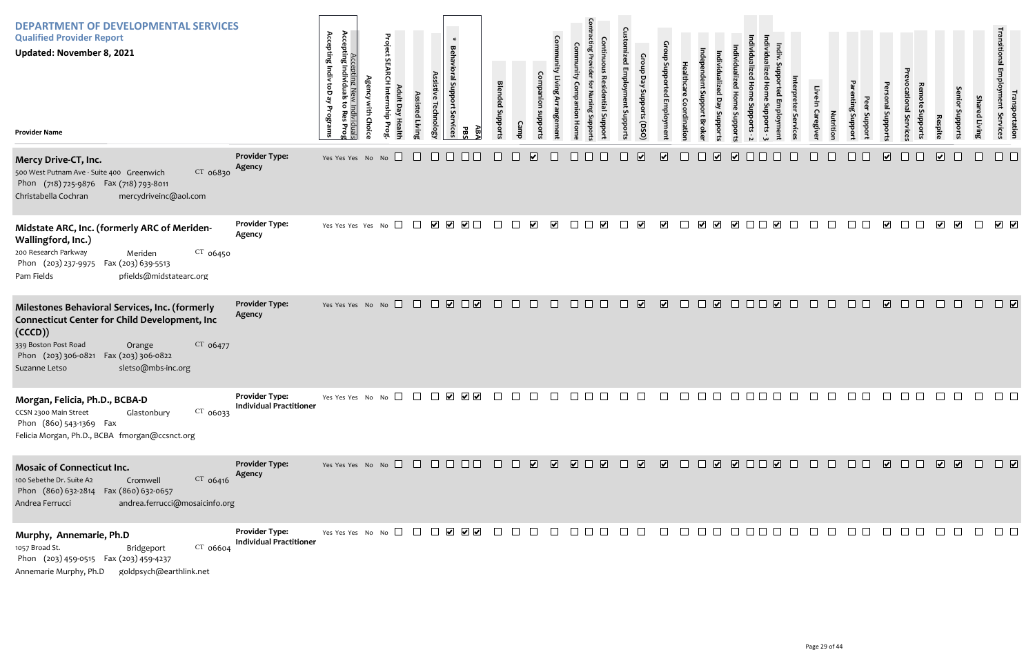# DEPARTMENT OF DEVELOPMENTAL SERVICES

**Qualified Provider Report**

**Updated: November 8, 2021**

| Provider Name | Provider Type | Accepting Indiv to Day Programs | Accepting Individuals to Res Prog | Accepting New Individuals | Agency with Choice | Project SEARCH Internship Prog. | Adult Day Health | Assisted Living | Assistive Technology | * Behavioral Support Services | PBS | ABA | Blended Supports | Camp | Companion supports | Community Living Arrangement | Community Companion Home | Contracting Provider for Nursing Supports | Continuous Residential Support | Customized Employment Supports | Group Day Supports (DSO) | Group Supported Employment | Healthcare Coordination | Independent Support Broker | Individualized Day Supports | Individualized Home Supports | Individualized Home Supports - 2 | Individualized Home Supports - 3 | Indiv. Supported Employment | Interpreter Services | Live-In Caregiver | Nutrition | Parenting Support | Peer Support | Personal Supports | Prevocational Services | Remote Supports | Respite | Senior Supports | Shared Living | Transitional Employment Services | Transportation |
|---|---|---|---|---|---|---|---|---|---|---|---|---|---|---|---|---|---|---|---|---|---|---|---|---|---|---|---|---|---|---|---|---|---|---|---|---|---|---|---|---|---|---|
| **Mercy Drive-CT, Inc.**<br>500 West Putnam Ave - Suite 400 Greenwich CT 06830<br>Phon (718) 725-9876 Fax (718) 793-8011<br>Christabella Cochran mercydriveinc@aol.com | Agency | Yes | Yes | Yes | No | No | ☐ | ☐ | ☐ | ☐ | ☐ | ☐ | ☐ | ☐ | ☑ | ☐ | ☐ | ☐ | ☐ | ☐ | ☑ | ☑ | ☐ | ☐ | ☑ | ☑ | ☐ | ☐ | ☐ | ☐ | ☐ | ☐ | ☐ | ☐ | ☑ | ☐ | ☐ | ☑ | ☐ | ☐ | ☐ | ☐ |
| **Midstate ARC, Inc. (formerly ARC of Meriden-Wallingford, Inc.)**<br>200 Research Parkway Meriden CT 06450<br>Phon (203) 237-9975 Fax (203) 639-5513<br>Pam Fields pfields@midstatearc.org | Agency | Yes | Yes | Yes | Yes | No | ☐ | ☐ | ☑ | ☑ | ☑ | ☐ | ☐ | ☐ | ☑ | ☑ | ☐ | ☐ | ☑ | ☐ | ☑ | ☑ | ☐ | ☑ | ☑ | ☑ | ☐ | ☐ | ☑ | ☐ | ☐ | ☐ | ☐ | ☐ | ☑ | ☐ | ☐ | ☑ | ☑ | ☐ | ☑ | ☑ |
| **Milestones Behavioral Services, Inc. (formerly Connecticut Center for Child Development, Inc (CCCD))**<br>339 Boston Post Road Orange CT 06477<br>Phon (203) 306-0821 Fax (203) 306-0822<br>Suzanne Letso sletso@mbs-inc.org | Agency | Yes | Yes | Yes | No | No | ☐ | ☐ | ☐ | ☑ | ☐ | ☑ | ☐ | ☐ | ☐ | ☐ | ☐ | ☐ | ☐ | ☐ | ☑ | ☑ | ☐ | ☐ | ☑ | ☐ | ☐ | ☐ | ☑ | ☐ | ☐ | ☐ | ☐ | ☐ | ☑ | ☐ | ☐ | ☐ | ☐ | ☐ | ☐ | ☑ |
| **Morgan, Felicia, Ph.D., BCBA-D**<br>CCSN 2300 Main Street Glastonbury CT 06033<br>Phon (860) 543-1369 Fax<br>Felicia Morgan, Ph.D., BCBA fmorgan@ccsnct.org | Individual Practitioner | Yes | Yes | Yes | No | No | ☐ | ☐ | ☐ | ☑ | ☑ | ☑ | ☐ | ☐ | ☐ | ☐ | ☐ | ☐ | ☐ | ☐ | ☐ | ☐ | ☐ | ☐ | ☐ | ☐ | ☐ | ☐ | ☐ | ☐ | ☐ | ☐ | ☐ | ☐ | ☐ | ☐ | ☐ | ☐ | ☐ | ☐ | ☐ | ☐ |
| **Mosaic of Connecticut Inc.**<br>100 Sebethe Dr. Suite A2 Cromwell CT 06416<br>Phon (860) 632-2814 Fax (860) 632-0657<br>Andrea Ferrucci andrea.ferrucci@mosaicinfo.org | Agency | Yes | Yes | No | No | No | ☐ | ☐ | ☐ | ☐ | ☐ | ☐ | ☐ | ☐ | ☑ | ☑ | ☑ | ☐ | ☑ | ☐ | ☑ | ☑ | ☐ | ☐ | ☑ | ☑ | ☐ | ☐ | ☑ | ☐ | ☐ | ☐ | ☐ | ☐ | ☑ | ☐ | ☐ | ☑ | ☑ | ☐ | ☐ | ☑ |
| **Murphy, Annemarie, Ph.D**<br>1057 Broad St. Bridgeport CT 06604<br>Phon (203) 459-0515 Fax (203) 459-4237<br>Annemarie Murphy, Ph.D goldpsych@earthlink.net | Individual Practitioner | Yes | Yes | Yes | No | No | ☐ | ☐ | ☐ | ☑ | ☑ | ☑ | ☐ | ☐ | ☐ | ☐ | ☐ | ☐ | ☐ | ☐ | ☐ | ☐ | ☐ | ☐ | ☐ | ☐ | ☐ | ☐ | ☐ | ☐ | ☐ | ☐ | ☐ | ☐ | ☐ | ☐ | ☐ | ☐ | ☐ | ☐ | ☐ | ☐ |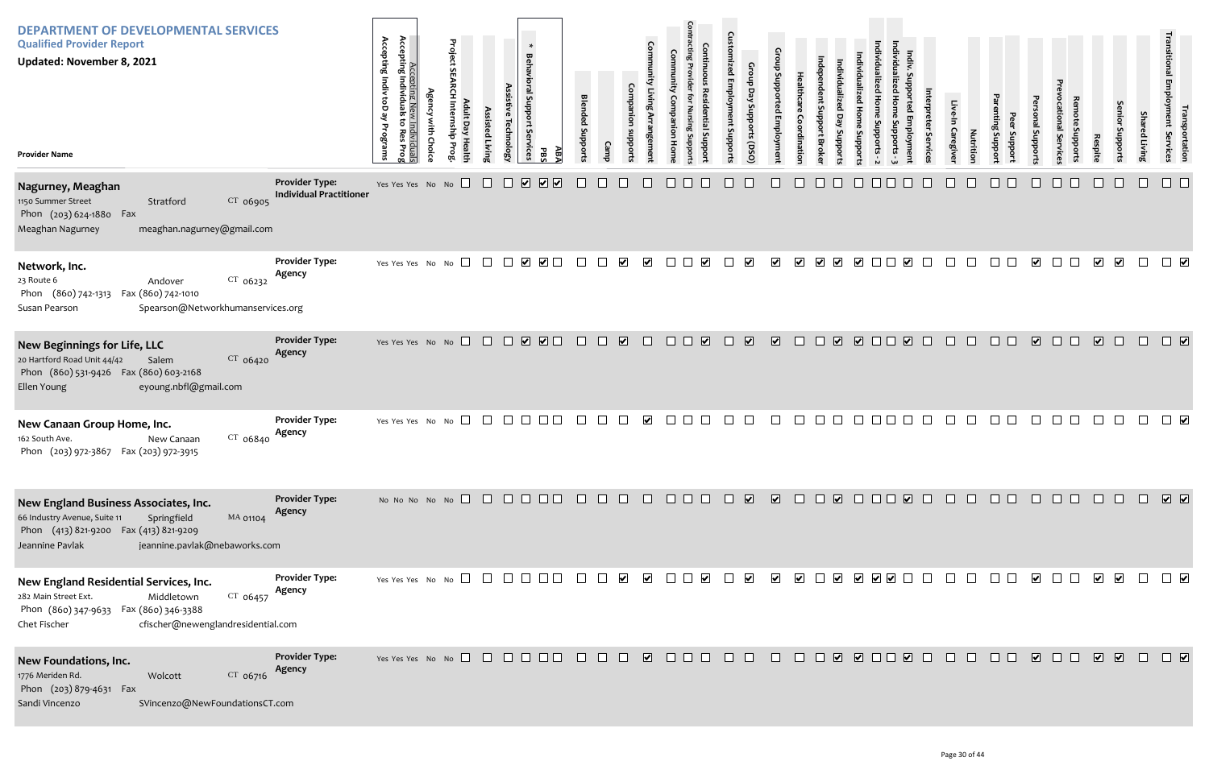# DEPARTMENT OF DEVELOPMENTAL SERVICES

**Qualified Provider Report**

**Updated: November 8, 2021**

| Provider Name | Provider Type | Accepting Indiv to Day Programs | Accepting Individuals to Res Prog | Accepting New Individuals | Agency with Choice | Project SEARCH Internship Prog. | Adult Day Health | Assisted Living | Assistive Technology | * Behavioral Support Services | PBS | ABA | Blended Supports | Camp | Companion supports | Community Living Arrangement | Community Companion Home | Contracting Provider for Nursing Supports | Continuous Residential Support | Customized Employment Supports | Group Day Supports (DSO) | Group Supported Employment | Healthcare Coordination | Independent Support Broker | Individualized Day Supports | Individualized Home Supports - 2 | Individualized Home Supports - 3 | Individualized Home Supports | Indiv. Supported Employment | Interpreter Services | Live-In Caregiver | Nutrition | Parenting Support | Peer Support | Personal Supports | Prevocational Services | Remote Supports | Respite | Senior Supports | Shared Living | Transitional Employment Services | Transportation |
|---|---|---|---|---|---|---|---|---|---|---|---|---|---|---|---|---|---|---|---|---|---|---|---|---|---|---|---|---|---|---|---|---|---|---|---|---|---|---|---|---|---|---|
| **Nagurney, Meaghan**<br>1150 Summer Street Stratford CT 06905<br>Phon (203) 624-1880 Fax<br>Meaghan Nagurney meaghan.nagurney@gmail.com | Individual Practitioner | Yes | Yes | Yes | No | No | ☐ | ☐ | ☐ | ☑ | ☑ | ☑ | ☐ | ☐ | ☐ | ☐ | ☐ | ☐ | ☐ | ☐ | ☐ | ☐ | ☐ | ☐ | ☐ | ☐ | ☐ | ☐ | ☐ | ☐ | ☐ | ☐ | ☐ | ☐ | ☐ | ☐ | ☐ | ☐ | ☐ | ☐ | ☐ | ☐ |
| **Network, Inc.**<br>23 Route 6 Andover CT 06232<br>Phon (860) 742-1313 Fax (860) 742-1010<br>Susan Pearson Spearson@Networkhumanservices.org | Agency | Yes | Yes | Yes | No | No | ☐ | ☐ | ☐ | ☑ | ☑ | ☐ | ☐ | ☐ | ☑ | ☑ | ☐ | ☐ | ☑ | ☐ | ☑ | ☑ | ☑ | ☑ | ☑ | ☑ | ☐ | ☐ | ☑ | ☐ | ☐ | ☐ | ☐ | ☐ | ☑ | ☐ | ☐ | ☑ | ☑ | ☐ | ☐ | ☑ |
| **New Beginnings for Life, LLC**<br>20 Hartford Road Unit 44/42 Salem CT 06420<br>Phon (860) 531-9426 Fax (860) 603-2168<br>Ellen Young eyoung.nbfl@gmail.com | Agency | Yes | Yes | Yes | No | No | ☐ | ☐ | ☐ | ☑ | ☑ | ☐ | ☐ | ☐ | ☑ | ☐ | ☐ | ☐ | ☑ | ☐ | ☑ | ☑ | ☐ | ☐ | ☑ | ☑ | ☐ | ☐ | ☑ | ☐ | ☐ | ☐ | ☐ | ☐ | ☑ | ☐ | ☐ | ☑ | ☐ | ☐ | ☐ | ☑ |
| **New Canaan Group Home, Inc.**<br>162 South Ave. New Canaan CT 06840<br>Phon (203) 972-3867 Fax (203) 972-3915 | Agency | Yes | Yes | Yes | No | No | ☐ | ☐ | ☐ | ☐ | ☐ | ☐ | ☐ | ☐ | ☐ | ☑ | ☐ | ☐ | ☐ | ☐ | ☐ | ☐ | ☐ | ☐ | ☐ | ☐ | ☐ | ☐ | ☐ | ☐ | ☐ | ☐ | ☐ | ☐ | ☐ | ☐ | ☐ | ☐ | ☐ | ☐ | ☐ | ☑ |
| **New England Business Associates, Inc.**<br>66 Industry Avenue, Suite 11 Springfield MA 01104<br>Phon (413) 821-9200 Fax (413) 821-9209<br>Jeannine Pavlak jeannine.pavlak@nebaworks.com | Agency | No | No | No | No | No | ☐ | ☐ | ☐ | ☐ | ☐ | ☐ | ☐ | ☐ | ☐ | ☐ | ☐ | ☐ | ☐ | ☐ | ☑ | ☑ | ☐ | ☐ | ☑ | ☐ | ☐ | ☐ | ☑ | ☐ | ☐ | ☐ | ☐ | ☐ | ☐ | ☐ | ☐ | ☐ | ☐ | ☐ | ☑ | ☑ |
| **New England Residential Services, Inc.**<br>282 Main Street Ext. Middletown CT 06457<br>Phon (860) 347-9633 Fax (860) 346-3388<br>Chet Fischer cfischer@newenglandresidential.com | Agency | Yes | Yes | Yes | No | No | ☐ | ☐ | ☐ | ☐ | ☐ | ☐ | ☐ | ☐ | ☑ | ☑ | ☐ | ☐ | ☑ | ☐ | ☑ | ☑ | ☑ | ☐ | ☑ | ☑ | ☑ | ☑ | ☐ | ☐ | ☐ | ☐ | ☐ | ☐ | ☑ | ☐ | ☐ | ☑ | ☑ | ☐ | ☐ | ☑ |
| **New Foundations, Inc.**<br>1776 Meriden Rd. Wolcott CT 06716<br>Phon (203) 879-4631 Fax<br>Sandi Vincenzo SVincenzo@NewFoundationsCT.com | Agency | Yes | Yes | Yes | No | No | ☐ | ☐ | ☐ | ☐ | ☐ | ☐ | ☐ | ☐ | ☐ | ☑ | ☐ | ☐ | ☐ | ☐ | ☐ | ☐ | ☐ | ☐ | ☑ | ☑ | ☐ | ☐ | ☑ | ☐ | ☐ | ☐ | ☐ | ☐ | ☑ | ☐ | ☐ | ☑ | ☑ | ☐ | ☐ | ☑ |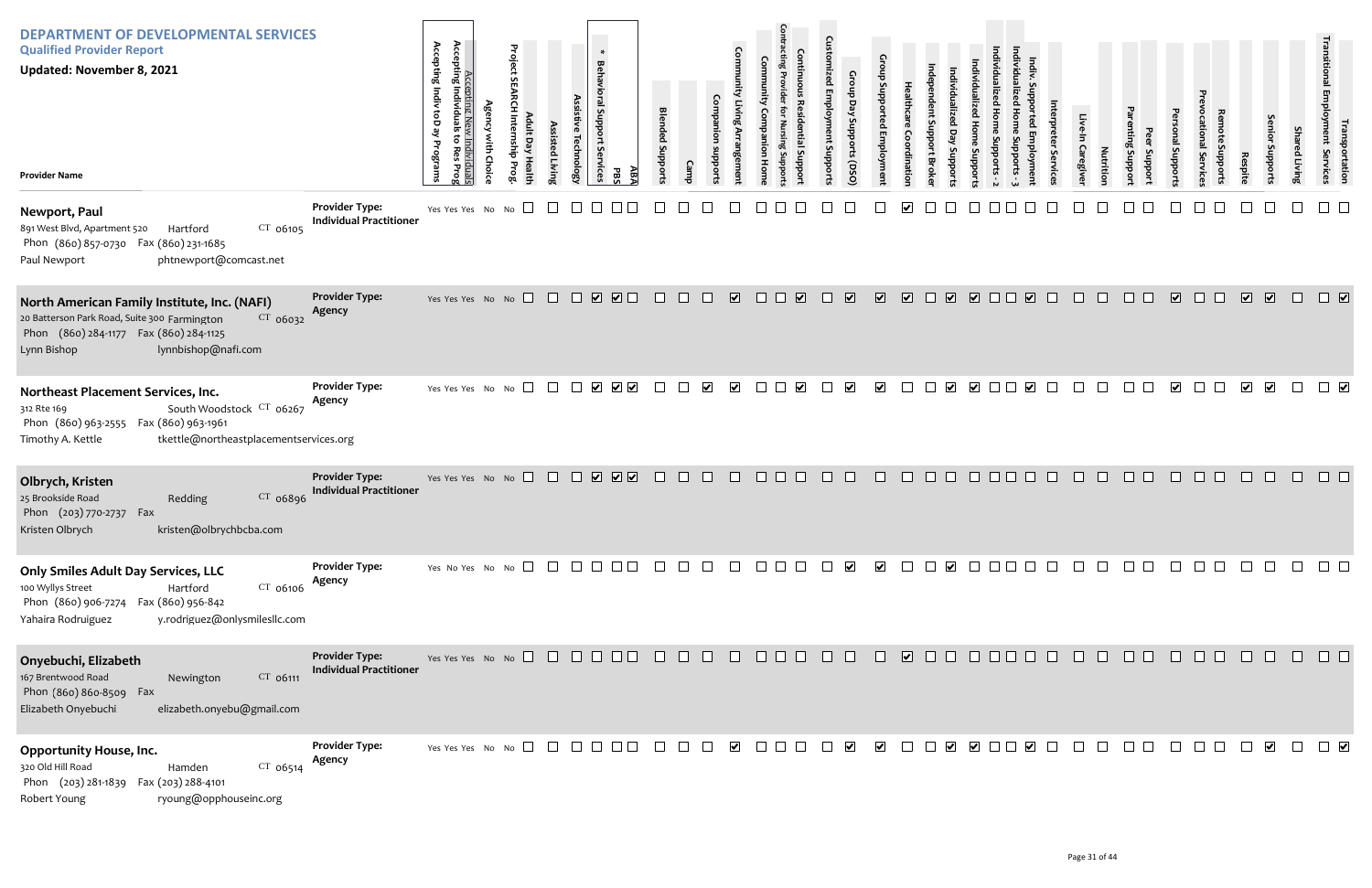# DEPARTMENT OF DEVELOPMENTAL SERVICES

**Qualified Provider Report**

**Updated: November 8, 2021**

| Provider Name | Provider Type | Accepting Indiv to Day Programs | Accepting Individuals to Res Prog | Accepting New Individuals | Agency with Choice | Project SEARCH Internship Prog. | Adult Day Health | Assisted Living | Assistive Technology | * Behavioral Support Services | PBS | ABA | Blended Supports | Camp | Companion supports | Community Living Arrangement | Community Companion Home | Contracting Provider for Nursing Supports | Continuous Residential Support | Customized Employment Supports | Group Day Supports (DSO) | Group Supported Employment | Healthcare Coordination | Independent Support Broker | Individualized Day Supports | Individualized Home Supports | Individualized Home Supports - 2 | Individualized Home Supports - 3 | Indiv. Supported Employment | Interpreter Services | Live-In Caregiver | Nutrition | Parenting Support | Peer Support | Personal Supports | Prevocational Services | Remote Supports | Respite | Senior Supports | Shared Living | Transitional Employment Services | Transportation |
|---|---|---|---|---|---|---|---|---|---|---|---|---|---|---|---|---|---|---|---|---|---|---|---|---|---|---|---|---|---|---|---|---|---|---|---|---|---|---|---|---|---|---|
| **Newport, Paul**<br>891 West Blvd, Apartment 520 Hartford CT 06105<br>Phon (860) 857-0730 Fax (860) 231-1685<br>Paul Newport phtnewport@comcast.net | Individual Practitioner | Yes | Yes | Yes | No | No | | | | | | | | | | | | | | | | | ✔ | | | | | | | | | | | | | | | | | | | |
| **North American Family Institute, Inc. (NAFI)**<br>20 Batterson Park Road, Suite 300 Farmington CT 06032<br>Phon (860) 284-1177 Fax (860) 284-1125<br>Lynn Bishop lynnbishop@nafi.com | Agency | Yes | Yes | Yes | No | No | | | | ✔ | ✔ | | | | | ✔ | | | ✔ | | ✔ | ✔ | ✔ | | ✔ | ✔ | | | ✔ | | | | | | ✔ | | | ✔ | ✔ | | | ✔ |
| **Northeast Placement Services, Inc.**<br>312 Rte 169 South Woodstock CT 06267<br>Phon (860) 963-2555 Fax (860) 963-1961<br>Timothy A. Kettle tkettle@northeastplacementservices.org | Agency | Yes | Yes | Yes | No | No | | | | ✔ | ✔ | ✔ | | | ✔ | ✔ | | | ✔ | | ✔ | ✔ | | | ✔ | ✔ | | | ✔ | | | | | | ✔ | | | ✔ | ✔ | | | ✔ |
| **Olbrych, Kristen**<br>25 Brookside Road Redding CT 06896<br>Phon (203) 770-2737 Fax<br>Kristen Olbrych kristen@olbrychbcba.com | Individual Practitioner | Yes | Yes | Yes | No | No | | | | ✔ | ✔ | ✔ | | | | | | | | | | | | | | | | | | | | | | | | | | | | | | |
| **Only Smiles Adult Day Services, LLC**<br>100 Wyllys Street Hartford CT 06106<br>Phon (860) 906-7274 Fax (860) 956-842<br>Yahaira Rodruiguez y.rodriguez@onlysmilesllc.com | Agency | Yes | No | Yes | No | No | | | | | | | | | | | | | | | ✔ | ✔ | | | ✔ | | | | | | | | | | | | | | | | | |
| **Onyebuchi, Elizabeth**<br>167 Brentwood Road Newington CT 06111<br>Phon (860) 860-8509 Fax<br>Elizabeth Onyebuchi elizabeth.onyebu@gmail.com | Individual Practitioner | Yes | Yes | Yes | No | No | | | | | | | | | | | | | | | | | ✔ | | | | | | | | | | | | | | | | | | | |
| **Opportunity House, Inc.**<br>320 Old Hill Road Hamden CT 06514<br>Phon (203) 281-1839 Fax (203) 288-4101<br>Robert Young ryoung@opphouseinc.org | Agency | Yes | Yes | Yes | No | No | | | | | | | | | | ✔ | | | | | ✔ | ✔ | | | ✔ | ✔ | | | ✔ | | | | | | | | | | ✔ | | | ✔ |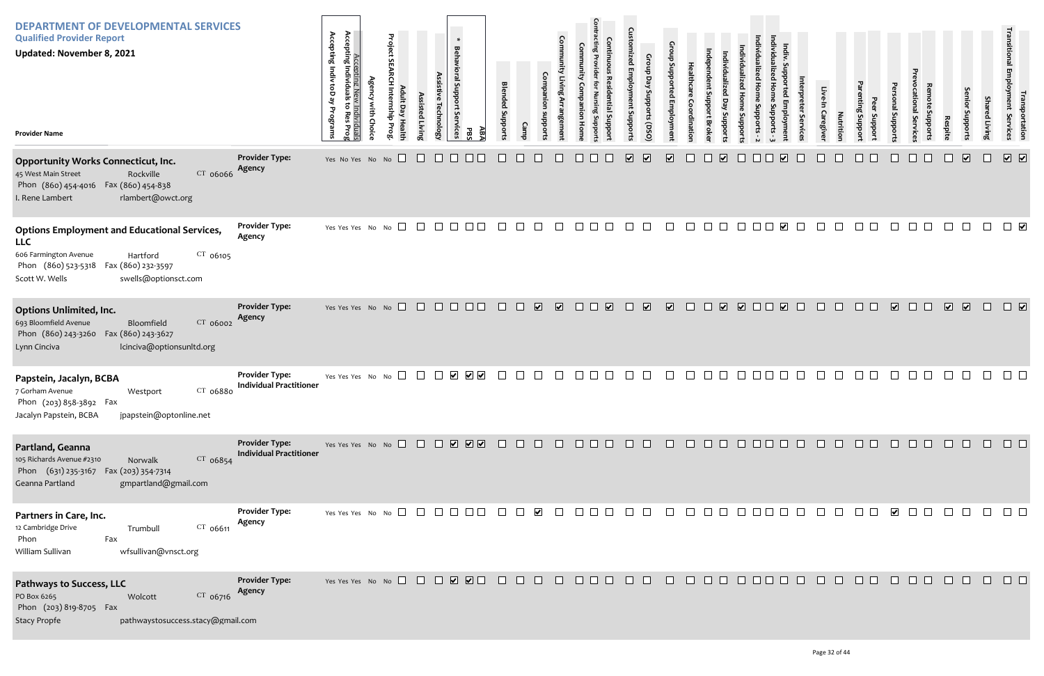# DEPARTMENT OF DEVELOPMENTAL SERVICES

## Qualified Provider Report

**Updated: November 8, 2021**

| Provider Name | Provider Type | Accepting Indiv to Day Programs | Accepting Individuals to Res Prog | Accepting New Individuals | Agency with Choice | Project SEARCH Internship Prog. | Adult Day Health | Assisted Living | Assistive Technology | * Behavioral Support Services | PBS | ABA | Blended Supports | Camp | Companion supports | Community Living Arrangement | Community Companion Home | Contracting Provider for Nursing Supports | Continuous Residential Support | Customized Employment Supports | Group Day Supports (DSO) | Group Supported Employment | Healthcare Coordination | Independent Support Broker | Individualized Day Supports | Individualized Home Supports | Individualized Home Supports - 2 | Individualized Home Supports - 3 | Indiv. Supported Employment | Interpreter Services | Live-In Caregiver | Nutrition | Parenting Support | Peer Support | Personal Supports | Prevocational Services | Remote Supports | Respite | Senior Supports | Shared Living | Transitional Employment Services | Transportation |
|---|---|---|---|---|---|---|---|---|---|---|---|---|---|---|---|---|---|---|---|---|---|---|---|---|---|---|---|---|---|---|---|---|---|---|---|---|---|---|---|---|---|---|
| **Opportunity Works Connecticut, Inc.**<br>45 West Main Street, Rockville CT 06066<br>Phon (860) 454-4016 Fax (860) 454-838<br>I. Rene Lambert<br>rlambert@owct.org | Agency | Yes | No | Yes | No | No | | | | | | | | | | | | | | ✓ | ✓ | ✓ | | | ✓ | | | | ✓ | | | | | | | | | | ✓ | | ✓ | ✓ |
| **Options Employment and Educational Services, LLC**<br>606 Farmington Avenue, Hartford CT 06105<br>Phon (860) 523-5318 Fax (860) 232-3597<br>Scott W. Wells<br>swells@optionsct.com | Agency | Yes | Yes | Yes | No | No | | | | | | | | | | | | | | | | | | | | | | | ✓ | | | | | | | | | | | | | ✓ |
| **Options Unlimited, Inc.**<br>693 Bloomfield Avenue, Bloomfield CT 06002<br>Phon (860) 243-3260 Fax (860) 243-3627<br>Lynn Cinciva<br>lcinciva@optionsunltd.org | Agency | Yes | Yes | Yes | No | No | | | | | | | | | ✓ | ✓ | | | ✓ | | ✓ | ✓ | | | ✓ | ✓ | | | ✓ | | | | | | ✓ | | | ✓ | ✓ | | | ✓ |
| **Papstein, Jacalyn, BCBA**<br>7 Gorham Avenue, Westport CT 06880<br>Phon (203) 858-3892 Fax<br>Jacalyn Papstein, BCBA<br>jpapstein@optonline.net | Individual Practitioner | Yes | Yes | Yes | No | No | | | | ✓ | ✓ | ✓ | | | | | | | | | | | | | | | | | | | | | | | | | | | | | | |
| **Partland, Geanna**<br>105 Richards Avenue #2310, Norwalk CT 06854<br>Phon (631) 235-3167 Fax (203) 354-7314<br>Geanna Partland<br>gmpartland@gmail.com | Individual Practitioner | Yes | Yes | Yes | No | No | | | | ✓ | ✓ | ✓ | | | | | | | | | | | | | | | | | | | | | | | | | | | | | | |
| **Partners in Care, Inc.**<br>12 Cambridge Drive, Trumbull CT 06611<br>Phon Fax<br>William Sullivan<br>wfsullivan@vnsct.org | Agency | Yes | Yes | Yes | No | No | | | | | | | | | ✓ | | | | | | | | | | | | | | | | | | | | ✓ | | | | | | | |
| **Pathways to Success, LLC**<br>PO Box 6265, Wolcott CT 06716<br>Phon (203) 819-8705 Fax<br>Stacy Propfe<br>pathwaystosuccess.stacy@gmail.com | Agency | Yes | Yes | Yes | No | No | | | | ✓ | ✓ | | | | | | | | | | | | | | | | | | | | | | | | | | | | | | | |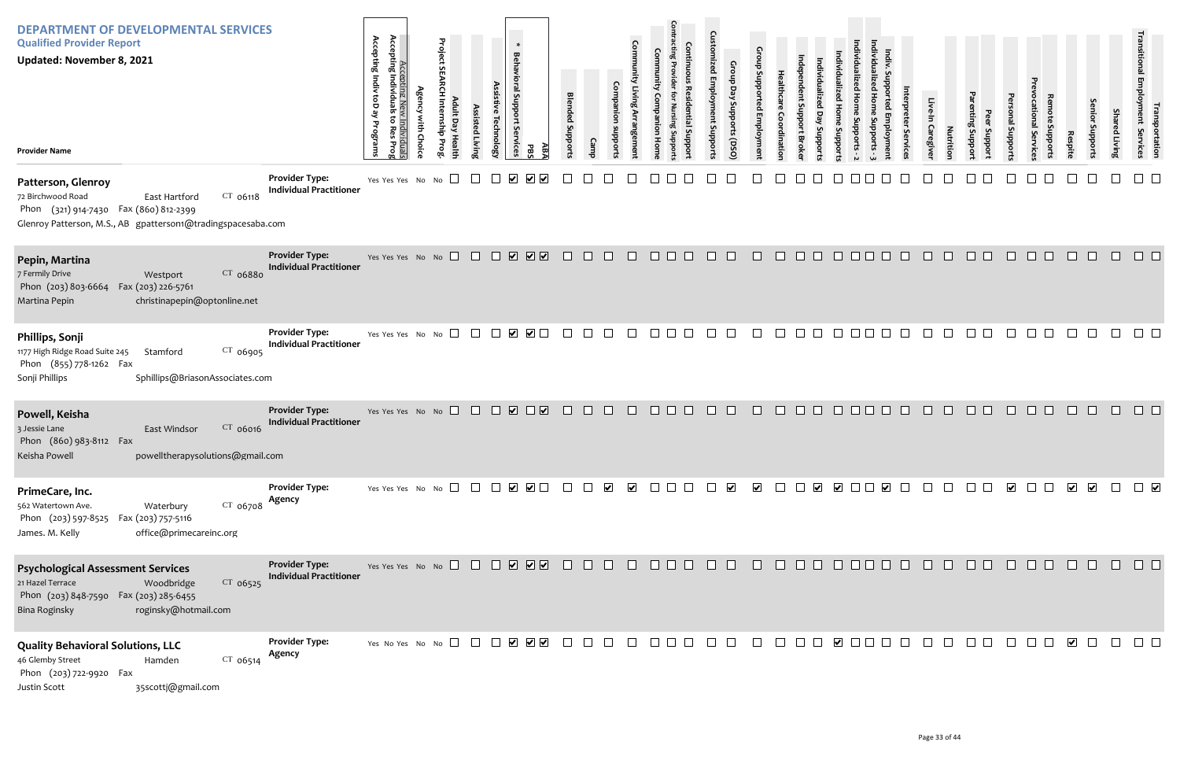# DEPARTMENT OF DEVELOPMENTAL SERVICES

## Qualified Provider Report

**Updated: November 8, 2021**

| Provider Name | Provider Type | Accepting Indiv to Day Programs | Accepting Individuals to Res Prog | Accepting New Individuals | Agency with Choice | Project SEARCH Internship Prog. | Adult Day Health | Assisted Living | Assistive Technology | * Behavioral Support Services | PBS | ABA | Blended Supports | Camp | Companion supports | Community Living Arrangement | Community Companion Home | Contracting Provider for Nursing Supports | Continuous Residential Support | Customized Employment Supports | Group Day Supports (DSO) | Group Supported Employment | Healthcare Coordination | Independent Support Broker | Individualized Day Supports | Individualized Home Supports | Individualized Home Supports - 2 | Individualized Home Supports - 3 | Indiv. Supported Employment | Interpreter Services | Live-In Caregiver | Nutrition | Parenting Support | Peer Support | Personal Supports | Prevocational Services | Remote Supports | Respite | Senior Supports | Shared Living | Transitional Employment Services | Transportation |
|---|---|---|---|---|---|---|---|---|---|---|---|---|---|---|---|---|---|---|---|---|---|---|---|---|---|---|---|---|---|---|---|---|---|---|---|---|---|---|---|---|---|---|
| **Patterson, Glenroy**<br>72 Birchwood Road, East Hartford CT 06118<br>Phon (321) 914-7430 Fax (860) 812-2399<br>Glenroy Patterson, M.S., AB gpatterson1@tradingspacesaba.com | Individual Practitioner | Yes | Yes | Yes | No | No | | | | ✓ | ✓ | ✓ | | | | | | | | | | | | | | | | | | | | | | | | | | | | | | |
| **Pepin, Martina**<br>7 Fermily Drive, Westport CT 06880<br>Phon (203) 803-6664 Fax (203) 226-5761<br>Martina Pepin christinapepin@optonline.net | Individual Practitioner | Yes | Yes | Yes | No | No | | | | ✓ | ✓ | ✓ | | | | | | | | | | | | | | | | | | | | | | | | | | | | | | |
| **Phillips, Sonji**<br>1177 High Ridge Road Suite 245, Stamford CT 06905<br>Phon (855) 778-1262 Fax<br>Sonji Phillips Sphillips@BriasonAssociates.com | Individual Practitioner | Yes | Yes | Yes | No | No | | | | ✓ | ✓ | | | | | | | | | | | | | | | | | | | | | | | | | | | | | | | |
| **Powell, Keisha**<br>3 Jessie Lane, East Windsor CT 06016<br>Phon (860) 983-8112 Fax<br>Keisha Powell powelltherapysolutions@gmail.com | Individual Practitioner | Yes | Yes | Yes | No | No | | | | ✓ | | ✓ | | | | | | | | | | | | | | | | | | | | | | | | | | | | | | |
| **PrimeCare, Inc.**<br>562 Watertown Ave., Waterbury CT 06708<br>Phon (203) 597-8525 Fax (203) 757-5116<br>James. M. Kelly office@primecareinc.org | Agency | Yes | Yes | Yes | No | No | | | | ✓ | ✓ | | | | ✓ | ✓ | | | | | ✓ | ✓ | | | ✓ | ✓ | | | ✓ | | | | | | ✓ | | | ✓ | ✓ | | | ✓ |
| **Psychological Assessment Services**<br>21 Hazel Terrace, Woodbridge CT 06525<br>Phon (203) 848-7590 Fax (203) 285-6455<br>Bina Roginsky roginsky@hotmail.com | Individual Practitioner | Yes | Yes | Yes | No | No | | | | ✓ | ✓ | ✓ | | | | | | | | | | | | | | | | | | | | | | | | | | | | | | |
| **Quality Behavioral Solutions, LLC**<br>46 Glemby Street, Hamden CT 06514<br>Phon (203) 722-9920 Fax<br>Justin Scott 35scottj@gmail.com | Agency | Yes | No | Yes | No | No | | | | ✓ | ✓ | ✓ | | | | | | | | | | | | | | ✓ | | | | | | | | | | | | ✓ | | | | |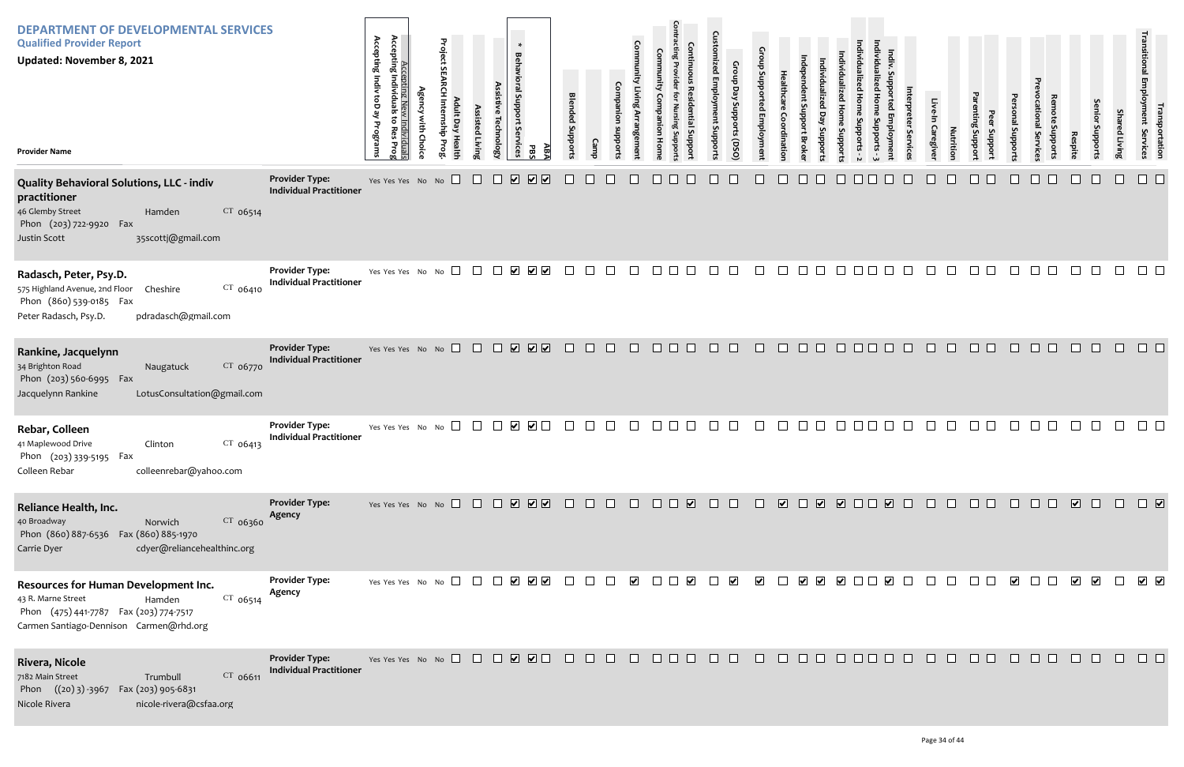# DEPARTMENT OF DEVELOPMENTAL SERVICES

## Qualified Provider Report

**Updated: November 8, 2021**

| Provider Name | Provider Type | Accepting Indiv to Day Programs | Accepting Individuals to Res Prog | Accepting New Individuals | Agency with Choice | Project SEARCH Internship Prog. | Adult Day Health | Assisted Living | Assistive Technology | * Behavioral Support Services | PBS | ABA | Blended Supports | Camp | Companion supports | Community Living Arrangement | Community Companion Home | Contracting Provider for Nursing Supports | Continuous Residential Support | Customized Employment Supports | Group Day Supports (DSO) | Group Supported Employment | Healthcare Coordination | Independent Support Broker | Individualized Day Supports | Individualized Home Supports | Individualized Home Supports - 2 | Individualized Home Supports - 3 | Indiv. Supported Employment | Interpreter Services | Live-In Caregiver | Nutrition | Parenting Support | Peer Support | Personal Supports | Prevocational Services | Remote Supports | Respite | Senior Supports | Shared Living | Transitional Employment Services | Transportation |
|---|---|---|---|---|---|---|---|---|---|---|---|---|---|---|---|---|---|---|---|---|---|---|---|---|---|---|---|---|---|---|---|---|---|---|---|---|---|---|---|---|---|---|
| **Quality Behavioral Solutions, LLC - indiv practitioner**<br>46 Glemby Street, Hamden CT 06514<br>Phon (203) 722-9920 Fax<br>Justin Scott, 35scottj@gmail.com | Individual Practitioner | Yes | Yes | Yes | No | No | ☐ | ☐ | ☐ | ☑ | ☑ | ☑ | ☐ | ☐ | ☐ | ☐ | ☐ | ☐ | ☐ | ☐ | ☐ | ☐ | ☐ | ☐ | ☐ | ☐ | ☐ | ☐ | ☐ | ☐ | ☐ | ☐ | ☐ | ☐ | ☐ | ☐ | ☐ | ☐ | ☐ | ☐ | ☐ | ☐ |
| **Radasch, Peter, Psy.D.**<br>575 Highland Avenue, 2nd Floor, Cheshire CT 06410<br>Phon (860) 539-0185 Fax<br>Peter Radasch, Psy.D., pdradasch@gmail.com | Individual Practitioner | Yes | Yes | Yes | No | No | ☐ | ☐ | ☐ | ☑ | ☑ | ☑ | ☐ | ☐ | ☐ | ☐ | ☐ | ☐ | ☐ | ☐ | ☐ | ☐ | ☐ | ☐ | ☐ | ☐ | ☐ | ☐ | ☐ | ☐ | ☐ | ☐ | ☐ | ☐ | ☐ | ☐ | ☐ | ☐ | ☐ | ☐ | ☐ | ☐ |
| **Rankine, Jacquelynn**<br>34 Brighton Road, Naugatuck CT 06770<br>Phon (203) 560-6995 Fax<br>Jacquelynn Rankine, LotusConsultation@gmail.com | Individual Practitioner | Yes | Yes | Yes | No | No | ☐ | ☐ | ☐ | ☑ | ☑ | ☑ | ☐ | ☐ | ☐ | ☐ | ☐ | ☐ | ☐ | ☐ | ☐ | ☐ | ☐ | ☐ | ☐ | ☐ | ☐ | ☐ | ☐ | ☐ | ☐ | ☐ | ☐ | ☐ | ☐ | ☐ | ☐ | ☐ | ☐ | ☐ | ☐ | ☐ |
| **Rebar, Colleen**<br>41 Maplewood Drive, Clinton CT 06413<br>Phon (203) 339-5195 Fax<br>Colleen Rebar, colleenrebar@yahoo.com | Individual Practitioner | Yes | Yes | Yes | No | No | ☐ | ☐ | ☐ | ☑ | ☑ | ☐ | ☐ | ☐ | ☐ | ☐ | ☐ | ☐ | ☐ | ☐ | ☐ | ☐ | ☐ | ☐ | ☐ | ☐ | ☐ | ☐ | ☐ | ☐ | ☐ | ☐ | ☐ | ☐ | ☐ | ☐ | ☐ | ☐ | ☐ | ☐ | ☐ | ☐ |
| **Reliance Health, Inc.**<br>40 Broadway, Norwich CT 06360<br>Phon (860) 887-6536 Fax (860) 885-1970<br>Carrie Dyer, cdyer@reliancehealthinc.org | Agency | Yes | Yes | Yes | No | No | ☐ | ☐ | ☐ | ☑ | ☑ | ☑ | ☐ | ☐ | ☐ | ☐ | ☐ | ☐ | ☑ | ☐ | ☐ | ☐ | ☑ | ☐ | ☑ | ☑ | ☐ | ☐ | ☑ | ☐ | ☐ | ☐ | ☐ | ☐ | ☐ | ☐ | ☐ | ☑ | ☐ | ☐ | ☐ | ☑ |
| **Resources for Human Development Inc.**<br>43 R. Marne Street, Hamden CT 06514<br>Phon (475) 441-7787 Fax (203) 774-7517<br>Carmen Santiago-Dennison, Carmen@rhd.org | Agency | Yes | Yes | Yes | No | No | ☐ | ☐ | ☐ | ☑ | ☑ | ☑ | ☐ | ☐ | ☐ | ☑ | ☐ | ☐ | ☑ | ☐ | ☑ | ☑ | ☐ | ☑ | ☑ | ☑ | ☐ | ☐ | ☑ | ☐ | ☐ | ☐ | ☐ | ☐ | ☑ | ☐ | ☐ | ☑ | ☑ | ☐ | ☑ | ☑ |
| **Rivera, Nicole**<br>7182 Main Street, Trumbull CT 06611<br>Phon ((20) 3) -3967 Fax (203) 905-6831<br>Nicole Rivera, nicole-rivera@csfaa.org | Individual Practitioner | Yes | Yes | Yes | No | No | ☐ | ☐ | ☐ | ☑ | ☑ | ☐ | ☐ | ☐ | ☐ | ☐ | ☐ | ☐ | ☐ | ☐ | ☐ | ☐ | ☐ | ☐ | ☐ | ☐ | ☐ | ☐ | ☐ | ☐ | ☐ | ☐ | ☐ | ☐ | ☐ | ☐ | ☐ | ☐ | ☐ | ☐ | ☐ | ☐ |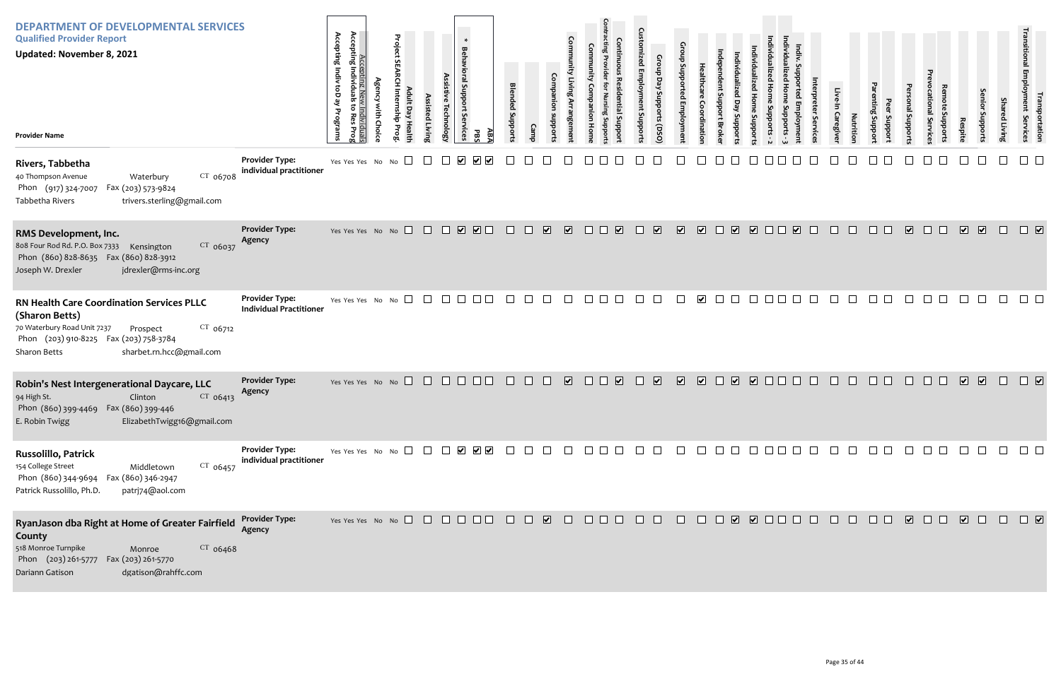# DEPARTMENT OF DEVELOPMENTAL SERVICES

## Qualified Provider Report

**Updated: November 8, 2021**

| Provider Name | Provider Type | Accepting Indiv to Day Programs | Accepting Individuals to Res Prog | Accepting New Individuals | Agency with Choice | Project SEARCH Internship Prog. | Adult Day Health | Assisted Living | Assistive Technology | * Behavioral Support Services | PBS | ABA | Blended Supports | Camp | Companion supports | Community Living Arrangement | Community Companion Home | Contracting Provider for Nursing Supports | Continuous Residential Support | Customized Employment Supports | Group Day Supports (DSO) | Group Supported Employment | Healthcare Coordination | Independent Support Broker | Individualized Day Supports | Individualized Home Supports | Individualized Home Supports - 2 | Individualized Home Supports - 3 | Indiv. Supported Employment | Interpreter Services | Live-In Caregiver | Nutrition | Parenting Support | Peer Support | Personal Supports | Prevocational Services | Remote Supports | Respite | Senior Supports | Shared Living | Transitional Employment Services | Transportation |
|---|---|---|---|---|---|---|---|---|---|---|---|---|---|---|---|---|---|---|---|---|---|---|---|---|---|---|---|---|---|---|---|---|---|---|---|---|---|---|---|---|---|---|
| **Rivers, Tabbetha**<br>40 Thompson Avenue, Waterbury CT 06708<br>Phon (917) 324-7007 Fax (203) 573-9824<br>Tabbetha Rivers trivers.sterling@gmail.com | **Provider Type:** individual practitioner | Yes | Yes | Yes | No | No | ☐ | ☐ | ☐ | ☑ | ☑ | ☑ | ☐ | ☐ | ☐ | ☐ | ☐ | ☐ | ☐ | ☐ | ☐ | ☐ | ☐ | ☐ | ☐ | ☐ | ☐ | ☐ | ☐ | ☐ | ☐ | ☐ | ☐ | ☐ | ☐ | ☐ | ☐ | ☐ | ☐ | ☐ | ☐ | ☐ |
| **RMS Development, Inc.**<br>808 Four Rod Rd. P.O. Box 7333, Kensington CT 06037<br>Phon (860) 828-8635 Fax (860) 828-3912<br>Joseph W. Drexler jdrexler@rms-inc.org | **Provider Type:** Agency | Yes | Yes | Yes | No | No | ☐ | ☐ | ☐ | ☑ | ☑ | ☐ | ☐ | ☐ | ☑ | ☑ | ☐ | ☐ | ☑ | ☐ | ☑ | ☑ | ☑ | ☐ | ☑ | ☑ | ☐ | ☐ | ☑ | ☐ | ☐ | ☐ | ☐ | ☐ | ☑ | ☐ | ☐ | ☑ | ☑ | ☐ | ☐ | ☑ |
| **RN Health Care Coordination Services PLLC (Sharon Betts)**<br>70 Waterbury Road Unit 7237, Prospect CT 06712<br>Phon (203) 910-8225 Fax (203) 758-3784<br>Sharon Betts sharbet.rn.hcc@gmail.com | **Provider Type:** Individual Practitioner | Yes | Yes | Yes | No | No | ☐ | ☐ | ☐ | ☐ | ☐ | ☐ | ☐ | ☐ | ☐ | ☐ | ☐ | ☐ | ☐ | ☐ | ☐ | ☐ | ☑ | ☐ | ☐ | ☐ | ☐ | ☐ | ☐ | ☐ | ☐ | ☐ | ☐ | ☐ | ☐ | ☐ | ☐ | ☐ | ☐ | ☐ | ☐ | ☐ |
| **Robin's Nest Intergenerational Daycare, LLC**<br>94 High St., Clinton CT 06413<br>Phon (860) 399-4469 Fax (860) 399-446<br>E. Robin Twigg ElizabethTwigg16@gmail.com | **Provider Type:** Agency | Yes | Yes | Yes | No | No | ☐ | ☐ | ☐ | ☐ | ☐ | ☐ | ☐ | ☐ | ☐ | ☑ | ☐ | ☐ | ☑ | ☐ | ☑ | ☑ | ☑ | ☐ | ☑ | ☑ | ☐ | ☐ | ☐ | ☐ | ☐ | ☐ | ☐ | ☐ | ☐ | ☐ | ☐ | ☑ | ☑ | ☐ | ☐ | ☑ |
| **Russolillo, Patrick**<br>154 College Street, Middletown CT 06457<br>Phon (860) 344-9694 Fax (860) 346-2947<br>Patrick Russolillo, Ph.D. patrj74@aol.com | **Provider Type:** individual practitioner | Yes | Yes | Yes | No | No | ☐ | ☐ | ☐ | ☑ | ☑ | ☑ | ☐ | ☐ | ☐ | ☐ | ☐ | ☐ | ☐ | ☐ | ☐ | ☐ | ☐ | ☐ | ☐ | ☐ | ☐ | ☐ | ☐ | ☐ | ☐ | ☐ | ☐ | ☐ | ☐ | ☐ | ☐ | ☐ | ☐ | ☐ | ☐ | ☐ |
| **RyanJason dba Right at Home of Greater Fairfield County**<br>518 Monroe Turnpike, Monroe CT 06468<br>Phon (203) 261-5777 Fax (203) 261-5770<br>Dariann Gatison dgatison@rahffc.com | **Provider Type:** Agency | Yes | Yes | Yes | No | No | ☐ | ☐ | ☐ | ☐ | ☐ | ☐ | ☐ | ☐ | ☑ | ☐ | ☐ | ☐ | ☐ | ☐ | ☐ | ☐ | ☐ | ☐ | ☑ | ☑ | ☐ | ☐ | ☐ | ☐ | ☐ | ☐ | ☐ | ☐ | ☑ | ☐ | ☐ | ☑ | ☐ | ☐ | ☐ | ☑ |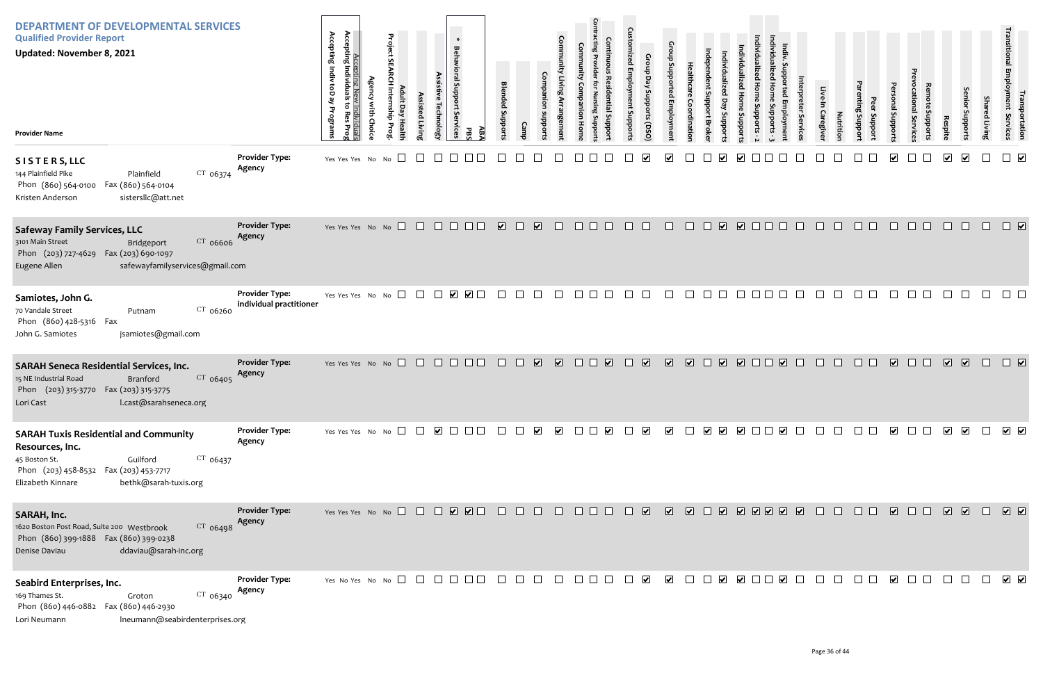| Provider Name | Provider Type | Accepting Indiv to Day Programs | Accepting Individuals to Res Prog | Accepting New Individuals | Agency with Choice | Project SEARCH Internship Prog. | Adult Day Health | Assisted Living | Assistive Technology | * Behavioral Support Services | PBS | ABA | Blended Supports | Camp | Companion supports | Community Living Arrangement | Community Companion Home | Contracting Provider for Nursing Supports | Continuous Residential Support | Customized Employment Supports | Group Day Supports (DSO) | Group Supported Employment | Healthcare Coordination | Independent Support Broker | Individualized Day Supports | Individualized Home Supports | Individualized Home Supports - 2 | Individualized Home Supports - 3 | Indiv. Supported Employment | Interpreter Services | Live-In Caregiver | Nutrition | Parenting Support | Peer Support | Personal Supports | Prevocational Services | Remote Supports | Respite | Senior Supports | Shared Living | Transitional Employment Services | Transportation |
|---|---|---|---|---|---|---|---|---|---|---|---|---|---|---|---|---|---|---|---|---|---|---|---|---|---|---|---|---|---|---|---|---|---|---|---|---|---|---|---|---|---|---|
| **S I S T E R S, LLC**<br>144 Plainfield Pike, Plainfield CT 06374<br>Phon (860) 564-0100 Fax (860) 564-0104<br>Kristen Anderson sistersllc@att.net | Agency | Yes | Yes | Yes | No | No | ☐ | ☐ | ☐ | ☐ | ☐ | ☐ | ☐ | ☐ | ☐ | ☐ | ☐ | ☐ | ☐ | ☐ | ☑ | ☑ | ☐ | ☐ | ☑ | ☑ | ☐ | ☐ | ☐ | ☐ | ☐ | ☐ | ☐ | ☐ | ☑ | ☐ | ☐ | ☑ | ☑ | ☐ | ☐ | ☑ |
| **Safeway Family Services, LLC**<br>3101 Main Street, Bridgeport CT 06606<br>Phon (203) 727-4629 Fax (203) 690-1097<br>Eugene Allen safewayfamilyservices@gmail.com | Agency | Yes | Yes | Yes | No | No | ☐ | ☐ | ☐ | ☐ | ☐ | ☐ | ☑ | ☐ | ☑ | ☐ | ☐ | ☐ | ☐ | ☐ | ☐ | ☐ | ☐ | ☐ | ☑ | ☑ | ☐ | ☐ | ☐ | ☐ | ☐ | ☐ | ☐ | ☐ | ☐ | ☐ | ☐ | ☐ | ☐ | ☐ | ☐ | ☑ |
| **Samiotes, John G.**<br>70 Vandale Street, Putnam CT 06260<br>Phon (860) 428-5316 Fax<br>John G. Samiotes jsamiotes@gmail.com | individual practitioner | Yes | Yes | Yes | No | No | ☐ | ☐ | ☐ | ☑ | ☑ | ☐ | ☐ | ☐ | ☐ | ☐ | ☐ | ☐ | ☐ | ☐ | ☐ | ☐ | ☐ | ☐ | ☐ | ☐ | ☐ | ☐ | ☐ | ☐ | ☐ | ☐ | ☐ | ☐ | ☐ | ☐ | ☐ | ☐ | ☐ | ☐ | ☐ | ☐ |
| **SARAH Seneca Residential Services, Inc.**<br>15 NE Industrial Road, Branford CT 06405<br>Phon (203) 315-3770 Fax (203) 315-3775<br>Lori Cast l.cast@sarahseneca.org | Agency | Yes | Yes | Yes | No | No | ☐ | ☐ | ☐ | ☐ | ☐ | ☐ | ☐ | ☐ | ☑ | ☑ | ☐ | ☐ | ☑ | ☐ | ☑ | ☑ | ☑ | ☐ | ☑ | ☑ | ☐ | ☐ | ☑ | ☐ | ☐ | ☐ | ☐ | ☐ | ☑ | ☐ | ☐ | ☑ | ☑ | ☐ | ☐ | ☑ |
| **SARAH Tuxis Residential and Community Resources, Inc.**<br>45 Boston St., Guilford CT 06437<br>Phon (203) 458-8532 Fax (203) 453-7717<br>Elizabeth Kinnare bethk@sarah-tuxis.org | Agency | Yes | Yes | Yes | No | No | ☐ | ☐ | ☑ | ☐ | ☐ | ☐ | ☐ | ☐ | ☑ | ☑ | ☐ | ☐ | ☑ | ☐ | ☑ | ☑ | ☐ | ☑ | ☑ | ☑ | ☐ | ☐ | ☑ | ☐ | ☐ | ☐ | ☐ | ☐ | ☑ | ☐ | ☐ | ☑ | ☑ | ☐ | ☑ | ☑ |
| **SARAH, Inc.**<br>1620 Boston Post Road, Suite 200, Westbrook CT 06498<br>Phon (860) 399-1888 Fax (860) 399-0238<br>Denise Daviau ddaviau@sarah-inc.org | Agency | Yes | Yes | Yes | No | No | ☐ | ☐ | ☐ | ☑ | ☑ | ☐ | ☐ | ☐ | ☐ | ☐ | ☐ | ☐ | ☐ | ☐ | ☑ | ☑ | ☑ | ☐ | ☑ | ☑ | ☑ | ☑ | ☑ | ☑ | ☐ | ☐ | ☐ | ☐ | ☑ | ☐ | ☐ | ☑ | ☑ | ☐ | ☑ | ☑ |
| **Seabird Enterprises, Inc.**<br>169 Thames St., Groton CT 06340<br>Phon (860) 446-0882 Fax (860) 446-2930<br>Lori Neumann lneumann@seabirdenterprises.org | Agency | Yes | No | Yes | No | No | ☐ | ☐ | ☐ | ☐ | ☐ | ☐ | ☐ | ☐ | ☐ | ☐ | ☐ | ☐ | ☐ | ☐ | ☑ | ☑ | ☐ | ☐ | ☑ | ☑ | ☐ | ☐ | ☑ | ☐ | ☐ | ☐ | ☐ | ☐ | ☑ | ☐ | ☐ | ☐ | ☐ | ☐ | ☑ | ☑ |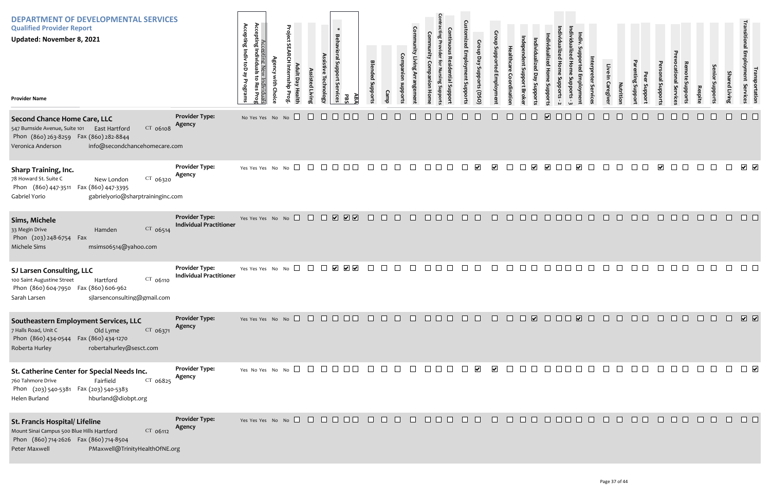# DEPARTMENT OF DEVELOPMENTAL SERVICES

## Qualified Provider Report

**Updated: November 8, 2021**

| Provider Name | Provider Type | Accepting Indiv to Day Programs | Accepting Individuals to Res Prog | Accepting New Individuals | Agency with Choice | Project SEARCH Internship Prog. | Adult Day Health | Assisted Living | Assistive Technology | * Behavioral Support Services | PBS | ABA | Blended Supports | Camp | Companion supports | Community Living Arrangement | Community Companion Home | Contracting Provider for Nursing Supports | Continuous Residential Support | Customized Employment Supports | Group Day Supports (DSO) | Group Supported Employment | Healthcare Coordination | Independent Support Broker | Individualized Day Supports | Individualized Home Supports - 2 | Individualized Home Supports - 3 | | Indiv. Supported Employment | Interpreter Services | Live-In Caregiver | Nutrition | Parenting Support | Peer Support | Personal Supports | Prevocational Services | Remote Supports | Respite | Senior Supports | Shared Living | Transitional Employment Services | Transportation |
|---|---|---|---|---|---|---|---|---|---|---|---|---|---|---|---|---|---|---|---|---|---|---|---|---|---|---|---|---|---|---|---|---|---|---|---|---|---|---|---|---|---|---|
| **Second Chance Home Care, LLC**<br>547 Burnside Avenue, Suite 101 East Hartford CT 06108<br>Phon (860) 263-8259 Fax (860) 282-8844<br>Veronica Anderson info@secondchancehomecare.com | Agency | No | Yes | Yes | No | No | ☐ | ☐ | ☐ | ☐ | ☐ | ☐ | ☐ | ☐ | ☐ | ☐ | ☐ | ☐ | ☐ | ☐ | ☐ | ☐ | ☐ | ☐ | ☐ | ☑ | ☐ | ☐ | ☐ | ☐ | ☐ | ☐ | ☐ | ☐ | ☐ | ☐ | ☐ | ☐ | ☐ | ☐ | ☐ | ☐ |
| **Sharp Training, Inc.**<br>78 Howard St. Suite C New London CT 06320<br>Phon (860) 447-3511 Fax (860) 447-3395<br>Gabriel Yorio gabrielyorio@sharptraininginc.com | Agency | Yes | Yes | Yes | No | No | ☐ | ☐ | ☐ | ☐ | ☐ | ☐ | ☐ | ☐ | ☐ | ☐ | ☐ | ☐ | ☐ | ☐ | ☑ | ☑ | ☐ | ☐ | ☑ | ☑ | ☐ | ☐ | ☑ | ☐ | ☐ | ☐ | ☐ | ☐ | ☑ | ☐ | ☐ | ☐ | ☐ | ☐ | ☑ | ☑ |
| **Sims, Michele**<br>33 Megin Drive Hamden CT 06514<br>Phon (203) 248-6754 Fax<br>Michele Sims msims06514@yahoo.com | Individual Practitioner | Yes | Yes | Yes | No | No | ☐ | ☐ | ☐ | ☑ | ☑ | ☑ | ☐ | ☐ | ☐ | ☐ | ☐ | ☐ | ☐ | ☐ | ☐ | ☐ | ☐ | ☐ | ☐ | ☐ | ☐ | ☐ | ☐ | ☐ | ☐ | ☐ | ☐ | ☐ | ☐ | ☐ | ☐ | ☐ | ☐ | ☐ | ☐ | ☐ |
| **SJ Larsen Consulting, LLC**<br>100 Saint Augustine Street Hartford CT 06110<br>Phon (860) 604-7950 Fax (860) 606-962<br>Sarah Larsen sjlarsenconsulting@gmail.com | Individual Practitioner | Yes | Yes | Yes | No | No | ☐ | ☐ | ☐ | ☑ | ☑ | ☑ | ☐ | ☐ | ☐ | ☐ | ☐ | ☐ | ☐ | ☐ | ☐ | ☐ | ☐ | ☐ | ☐ | ☐ | ☐ | ☐ | ☐ | ☐ | ☐ | ☐ | ☐ | ☐ | ☐ | ☐ | ☐ | ☐ | ☐ | ☐ | ☐ | ☐ |
| **Southeastern Employment Services, LLC**<br>7 Halls Road, Unit C Old Lyme CT 06371<br>Phon (860) 434-0544 Fax (860) 434-1270<br>Roberta Hurley robertahurley@sesct.com | Agency | Yes | Yes | Yes | No | No | ☐ | ☐ | ☐ | ☐ | ☐ | ☐ | ☐ | ☐ | ☐ | ☐ | ☐ | ☐ | ☐ | ☐ | ☐ | ☐ | ☐ | ☐ | ☑ | ☐ | ☐ | ☐ | ☑ | ☐ | ☐ | ☐ | ☐ | ☐ | ☐ | ☐ | ☐ | ☐ | ☐ | ☐ | ☑ | ☑ |
| **St. Catherine Center for Special Needs Inc.**<br>760 Tahmore Drive Fairfield CT 06825<br>Phon (203) 540-5381 Fax (203) 540-5383<br>Helen Burland hburland@diobpt.org | Agency | Yes | No | Yes | No | No | ☐ | ☐ | ☐ | ☐ | ☐ | ☐ | ☐ | ☐ | ☐ | ☐ | ☐ | ☐ | ☐ | ☐ | ☑ | ☑ | ☐ | ☐ | ☐ | ☐ | ☐ | ☐ | ☐ | ☐ | ☐ | ☐ | ☐ | ☐ | ☐ | ☐ | ☐ | ☐ | ☐ | ☐ | ☐ | ☑ |
| **St. Francis Hospital/ Lifeline**<br>Mount Sinai Campus 500 Blue Hills Hartford CT 06112<br>Phon (860) 714-2626 Fax (860) 714-8504<br>Peter Maxwell PMaxwell@TrinityHealthOfNE.org | Agency | Yes | Yes | Yes | No | No | ☐ | ☐ | ☐ | ☐ | ☐ | ☐ | ☐ | ☐ | ☐ | ☐ | ☐ | ☐ | ☐ | ☐ | ☐ | ☐ | ☐ | ☐ | ☐ | ☐ | ☐ | ☐ | ☐ | ☐ | ☐ | ☐ | ☐ | ☐ | ☐ | ☐ | ☐ | ☐ | ☐ | ☐ | ☐ | ☐ |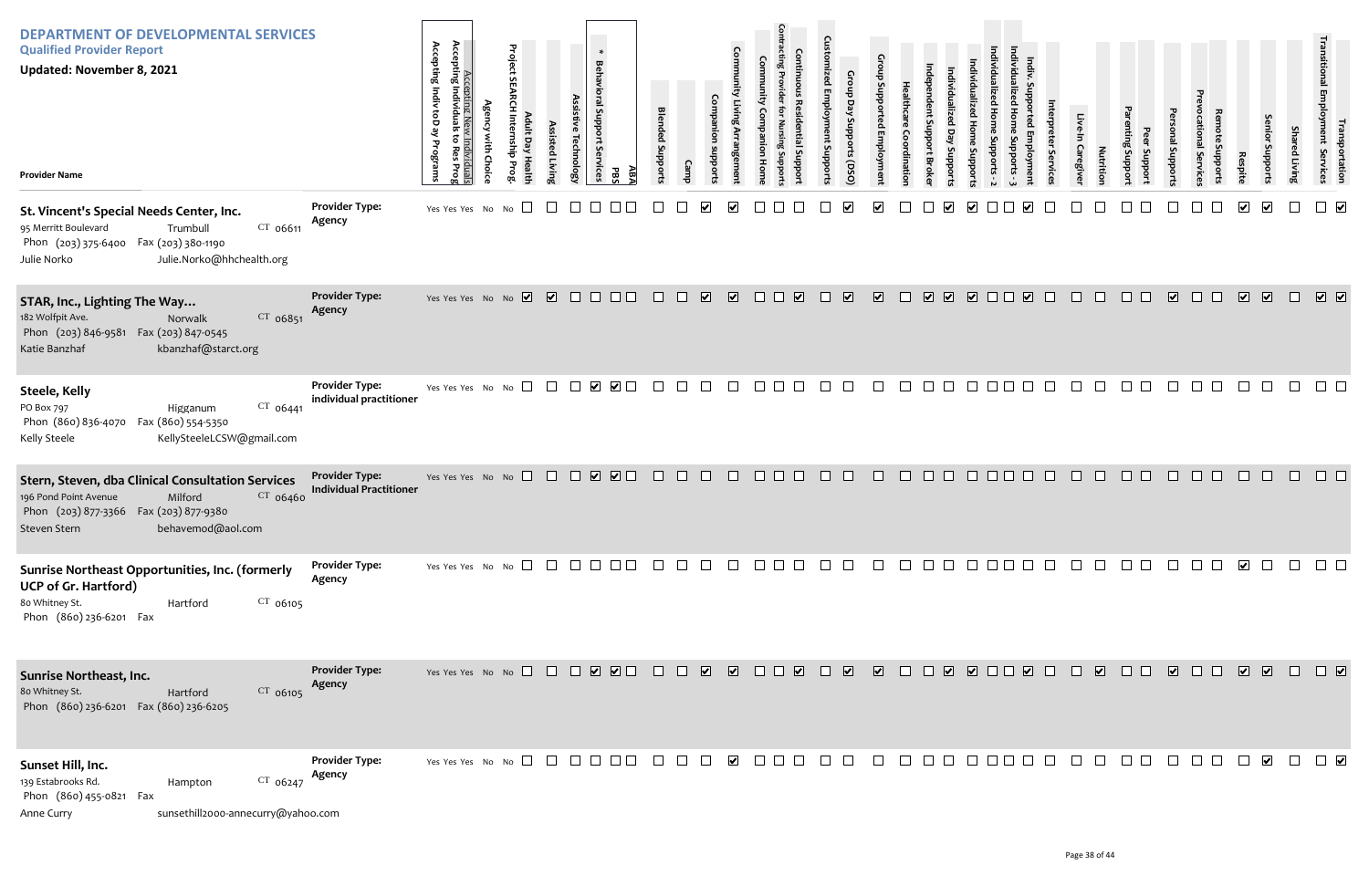# DEPARTMENT OF DEVELOPMENTAL SERVICES

## Qualified Provider Report

**Updated: November 8, 2021**

| Provider Name | Provider Type | Accepting Indiv to Day Programs | Accepting Individuals to Res Prog | Accepting New Individuals | Agency with Choice | Project SEARCH Internship Prog. | Adult Day Health | Assisted Living | Assistive Technology | * Behavioral Support Services | PBS | ABA | Blended Supports | Camp | Companion supports | Community Living Arrangement | Community Companion Home | Contracting Provider for Nursing Supports | Continuous Residential Support | Customized Employment Supports | Group Day Supports (DSO) | Group Supported Employment | Healthcare Coordination | Independent Support Broker | Individualized Day Supports | Individualized Home Supports | Individualized Home Supports - 2 | Individualized Home Supports - 3 | Indiv. Supported Employment | Interpreter Services | Live-In Caregiver | Nutrition | Parenting Support | Peer Support | Personal Supports | Prevocational Services | Remote Supports | Respite | Senior Supports | Shared Living | Transitional Employment Services | Transportation |
|---|---|---|---|---|---|---|---|---|---|---|---|---|---|---|---|---|---|---|---|---|---|---|---|---|---|---|---|---|---|---|---|---|---|---|---|---|---|---|---|---|---|---|
| **St. Vincent's Special Needs Center, Inc.**<br>95 Merritt Boulevard, Trumbull CT 06611<br>Phon (203) 375-6400 Fax (203) 380-1190<br>Julie Norko Julie.Norko@hhchealth.org | Agency | Yes | Yes | Yes | No | No | | | | | | | | | ✓ | ✓ | | | | | ✓ | ✓ | | | ✓ | ✓ | | | ✓ | | | | | | | | | ✓ | ✓ | | | ✓ |
| **STAR, Inc., Lighting The Way...**<br>182 Wolfpit Ave., Norwalk CT 06851<br>Phon (203) 846-9581 Fax (203) 847-0545<br>Katie Banzhaf kbanzhaf@starct.org | Agency | Yes | Yes | Yes | No | No | ✓ | ✓ | | | | | | | ✓ | ✓ | | | ✓ | | ✓ | ✓ | | ✓ | ✓ | ✓ | | | ✓ | | | | | | ✓ | | | ✓ | ✓ | | ✓ | ✓ |
| **Steele, Kelly**<br>PO Box 797, Higganum CT 06441<br>Phon (860) 836-4070 Fax (860) 554-5350<br>Kelly Steele KellySteeleLCSW@gmail.com | individual practitioner | Yes | Yes | Yes | No | No | | | | ✓ | ✓ | | | | | | | | | | | | | | | | | | | | | | | | | | | | | | | |
| **Stern, Steven, dba Clinical Consultation Services**<br>196 Pond Point Avenue, Milford CT 06460<br>Phon (203) 877-3366 Fax (203) 877-9380<br>Steven Stern behavemod@aol.com | Individual Practitioner | Yes | Yes | Yes | No | No | | | | ✓ | ✓ | | | | | | | | | | | | | | | | | | | | | | | | | | | | | | | |
| **Sunrise Northeast Opportunities, Inc. (formerly UCP of Gr. Hartford)**<br>80 Whitney St., Hartford CT 06105<br>Phon (860) 236-6201 Fax | Agency | Yes | Yes | Yes | No | No | | | | | | | | | | | | | | | | | | | | | | | | | | | | | | | | ✓ | | | | |
| **Sunrise Northeast, Inc.**<br>80 Whitney St., Hartford CT 06105<br>Phon (860) 236-6201 Fax (860) 236-6205 | Agency | Yes | Yes | Yes | No | No | | | | ✓ | ✓ | | | | ✓ | ✓ | | | ✓ | | ✓ | ✓ | | | ✓ | ✓ | | | ✓ | | | ✓ | | | ✓ | | | ✓ | ✓ | | | ✓ |
| **Sunset Hill, Inc.**<br>139 Estabrooks Rd., Hampton CT 06247<br>Phon (860) 455-0821 Fax<br>Anne Curry sunsethill2000-annecurry@yahoo.com | Agency | Yes | Yes | Yes | No | No | | | | | | | | | | ✓ | | | | | | | | | | | | | | | | | | | | | | | ✓ | | | ✓ |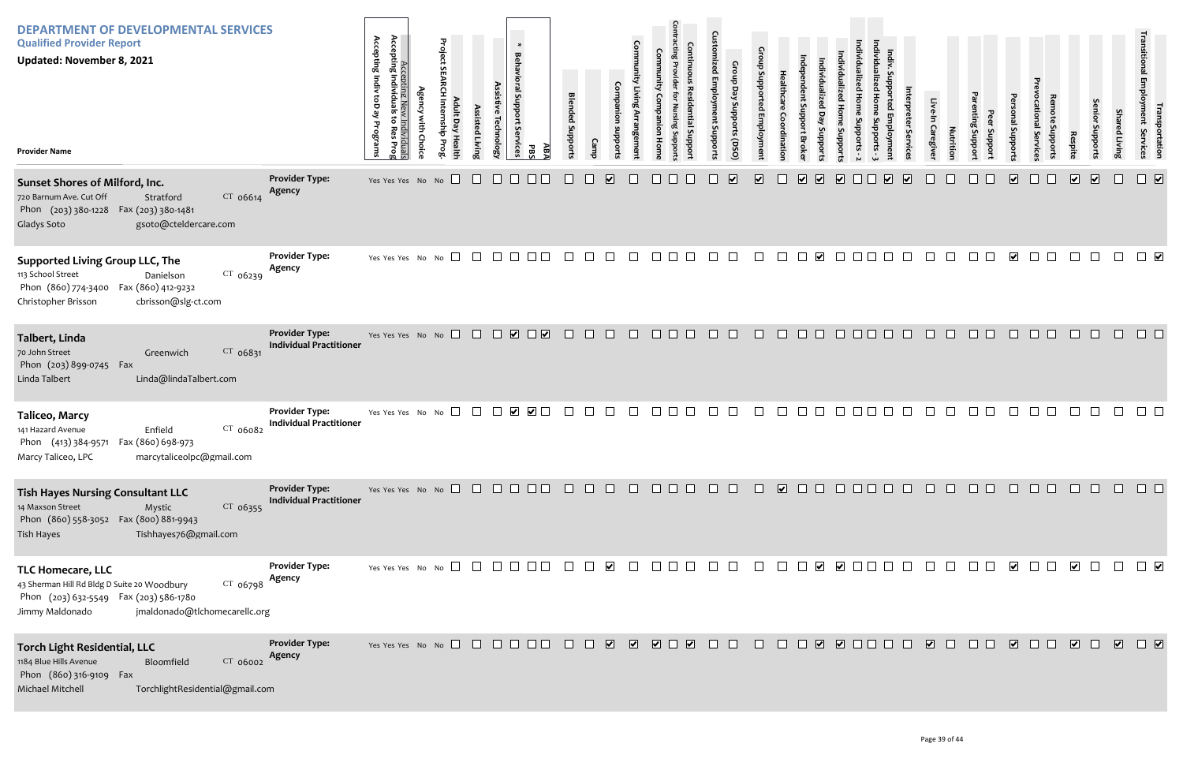# DEPARTMENT OF DEVELOPMENTAL SERVICES

**Qualified Provider Report**

**Updated: November 8, 2021**

| Provider Name | Provider Type | Accepting Indiv to Day Programs | Accepting Individuals to Res Prog | Accepting New Individuals | Agency with Choice | Project SEARCH Internship Prog. | Adult Day Health | Assisted Living | Assistive Technology | * Behavioral Support Services | PBS | ABA | Blended Supports | Camp | Companion supports | Community Living Arrangement | Community Companion Home | Contracting Provider for Nursing Supports | Continuous Residential Support | Customized Employment Supports | Group Day Supports (DSO) | Group Supported Employment | Healthcare Coordination | Independent Support Broker | Individualized Day Supports | Individualized Home Supports - 2 | Individualized Home Supports - 3 | | Indiv. Supported Employment | Interpreter Services | Live-In Caregiver | Nutrition | Parenting Support | Peer Support | Personal Supports | Prevocational Services | Remote Supports | Respite | Senior Supports | Shared Living | Transitional Employment Services | Transportation |
|---|---|---|---|---|---|---|---|---|---|---|---|---|---|---|---|---|---|---|---|---|---|---|---|---|---|---|---|---|---|---|---|---|---|---|---|---|---|---|---|---|---|---|
| **Sunset Shores of Milford, Inc.**<br>720 Barnum Ave. Cut Off, Stratford CT 06614<br>Phon (203) 380-1228 Fax (203) 380-1481<br>Gladys Soto gsoto@cteldercare.com | Agency | Yes | Yes | Yes | No | No | ☐ | ☐ | ☐ | ☐ | ☐ | ☐ | ☐ | ☐ | ☑ | ☐ | ☐ | ☐ | ☐ | ☐ | ☑ | ☑ | ☐ | ☑ | ☑ | ☑ | ☐ | ☐ | ☑ | ☑ | ☐ | ☐ | ☐ | ☐ | ☑ | ☐ | ☐ | ☑ | ☑ | ☐ | ☐ | ☑ |
| **Supported Living Group LLC, The**<br>113 School Street, Danielson CT 06239<br>Phon (860) 774-3400 Fax (860) 412-9232<br>Christopher Brisson cbrisson@slg-ct.com | Agency | Yes | Yes | Yes | No | No | ☐ | ☐ | ☐ | ☐ | ☐ | ☐ | ☐ | ☐ | ☐ | ☐ | ☐ | ☐ | ☐ | ☐ | ☐ | ☐ | ☐ | ☐ | ☑ | ☐ | ☐ | ☐ | ☐ | ☐ | ☐ | ☐ | ☐ | ☐ | ☑ | ☐ | ☐ | ☐ | ☐ | ☐ | ☐ | ☑ |
| **Talbert, Linda**<br>70 John Street, Greenwich CT 06831<br>Phon (203) 899-0745 Fax<br>Linda Talbert Linda@lindaTalbert.com | Individual Practitioner | Yes | Yes | Yes | No | No | ☐ | ☐ | ☐ | ☑ | ☐ | ☑ | ☐ | ☐ | ☐ | ☐ | ☐ | ☐ | ☐ | ☐ | ☐ | ☐ | ☐ | ☐ | ☐ | ☐ | ☐ | ☐ | ☐ | ☐ | ☐ | ☐ | ☐ | ☐ | ☐ | ☐ | ☐ | ☐ | ☐ | ☐ | ☐ | ☐ |
| **Taliceo, Marcy**<br>141 Hazard Avenue, Enfield CT 06082<br>Phon (413) 384-9571 Fax (860) 698-973<br>Marcy Taliceo, LPC marcytaliceolpc@gmail.com | Individual Practitioner | Yes | Yes | Yes | No | No | ☐ | ☐ | ☐ | ☑ | ☑ | ☐ | ☐ | ☐ | ☐ | ☐ | ☐ | ☐ | ☐ | ☐ | ☐ | ☐ | ☐ | ☐ | ☐ | ☐ | ☐ | ☐ | ☐ | ☐ | ☐ | ☐ | ☐ | ☐ | ☐ | ☐ | ☐ | ☐ | ☐ | ☐ | ☐ | ☐ |
| **Tish Hayes Nursing Consultant LLC**<br>14 Maxson Street, Mystic CT 06355<br>Phon (860) 558-3052 Fax (800) 881-9943<br>Tish Hayes Tishhayes76@gmail.com | Individual Practitioner | Yes | Yes | Yes | No | No | ☐ | ☐ | ☐ | ☐ | ☐ | ☐ | ☐ | ☐ | ☐ | ☐ | ☐ | ☐ | ☐ | ☐ | ☐ | ☐ | ☑ | ☐ | ☐ | ☐ | ☐ | ☐ | ☐ | ☐ | ☐ | ☐ | ☐ | ☐ | ☐ | ☐ | ☐ | ☐ | ☐ | ☐ | ☐ | ☐ |
| **TLC Homecare, LLC**<br>43 Sherman Hill Rd Bldg D Suite 20 Woodbury CT 06798<br>Phon (203) 632-5549 Fax (203) 586-1780<br>Jimmy Maldonado jmaldonado@tlchomecarellc.org | Agency | Yes | Yes | Yes | No | No | ☐ | ☐ | ☐ | ☐ | ☐ | ☐ | ☐ | ☐ | ☑ | ☐ | ☐ | ☐ | ☐ | ☐ | ☐ | ☐ | ☐ | ☐ | ☑ | ☑ | ☐ | ☐ | ☐ | ☐ | ☐ | ☐ | ☐ | ☐ | ☑ | ☐ | ☐ | ☑ | ☐ | ☐ | ☐ | ☑ |
| **Torch Light Residential, LLC**<br>1184 Blue Hills Avenue, Bloomfield CT 06002<br>Phon (860) 316-9109 Fax<br>Michael Mitchell TorchlightResidential@gmail.com | Agency | Yes | Yes | Yes | No | No | ☐ | ☐ | ☐ | ☐ | ☐ | ☐ | ☐ | ☐ | ☑ | ☑ | ☑ | ☐ | ☑ | ☐ | ☐ | ☐ | ☐ | ☐ | ☑ | ☑ | ☐ | ☐ | ☐ | ☐ | ☑ | ☐ | ☐ | ☐ | ☑ | ☐ | ☐ | ☑ | ☐ | ☑ | ☐ | ☑ |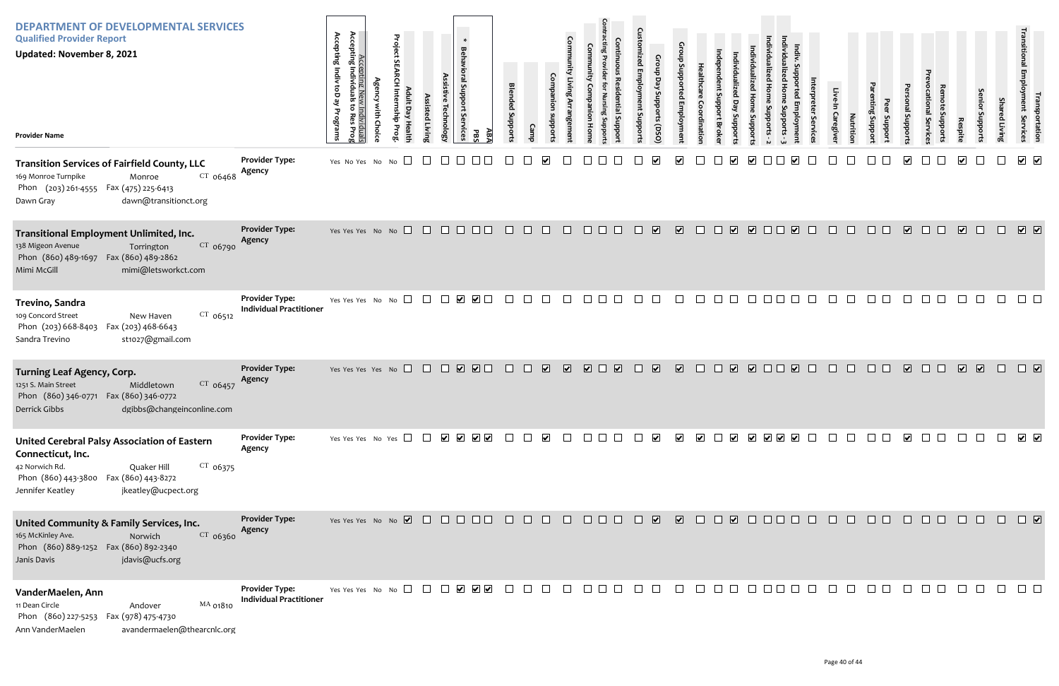# DEPARTMENT OF DEVELOPMENTAL SERVICES

## Qualified Provider Report

**Updated: November 8, 2021**

| Provider Name | Provider Type | Accepting Indiv to Day Programs | Accepting Individuals to Res Prog | Accepting New Individuals | Agency with Choice | Project SEARCH Internship Prog. | Adult Day Health | Assisted Living | Assistive Technology | * Behavioral Support Services | PBS | ABA | Blended Supports | Camp | Companion supports | Community Living Arrangement | Community Companion Home | Contracting Provider for Nursing Supports | Continuous Residential Support | Customized Employment Supports | Group Day Supports (DSO) | Group Supported Employment | Healthcare Coordination | Independent Support Broker | Individualized Day Supports | Individualized Home Supports | Individualized Home Supports - 2 | Individualized Home Supports - 3 | Indiv. Supported Employment | Interpreter Services | Live-In Caregiver | Nutrition | Parenting Support | Peer Support | Personal Supports | Prevocational Services | Remote Supports | Respite | Senior Supports | Shared Living | Transitional Employment Services | Transportation |
|---|---|---|---|---|---|---|---|---|---|---|---|---|---|---|---|---|---|---|---|---|---|---|---|---|---|---|---|---|---|---|---|---|---|---|---|---|---|---|---|---|---|---|
| **Transition Services of Fairfield County, LLC**<br>169 Monroe Turnpike, Monroe CT 06468<br>Phon (203) 261-4555 Fax (475) 225-6413<br>Dawn Gray dawn@transitionct.org | Agency | Yes | No | Yes | No | No | ☐ | ☐ | ☐ | ☐ | ☐ | ☐ | ☐ | ☐ | ☑ | ☐ | ☐ | ☐ | ☐ | ☐ | ☑ | ☑ | ☐ | ☐ | ☑ | ☑ | ☐ | ☐ | ☑ | ☐ | ☐ | ☐ | ☐ | ☐ | ☑ | ☐ | ☐ | ☑ | ☐ | ☐ | ☑ | ☑ |
| **Transitional Employment Unlimited, Inc.**<br>138 Migeon Avenue, Torrington CT 06790<br>Phon (860) 489-1697 Fax (860) 489-2862<br>Mimi McGill mimi@letsworkct.com | Agency | Yes | Yes | Yes | No | No | ☐ | ☐ | ☐ | ☐ | ☐ | ☐ | ☐ | ☐ | ☐ | ☐ | ☐ | ☐ | ☐ | ☐ | ☑ | ☑ | ☐ | ☐ | ☑ | ☑ | ☐ | ☐ | ☑ | ☐ | ☐ | ☐ | ☐ | ☐ | ☑ | ☐ | ☐ | ☑ | ☐ | ☐ | ☑ | ☑ |
| **Trevino, Sandra**<br>109 Concord Street, New Haven CT 06512<br>Phon (203) 668-8403 Fax (203) 468-6643<br>Sandra Trevino st1027@gmail.com | Individual Practitioner | Yes | Yes | Yes | No | No | ☐ | ☐ | ☐ | ☑ | ☑ | ☐ | ☐ | ☐ | ☐ | ☐ | ☐ | ☐ | ☐ | ☐ | ☐ | ☐ | ☐ | ☐ | ☐ | ☐ | ☐ | ☐ | ☐ | ☐ | ☐ | ☐ | ☐ | ☐ | ☐ | ☐ | ☐ | ☐ | ☐ | ☐ | ☐ | ☐ |
| **Turning Leaf Agency, Corp.**<br>1251 S. Main Street, Middletown CT 06457<br>Phon (860) 346-0771 Fax (860) 346-0772<br>Derrick Gibbs dgibbs@changeinconline.com | Agency | Yes | Yes | Yes | Yes | No | ☐ | ☐ | ☐ | ☑ | ☑ | ☐ | ☐ | ☐ | ☑ | ☑ | ☑ | ☐ | ☑ | ☐ | ☑ | ☑ | ☐ | ☐ | ☑ | ☑ | ☐ | ☐ | ☑ | ☐ | ☐ | ☐ | ☐ | ☐ | ☑ | ☐ | ☐ | ☑ | ☑ | ☐ | ☐ | ☑ |
| **United Cerebral Palsy Association of Eastern Connecticut, Inc.**<br>42 Norwich Rd., Quaker Hill CT 06375<br>Phon (860) 443-3800 Fax (860) 443-8272<br>Jennifer Keatley jkeatley@ucpect.org | Agency | Yes | Yes | No | No | Yes | ☐ | ☐ | ☑ | ☑ | ☑ | ☑ | ☐ | ☐ | ☑ | ☐ | ☐ | ☐ | ☐ | ☐ | ☑ | ☑ | ☑ | ☐ | ☑ | ☑ | ☑ | ☑ | ☑ | ☐ | ☐ | ☐ | ☐ | ☐ | ☑ | ☐ | ☐ | ☐ | ☐ | ☐ | ☑ | ☑ |
| **United Community & Family Services, Inc.**<br>165 McKinley Ave., Norwich CT 06360<br>Phon (860) 889-1252 Fax (860) 892-2340<br>Janis Davis jdavis@ucfs.org | Agency | Yes | Yes | Yes | No | No | ☑ | ☐ | ☐ | ☐ | ☐ | ☐ | ☐ | ☐ | ☐ | ☐ | ☐ | ☐ | ☐ | ☐ | ☑ | ☑ | ☐ | ☐ | ☑ | ☐ | ☐ | ☐ | ☐ | ☐ | ☐ | ☐ | ☐ | ☐ | ☐ | ☐ | ☐ | ☐ | ☐ | ☐ | ☐ | ☑ |
| **VanderMaelen, Ann**<br>11 Dean Circle, Andover MA 01810<br>Phon (860) 227-5253 Fax (978) 475-4730<br>Ann VanderMaelen avandermaelen@thearcnlc.org | Individual Practitioner | Yes | Yes | Yes | No | No | ☐ | ☐ | ☐ | ☑ | ☑ | ☑ | ☐ | ☐ | ☐ | ☐ | ☐ | ☐ | ☐ | ☐ | ☐ | ☐ | ☐ | ☐ | ☐ | ☐ | ☐ | ☐ | ☐ | ☐ | ☐ | ☐ | ☐ | ☐ | ☐ | ☐ | ☐ | ☐ | ☐ | ☐ | ☐ | ☐ |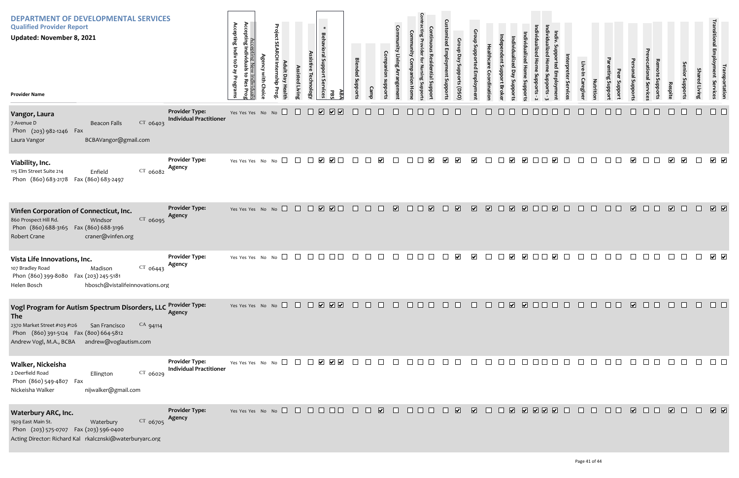# DEPARTMENT OF DEVELOPMENTAL SERVICES

## Qualified Provider Report

**Updated: November 8, 2021**

| Provider Name | Provider Type | Accepting Indiv to Day Programs | Accepting Individuals to Res Prog | Accepting New Individuals | Agency with Choice | Project SEARCH Internship Prog. | Adult Day Health | Assisted Living | Assistive Technology | * Behavioral Support Services | PBS | ABA | Blended Supports | Camp | Companion supports | Community Living Arrangement | Community Companion Home | Contracting Provider for Nursing Supports | Continuous Residential Support | Customized Employment Supports | Group Day Supports (DSO) | Group Supported Employment | Healthcare Coordination | Independent Support Broker | Individualized Day Supports | Individualized Home Supports | Individualized Home Supports - 2 | Individualized Home Supports - 3 | Indiv. Supported Employment | Interpreter Services | Live-In Caregiver | Nutrition | Parenting Support | Peer Support | Personal Supports | Prevocational Services | Remote Supports | Respite | Senior Supports | Shared Living | Transitional Employment Services | Transportation |
|---|---|---|---|---|---|---|---|---|---|---|---|---|---|---|---|---|---|---|---|---|---|---|---|---|---|---|---|---|---|---|---|---|---|---|---|---|---|---|---|---|---|---|
| **Vangor, Laura**<br>7 Avenue D, Beacon Falls CT 06403<br>Phon (203) 982-1246 Fax<br>Laura Vangor BCBAVangor@gmail.com | Individual Practitioner | Yes | Yes | Yes | No | No | ☐ | ☐ | ☐ | ☑ | ☑ | ☑ | ☐ | ☐ | ☐ | ☐ | ☐ | ☐ | ☐ | ☐ | ☐ | ☐ | ☐ | ☐ | ☐ | ☐ | ☐ | ☐ | ☐ | ☐ | ☐ | ☐ | ☐ | ☐ | ☐ | ☐ | ☐ | ☐ | ☐ | ☐ | ☐ | ☐ |
| **Viability, Inc.**<br>115 Elm Street Suite 214, Enfield CT 06082<br>Phon (860) 683-2178 Fax (860) 683-2497 | Agency | Yes | Yes | Yes | No | No | ☐ | ☐ | ☐ | ☑ | ☑ | ☐ | ☐ | ☐ | ☑ | ☐ | ☐ | ☐ | ☑ | ☑ | ☑ | ☑ | ☐ | ☐ | ☑ | ☑ | ☐ | ☐ | ☑ | ☐ | ☐ | ☐ | ☐ | ☐ | ☑ | ☐ | ☐ | ☑ | ☑ | ☐ | ☑ | ☑ |
| **Vinfen Corporation of Connecticut, Inc.**<br>860 Prospect Hill Rd., Windsor CT 06095<br>Phon (860) 688-3165 Fax (860) 688-3196<br>Robert Crane craner@vinfen.org | Agency | Yes | Yes | Yes | No | No | ☐ | ☐ | ☐ | ☑ | ☑ | ☐ | ☐ | ☐ | ☐ | ☑ | ☐ | ☐ | ☑ | ☐ | ☑ | ☑ | ☑ | ☐ | ☑ | ☑ | ☐ | ☐ | ☑ | ☐ | ☐ | ☐ | ☐ | ☐ | ☑ | ☐ | ☐ | ☑ | ☐ | ☐ | ☑ | ☑ |
| **Vista Life Innovations, Inc.**<br>107 Bradley Road, Madison CT 06443<br>Phon (860) 399-8080 Fax (203) 245-5181<br>Helen Bosch hbosch@vistalifeinnovations.org | Agency | Yes | Yes | Yes | No | No | ☐ | ☐ | ☐ | ☐ | ☐ | ☐ | ☐ | ☐ | ☐ | ☐ | ☐ | ☐ | ☐ | ☐ | ☑ | ☑ | ☐ | ☐ | ☑ | ☑ | ☐ | ☐ | ☑ | ☐ | ☐ | ☐ | ☐ | ☐ | ☐ | ☐ | ☐ | ☐ | ☐ | ☐ | ☑ | ☑ |
| **Vogl Program for Autism Spectrum Disorders, LLC The**<br>2370 Market Street #103 #126, San Francisco CA 94114<br>Phon (860) 391-5124 Fax (800) 664-5812<br>Andrew Vogl, M.A., BCBA andrew@voglautism.com | Agency | Yes | Yes | Yes | No | No | ☐ | ☐ | ☐ | ☑ | ☑ | ☑ | ☐ | ☐ | ☐ | ☐ | ☐ | ☐ | ☐ | ☐ | ☐ | ☐ | ☐ | ☐ | ☑ | ☑ | ☐ | ☐ | ☐ | ☐ | ☐ | ☐ | ☐ | ☐ | ☑ | ☐ | ☐ | ☐ | ☐ | ☐ | ☐ | ☐ |
| **Walker, Nickeisha**<br>2 Deerfield Road, Ellington CT 06029<br>Phon (860) 549-4807 Fax<br>Nickeisha Walker nijwalker@gmail.com | Individual Practitioner | Yes | Yes | Yes | No | No | ☐ | ☐ | ☐ | ☑ | ☑ | ☑ | ☐ | ☐ | ☐ | ☐ | ☐ | ☐ | ☐ | ☐ | ☐ | ☐ | ☐ | ☐ | ☐ | ☐ | ☐ | ☐ | ☐ | ☐ | ☐ | ☐ | ☐ | ☐ | ☐ | ☐ | ☐ | ☐ | ☐ | ☐ | ☐ | ☐ |
| **Waterbury ARC, Inc.**<br>1929 East Main St., Waterbury CT 06705<br>Phon (203) 575-0707 Fax (203) 596-0400<br>Acting Director: Richard Kal rkalcznski@waterburyarc.org | Agency | Yes | Yes | Yes | No | No | ☐ | ☐ | ☐ | ☐ | ☐ | ☐ | ☐ | ☐ | ☑ | ☐ | ☐ | ☐ | ☐ | ☐ | ☑ | ☑ | ☐ | ☐ | ☑ | ☑ | ☑ | ☐ | ☑ | ☐ | ☐ | ☐ | ☐ | ☐ | ☑ | ☐ | ☐ | ☑ | ☐ | ☐ | ☑ | ☑ |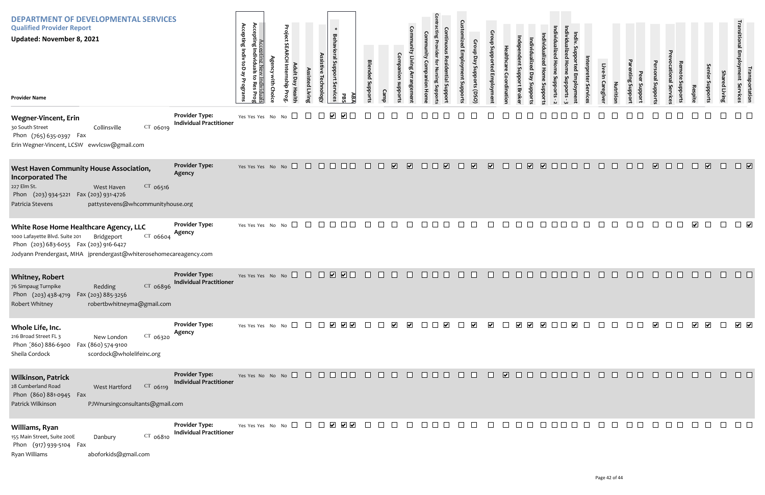# DEPARTMENT OF DEVELOPMENTAL SERVICES

**Qualified Provider Report**

**Updated: November 8, 2021**

| Provider Name | Provider Type | Accepting Indiv to Day Programs | Accepting Individuals to Res Prog | Accepting New Individuals | Agency with Choice | Project SEARCH Internship Prog. | Adult Day Health | Assisted Living | Assistive Technology | * Behavioral Support Services | PBS | ABA | Blended Supports | Camp | Companion supports | Community Living Arrangement | Community Companion Home | Contracting Provider for Nursing Supports | Continuous Residential Support | Customized Employment Supports | Group Day Supports (DSO) | Group Supported Employment | Healthcare Coordination | Independent Support Broker | Individualized Day Supports | Individualized Home Supports | Individualized Home Supports - 2 | Individualized Home Supports - 3 | Indiv. Supported Employment | Interpreter Services | Live-In Caregiver | Nutrition | Parenting Support | Peer Support | Personal Supports | Prevocational Services | Remote Supports | Respite | Senior Supports | Shared Living | Transitional Employment Services | Transportation |
|---|---|---|---|---|---|---|---|---|---|---|---|---|---|---|---|---|---|---|---|---|---|---|---|---|---|---|---|---|---|---|---|---|---|---|---|---|---|---|---|---|---|---|
| **Wegner-Vincent, Erin**<br>30 South Street, Collinsville CT 06019<br>Phon (765) 635-0397 Fax<br>Erin Wegner-Vincent, LCSW ewvlcsw@gmail.com | Individual Practitioner | Yes | Yes | Yes | No | No | | | | ✓ | ✓ | | | | | | | | | | | | | | | | | | | | | | | | | | | | | | | |
| **West Haven Community House Association, Incorporated The**<br>227 Elm St., West Haven CT 06516<br>Phon (203) 934-5221 Fax (203) 931-4726<br>Patricia Stevens pattystevens@whcommunityhouse.org | Agency | Yes | Yes | Yes | No | No | | | | | | | | | ✓ | ✓ | | | ✓ | | ✓ | ✓ | | | ✓ | ✓ | | | | | | | | | ✓ | | | | ✓ | | | ✓ |
| **White Rose Home Healthcare Agency, LLC**<br>1000 Lafayette Blvd. Suite 201, Bridgeport CT 06604<br>Phon (203) 683-6055 Fax (203) 916-6427<br>Jodyann Prendergast, MHA jprendergast@whiterosehomecareagency.com | Agency | Yes | Yes | Yes | No | No | | | | | | | | | | | | | | | | | | | | | | | | | | | | | | | | ✓ | | | | ✓ |
| **Whitney, Robert**<br>76 Simpaug Turnpike, Redding CT 06896<br>Phon (203) 438-4719 Fax (203) 885-3256<br>Robert Whitney robertbwhitneyma@gmail.com | Individual Practitioner | Yes | Yes | Yes | No | No | | | | ✓ | ✓ | | | | | | | | | | | | | | | | | | | | | | | | | | | | | | | |
| **Whole Life, Inc.**<br>216 Broad Street FL 3, New London CT 06320<br>Phon (860) 886-6900 Fax (860) 574-9100<br>Sheila Cordock scordock@wholelifeinc.org | Agency | Yes | Yes | Yes | No | No | | | | ✓ | ✓ | ✓ | | | ✓ | ✓ | | | ✓ | | ✓ | ✓ | | ✓ | ✓ | ✓ | | | ✓ | | | | | | ✓ | | | ✓ | ✓ | | ✓ | ✓ |
| **Wilkinson, Patrick**<br>28 Cumberland Road, West Hartford CT 06119<br>Phon (860) 881-0945 Fax<br>Patrick Wilkinson PJWnursingconsultants@gmail.com | Individual Practitioner | Yes | No | No | No | No | | | | | | | | | | | | | | | | | ✓ | | | | | | | | | | | | | | | | | | | |
| **Williams, Ryan**<br>155 Main Street, Suite 200E, Danbury CT 06810<br>Phon (917) 939-5104 Fax<br>Ryan Williams aboforkids@gmail.com | Individual Practitioner | Yes | Yes | Yes | No | No | | | | ✓ | ✓ | ✓ | | | | | | | | | | | | | | | | | | | | | | | | | | | | | | |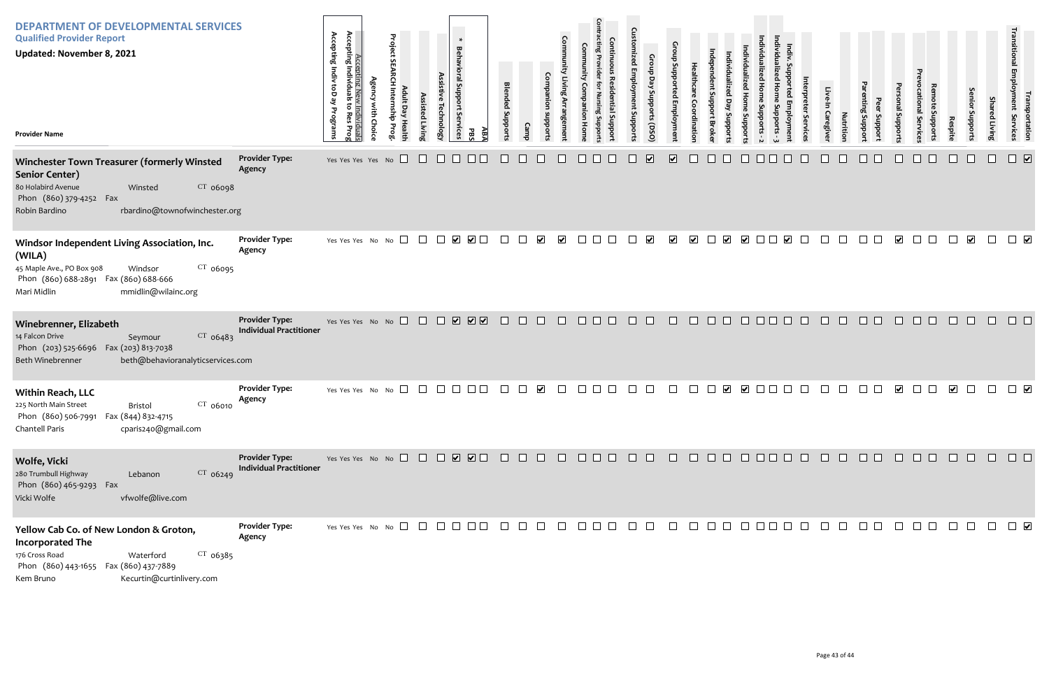# DEPARTMENT OF DEVELOPMENTAL SERVICES

## Qualified Provider Report

**Updated: November 8, 2021**

| Provider Name | Provider Type | Address | Town | State/Zip | Phone | Fax | Contact | Email | Accepting Indiv to Day Programs | Accepting Individuals to Res Prog | Accepting New Individuals | Agency with Choice | Project SEARCH Internship Prog. | Adult Day Health | Assisted Living | Assistive Technology | * Behavioral Support Services | PBS | ABA | Blended Supports | Camp | Companion supports | Community Living Arrangement | Community Companion Home | Contracting Provider for Nursing Supports | Continuous Residential Support | Customized Employment Supports | Group Day Supports (DSO) | Group Supported Employment | Healthcare Coordination | Independent Support Broker | Individualized Day Supports | Individualized Home Supports | Individualized Home Supports - 2 | Individualized Home Supports - 3 | Indiv. Supported Employment | Interpreter Services | Live-In Caregiver | Nutrition | Parenting Support | Peer Support | Personal Supports | Prevocational Services | Remote Supports | Respite | Senior Supports | Shared Living | Transitional Employment Services | Transportation |
|---|---|---|---|---|---|---|---|---|---|---|---|---|---|---|---|---|---|---|---|---|---|---|---|---|---|---|---|---|---|---|---|---|---|---|---|---|---|---|---|---|---|---|---|---|---|---|---|---|---|
| **Winchester Town Treasurer (formerly Winsted Senior Center)** | Agency | 80 Holabird Avenue | Winsted | CT 06098 | (860) 379-4252 | | Robin Bardino | rbardino@townofwinchester.org | Yes | Yes | Yes | Yes | No | ☐ | ☐ | ☐ | ☐ | ☐ | ☐ | ☐ | ☐ | ☐ | ☐ | ☐ | ☐ | ☐ | ☐ | ☑ | ☑ | ☐ | ☐ | ☐ | ☐ | ☐ | ☐ | ☐ | ☐ | ☐ | ☐ | ☐ | ☐ | ☐ | ☐ | ☐ | ☐ | ☐ | ☐ | ☐ | ☑ |
| **Windsor Independent Living Association, Inc. (WILA)** | Agency | 45 Maple Ave., PO Box 908 | Windsor | CT 06095 | (860) 688-2891 | (860) 688-666 | Mari Midlin | mmidlin@wilainc.org | Yes | Yes | Yes | No | No | ☐ | ☐ | ☐ | ☑ | ☑ | ☐ | ☐ | ☐ | ☑ | ☑ | ☐ | ☐ | ☐ | ☐ | ☑ | ☑ | ☑ | ☐ | ☑ | ☑ | ☐ | ☐ | ☑ | ☐ | ☐ | ☐ | ☐ | ☐ | ☑ | ☐ | ☐ | ☐ | ☑ | ☐ | ☐ | ☑ |
| **Winebrenner, Elizabeth** | Individual Practitioner | 14 Falcon Drive | Seymour | CT 06483 | (203) 525-6696 | (203) 813-7038 | Beth Winebrenner | beth@behavioranalyticservices.com | Yes | Yes | Yes | No | No | ☐ | ☐ | ☐ | ☑ | ☑ | ☑ | ☐ | ☐ | ☐ | ☐ | ☐ | ☐ | ☐ | ☐ | ☐ | ☐ | ☐ | ☐ | ☐ | ☐ | ☐ | ☐ | ☐ | ☐ | ☐ | ☐ | ☐ | ☐ | ☐ | ☐ | ☐ | ☐ | ☐ | ☐ | ☐ | ☐ |
| **Within Reach, LLC** | Agency | 225 North Main Street | Bristol | CT 06010 | (860) 506-7991 | (844) 832-4715 | Chantell Paris | cparis240@gmail.com | Yes | Yes | Yes | No | No | ☐ | ☐ | ☐ | ☐ | ☐ | ☐ | ☐ | ☐ | ☑ | ☐ | ☐ | ☐ | ☐ | ☐ | ☐ | ☐ | ☐ | ☐ | ☑ | ☑ | ☐ | ☐ | ☐ | ☐ | ☐ | ☐ | ☐ | ☐ | ☑ | ☐ | ☐ | ☑ | ☐ | ☐ | ☐ | ☑ |
| **Wolfe, Vicki** | Individual Practitioner | 280 Trumbull Highway | Lebanon | CT 06249 | (860) 465-9293 | | Vicki Wolfe | vfwolfe@live.com | Yes | Yes | Yes | No | No | ☐ | ☐ | ☐ | ☑ | ☑ | ☐ | ☐ | ☐ | ☐ | ☐ | ☐ | ☐ | ☐ | ☐ | ☐ | ☐ | ☐ | ☐ | ☐ | ☐ | ☐ | ☐ | ☐ | ☐ | ☐ | ☐ | ☐ | ☐ | ☐ | ☐ | ☐ | ☐ | ☐ | ☐ | ☐ | ☐ |
| **Yellow Cab Co. of New London & Groton, Incorporated The** | Agency | 176 Cross Road | Waterford | CT 06385 | (860) 443-1655 | (860) 437-7889 | Kem Bruno | Kecurtin@curtinlivery.com | Yes | Yes | Yes | No | No | ☐ | ☐ | ☐ | ☐ | ☐ | ☐ | ☐ | ☐ | ☐ | ☐ | ☐ | ☐ | ☐ | ☐ | ☐ | ☐ | ☐ | ☐ | ☐ | ☐ | ☐ | ☐ | ☐ | ☐ | ☐ | ☐ | ☐ | ☐ | ☐ | ☐ | ☐ | ☐ | ☐ | ☐ | ☐ | ☑ |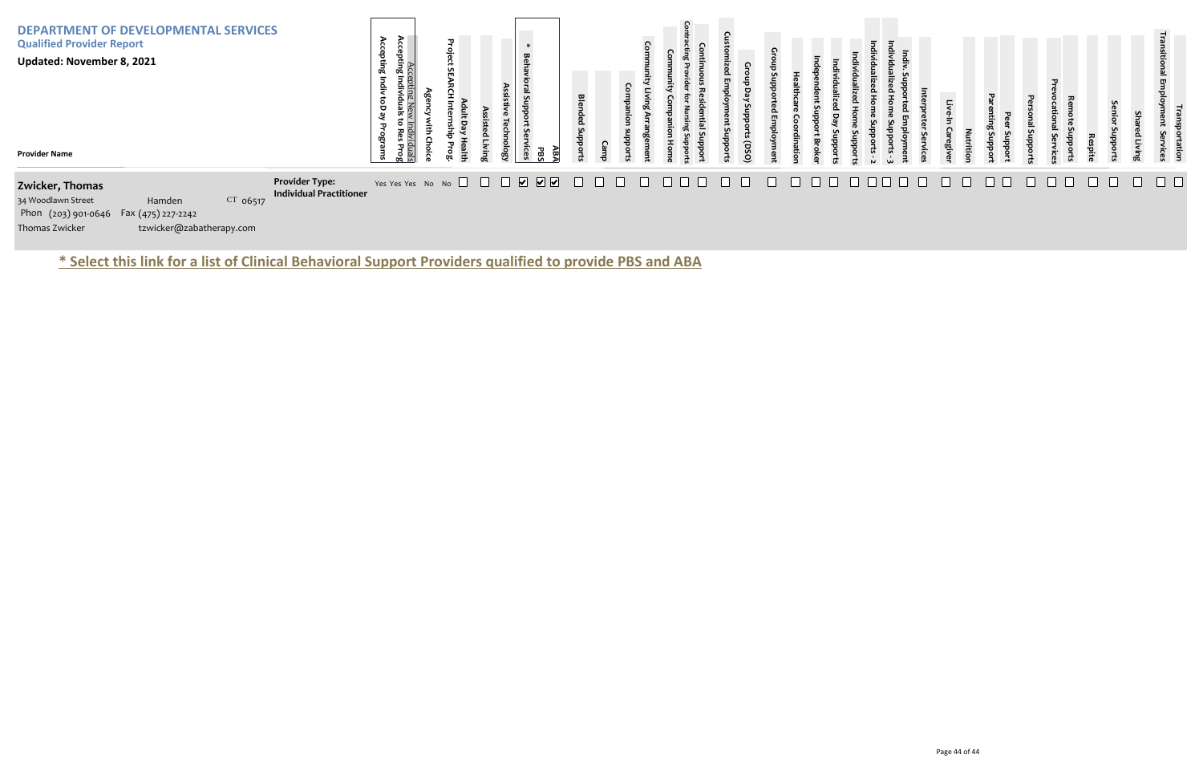# DEPARTMENT OF DEVELOPMENTAL SERVICES

**Qualified Provider Report**

**Updated: November 8, 2021**

| Provider Name | | Accepting Indiv to Day Programs | Accepting Individuals to Res Prog | Accepting New Individuals | Agency with Choice | Project SEARCH Internship Prog. | Adult Day Health | Assisted Living | Assistive Technology | * Behavioral Support Services | PBS | ABA | Blended Supports | Camp | Companion supports | Community Living Arrangement | Community Companion Home | Contracting Provider for Nursing Supports | Continuous Residential Support | Customized Employment Supports | Group Day Supports (DSO) | Group Supported Employment | Healthcare Coordination | Independent Support Broker | Individualized Day Supports | Individualized Home Supports | Individualized Home Supports - 2 | Individualized Home Supports - 3 | Indiv. Supported Employment | Interpreter Services | Live-In Caregiver | Nutrition | Parenting Support | Peer Support | Personal Supports | Prevocational Services | Remote Supports | Respite | Senior Supports | Shared Living | Transitional Employment Services | Transportation |
|---|---|---|---|---|---|---|---|---|---|---|---|---|---|---|---|---|---|---|---|---|---|---|---|---|---|---|---|---|---|---|---|---|---|---|---|---|---|---|---|---|---|---|
| **Zwicker, Thomas**<br>34 Woodlawn Street Hamden CT 06517<br>Phon (203) 901-0646 Fax (475) 227-2242<br>Thomas Zwicker tzwicker@zabatherapy.com | **Provider Type: Individual Practitioner** | Yes | Yes | Yes | No | No | ☐ | ☐ | ☐ | ☑ | ☑ | ☑ | ☐ | ☐ | ☐ | ☐ | ☐ | ☐ | ☐ | ☐ | ☐ | ☐ | ☐ | ☐ | ☐ | ☐ | ☐ | ☐ | ☐ | ☐ | ☐ | ☐ | ☐ | ☐ | ☐ | ☐ | ☐ | ☐ | ☐ | ☐ | ☐ | ☐ |

**\* Select this link for a list of Clinical Behavioral Support Providers qualified to provide PBS and ABA**